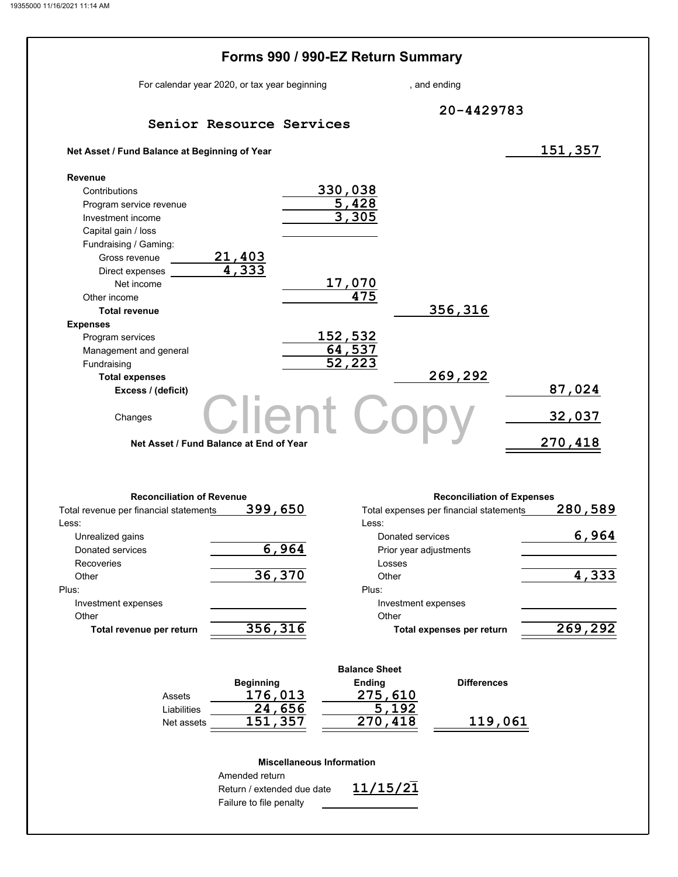# Forms 990 / 990-EZ Return Summary

For calendar year 2020, or tax year beginning , and ending

**Senior Resource Services** — 20-4429783

| | | | |
|---|---|---|---|
| **Net Asset / Fund Balance at Beginning of Year** | | | 151,357 |
| **Revenue** | | | |
| Contributions | 330,038 | | |
| Program service revenue | 5,428 | | |
| Investment income | 3,305 | | |
| Capital gain / loss | | | |
| Fundraising / Gaming: | | | |
| Gross revenue 21,403 | | | |
| Direct expenses 4,333 | | | |
| Net income | 17,070 | | |
| Other income | 475 | | |
| **Total revenue** | | 356,316 | |
| **Expenses** | | | |
| Program services | 152,532 | | |
| Management and general | 64,537 | | |
| Fundraising | 52,223 | | |
| **Total expenses** | | 269,292 | |
| **Excess / (deficit)** | | | 87,024 |
| Changes | | | 32,037 |
| **Net Asset / Fund Balance at End of Year** | | | 270,418 |

Client Copy

### Reconciliation of Revenue

| | |
|---|---|
| Total revenue per financial statements | 399,650 |
| Less: | |
| Unrealized gains | |
| Donated services | 6,964 |
| Recoveries | |
| Other | 36,370 |
| Plus: | |
| Investment expenses | |
| Other | |
| **Total revenue per return** | 356,316 |

### Reconciliation of Expenses

| | |
|---|---|
| Total expenses per financial statements | 280,589 |
| Less: | |
| Donated services | 6,964 |
| Prior year adjustments | |
| Losses | |
| Other | 4,333 |
| Plus: | |
| Investment expenses | |
| Other | |
| **Total expenses per return** | 269,292 |

### Balance Sheet

| | Beginning | Ending | Differences |
|---|---|---|---|
| Assets | 176,013 | 275,610 | |
| Liabilities | 24,656 | 5,192 | |
| Net assets | 151,357 | 270,418 | 119,061 |

### Miscellaneous Information

| | |
|---|---|
| Amended return | |
| Return / extended due date | 11/15/21 |
| Failure to file penalty | |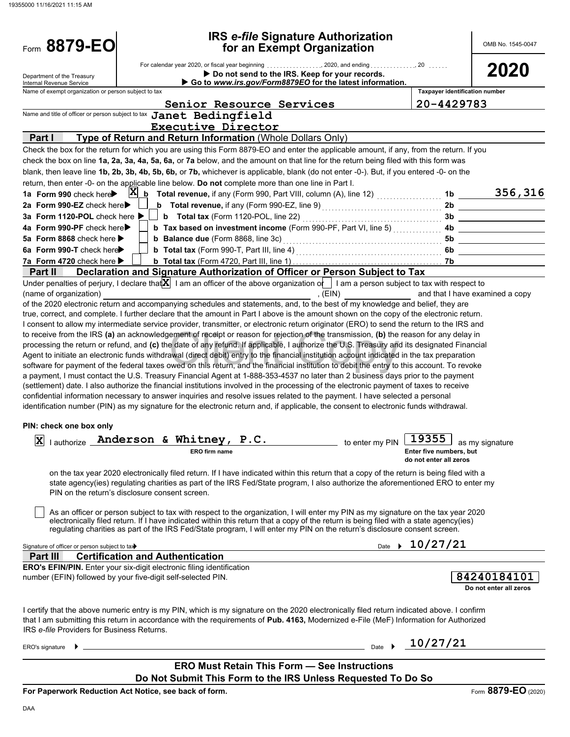# Form 8879-EO

## IRS *e-file* Signature Authorization for an Exempt Organization

OMB No. 1545-0047

**2020**

Department of the Treasury
Internal Revenue Service

For calendar year 2020, or fiscal year beginning ................, 2020, and ending ..............., 20 ......

▶ **Do not send to the IRS. Keep for your records.**

▶ **Go to *www.irs.gov/Form8879EO* for the latest information.**

Name of exempt organization or person subject to tax: Senior Resource Services

Taxpayer identification number: 20-4429783

Name and title of officer or person subject to tax: Janet Bedingfield, Executive Director

### Part I — Type of Return and Return Information (Whole Dollars Only)

Check the box for the return for which you are using this Form 8879-EO and enter the applicable amount, if any, from the return. If you check the box on line **1a, 2a, 3a, 4a, 5a, 6a,** or **7a** below, and the amount on that line for the return being filed with this form was blank, then leave line **1b, 2b, 3b, 4b, 5b, 6b,** or **7b,** whichever is applicable, blank (do not enter -0-). But, if you entered -0- on the return, then enter -0- on the applicable line below. **Do not** complete more than one line in Part I.

| Line | Check | Description | Line | Amount |
|---|---|---|---|---|
| **1a Form 990** check here ▶ | X | **b Total revenue,** if any (Form 990, Part VIII, column (A), line 12) | 1b | 356,316 |
| **2a Form 990-EZ** check here ▶ | | **b Total revenue,** if any (Form 990-EZ, line 9) | 2b | |
| **3a Form 1120-POL** check here ▶ | | **b Total tax** (Form 1120-POL, line 22) | 3b | |
| **4a Form 990-PF** check here ▶ | | **b Tax based on investment income** (Form 990-PF, Part VI, line 5) | 4b | |
| **5a Form 8868** check here ▶ | | **b Balance due** (Form 8868, line 3c) | 5b | |
| **6a Form 990-T** check here ▶ | | **b Total tax** (Form 990-T, Part III, line 4) | 6b | |
| **7a Form 4720** check here ▶ | | **b Total tax** (Form 4720, Part III, line 1) | 7b | |

### Part II — Declaration and Signature Authorization of Officer or Person Subject to Tax

Under penalties of perjury, I declare that [X] I am an officer of the above organization or [ ] I am a person subject to tax with respect to (name of organization) ______________________, (EIN) ____________ and that I have examined a copy of the 2020 electronic return and accompanying schedules and statements, and, to the best of my knowledge and belief, they are true, correct, and complete. I further declare that the amount in Part I above is the amount shown on the copy of the electronic return. I consent to allow my intermediate service provider, transmitter, or electronic return originator (ERO) to send the return to the IRS and to receive from the IRS **(a)** an acknowledgement of receipt or reason for rejection of the transmission, **(b)** the reason for any delay in processing the return or refund, and **(c)** the date of any refund. If applicable, I authorize the U.S. Treasury and its designated Financial Agent to initiate an electronic funds withdrawal (direct debit) entry to the financial institution account indicated in the tax preparation software for payment of the federal taxes owed on this return, and the financial institution to debit the entry to this account. To revoke a payment, I must contact the U.S. Treasury Financial Agent at 1-888-353-4537 no later than 2 business days prior to the payment (settlement) date. I also authorize the financial institutions involved in the processing of the electronic payment of taxes to receive confidential information necessary to answer inquiries and resolve issues related to the payment. I have selected a personal identification number (PIN) as my signature for the electronic return and, if applicable, the consent to electronic funds withdrawal.

**PIN: check one box only**

[X] I authorize **Anderson & Whitney, P.C.** (ERO firm name) to enter my PIN **19355** (Enter five numbers, but do not enter all zeros) as my signature on the tax year 2020 electronically filed return. If I have indicated within this return that a copy of the return is being filed with a state agency(ies) regulating charities as part of the IRS Fed/State program, I also authorize the aforementioned ERO to enter my PIN on the return's disclosure consent screen.

[ ] As an officer or person subject to tax with respect to the organization, I will enter my PIN as my signature on the tax year 2020 electronically filed return. If I have indicated within this return that a copy of the return is being filed with a state agency(ies) regulating charities as part of the IRS Fed/State program, I will enter my PIN on the return's disclosure consent screen.

Signature of officer or person subject to tax ▶ ______________________ Date ▶ 10/27/21

### Part III — Certification and Authentication

**ERO's EFIN/PIN.** Enter your six-digit electronic filing identification number (EFIN) followed by your five-digit self-selected PIN.

**84240184101**
Do not enter all zeros

I certify that the above numeric entry is my PIN, which is my signature on the 2020 electronically filed return indicated above. I confirm that I am submitting this return in accordance with the requirements of **Pub. 4163,** Modernized e-File (MeF) Information for Authorized IRS *e-file* Providers for Business Returns.

ERO's signature ▶ ______________________ Date ▶ 10/27/21

**ERO Must Retain This Form — See Instructions**

**Do Not Submit This Form to the IRS Unless Requested To Do So**

**For Paperwork Reduction Act Notice, see back of form.**

Form **8879-EO** (2020)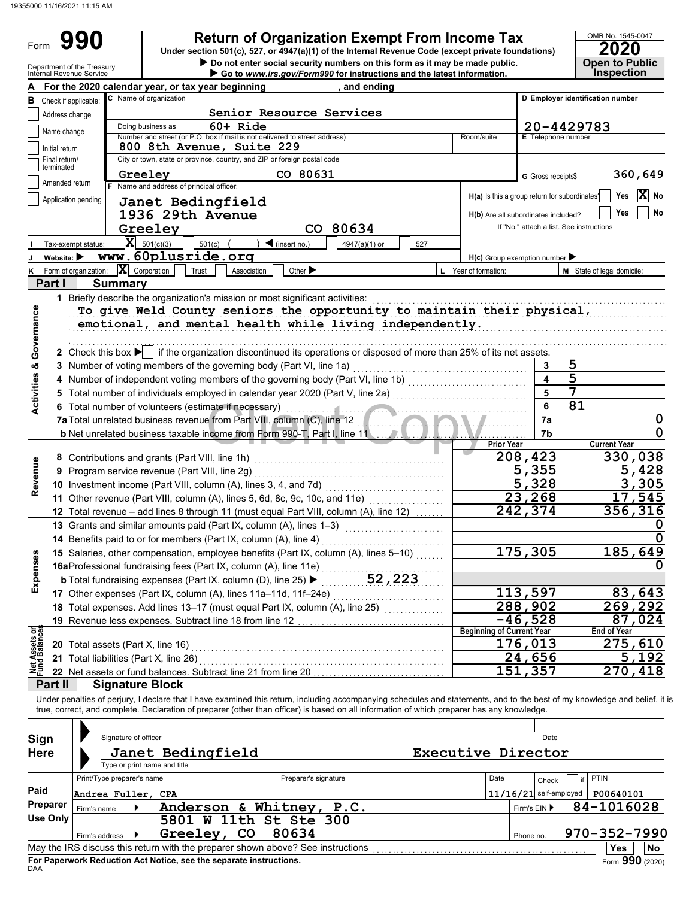19355000 11/16/2021 11:15 AM

# Form 990

## Return of Organization Exempt From Income Tax

Under section 501(c), 527, or 4947(a)(1) of the Internal Revenue Code (except private foundations)

▶ Do not enter social security numbers on this form as it may be made public.

▶ Go to *www.irs.gov/Form990* for instructions and the latest information.

OMB No. 1545-0047

**2020**

**Open to Public Inspection**

Department of the Treasury
Internal Revenue Service

**A** For the 2020 calendar year, or tax year beginning , and ending

**B** Check if applicable:
- Address change
- Name change
- Initial return
- Final return/terminated
- Amended return
- Application pending

**C** Name of organization: Senior Resource Services

Doing business as: 60+ Ride

Number and street (or P.O. box if mail is not delivered to street address): 800 8th Avenue, Suite 229 — Room/suite

City or town, state or province, country, and ZIP or foreign postal code: Greeley CO 80631

**D** Employer identification number: 20-4429783

**E** Telephone number

**G** Gross receipts $ 360,649

**F** Name and address of principal officer:
Janet Bedingfield
1936 29th Avenue
Greeley CO 80634

**H(a)** Is this a group return for subordinates? Yes [ ] No [X]

**H(b)** Are all subordinates included? Yes [ ] No [ ]
If "No," attach a list. See instructions

**I** Tax-exempt status: [X] 501(c)(3) [ ] 501(c) ( ) ◀ (insert no.) [ ] 4947(a)(1) or [ ] 527

**J** Website: ▶ www.60plusride.org

**H(c)** Group exemption number ▶

**K** Form of organization: [X] Corporation [ ] Trust [ ] Association [ ] Other ▶

**L** Year of formation:

**M** State of legal domicile:

## Part I Summary

**Activities & Governance**

1 Briefly describe the organization's mission or most significant activities:
To give Weld County seniors the opportunity to maintain their physical, emotional, and mental health while living independently.

2 Check this box ▶ [ ] if the organization discontinued its operations or disposed of more than 25% of its net assets.

| | | |
|---|---|---|
| 3 Number of voting members of the governing body (Part VI, line 1a) | 3 | 5 |
| 4 Number of independent voting members of the governing body (Part VI, line 1b) | 4 | 5 |
| 5 Total number of individuals employed in calendar year 2020 (Part V, line 2a) | 5 | 7 |
| 6 Total number of volunteers (estimate if necessary) | 6 | 81 |
| 7a Total unrelated business revenue from Part VIII, column (C), line 12 | 7a | 0 |
| b Net unrelated business taxable income from Form 990-T, Part I, line 11 | 7b | 0 |

| | Prior Year | Current Year |
|---|---|---|
| **Revenue** | | |
| 8 Contributions and grants (Part VIII, line 1h) | 208,423 | 330,038 |
| 9 Program service revenue (Part VIII, line 2g) | 5,355 | 5,428 |
| 10 Investment income (Part VIII, column (A), lines 3, 4, and 7d) | 5,328 | 3,305 |
| 11 Other revenue (Part VIII, column (A), lines 5, 6d, 8c, 9c, 10c, and 11e) | 23,268 | 17,545 |
| 12 Total revenue – add lines 8 through 11 (must equal Part VIII, column (A), line 12) | 242,374 | 356,316 |
| **Expenses** | | |
| 13 Grants and similar amounts paid (Part IX, column (A), lines 1–3) | | 0 |
| 14 Benefits paid to or for members (Part IX, column (A), line 4) | | 0 |
| 15 Salaries, other compensation, employee benefits (Part IX, column (A), lines 5–10) | 175,305 | 185,649 |
| 16a Professional fundraising fees (Part IX, column (A), line 11e) | | 0 |
| b Total fundraising expenses (Part IX, column (D), line 25) ▶ 52,223 | | |
| 17 Other expenses (Part IX, column (A), lines 11a–11d, 11f–24e) | 113,597 | 83,643 |
| 18 Total expenses. Add lines 13–17 (must equal Part IX, column (A), line 25) | 288,902 | 269,292 |
| 19 Revenue less expenses. Subtract line 18 from line 12 | -46,528 | 87,024 |

| **Net Assets or Fund Balances** | Beginning of Current Year | End of Year |
|---|---|---|
| 20 Total assets (Part X, line 16) | 176,013 | 275,610 |
| 21 Total liabilities (Part X, line 26) | 24,656 | 5,192 |
| 22 Net assets or fund balances. Subtract line 21 from line 20 | 151,357 | 270,418 |

## Part II Signature Block

Under penalties of perjury, I declare that I have examined this return, including accompanying schedules and statements, and to the best of my knowledge and belief, it is true, correct, and complete. Declaration of preparer (other than officer) is based on all information of which preparer has any knowledge.

**Sign Here**

Signature of officer — Date

Janet Bedingfield — Executive Director
Type or print name and title

**Paid Preparer Use Only**

| Print/Type preparer's name | Preparer's signature | Date | Check [ ] if self-employed | PTIN |
|---|---|---|---|---|
| Andrea Fuller, CPA | | 11/16/21 | | P00640101 |

Firm's name ▶ Anderson & Whitney, P.C. — Firm's EIN ▶ 84-1016028

Firm's address ▶ 5801 W 11th St Ste 300, Greeley, CO 80634 — Phone no. 970-352-7990

May the IRS discuss this return with the preparer shown above? See instructions [ ] Yes [ ] No

**For Paperwork Reduction Act Notice, see the separate instructions.**

DAA

Form **990** (2020)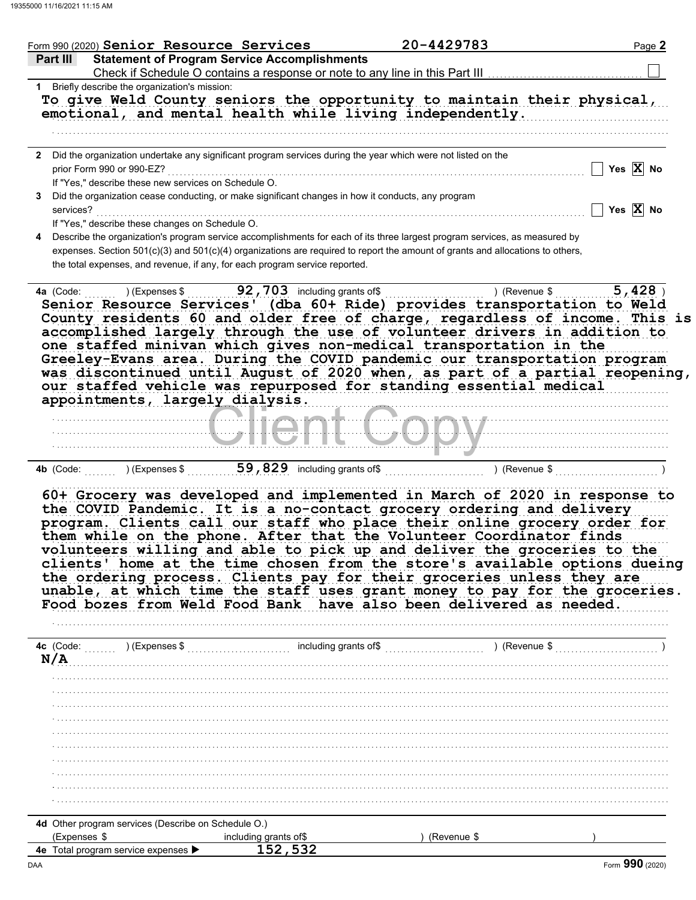Form 990 (2020) **Senior Resource Services** **20-4429783** Page **2**

## Part III Statement of Program Service Accomplishments

Check if Schedule O contains a response or note to any line in this Part III ☐

**1** Briefly describe the organization's mission:

To give Weld County seniors the opportunity to maintain their physical, emotional, and mental health while living independently.

**2** Did the organization undertake any significant program services during the year which were not listed on the prior Form 990 or 990-EZ? ☐ Yes ☒ No

If "Yes," describe these new services on Schedule O.

**3** Did the organization cease conducting, or make significant changes in how it conducts, any program services? ☐ Yes ☒ No

If "Yes," describe these changes on Schedule O.

**4** Describe the organization's program service accomplishments for each of its three largest program services, as measured by expenses. Section 501(c)(3) and 501(c)(4) organizations are required to report the amount of grants and allocations to others, the total expenses, and revenue, if any, for each program service reported.

**4a** (Code: ) (Expenses $ 92,703 including grants of$ ) (Revenue $ 5,428 )

Senior Resource Services' (dba 60+ Ride) provides transportation to Weld County residents 60 and older free of charge, regardless of income. This is accomplished largely through the use of volunteer drivers in addition to one staffed minivan which gives non-medical transportation in the Greeley-Evans area. During the COVID pandemic our transportation program was discontinued until August of 2020 when, as part of a partial reopening, our staffed vehicle was repurposed for standing essential medical appointments, largely dialysis.

**4b** (Code: ) (Expenses $ 59,829 including grants of$ ) (Revenue $ )

60+ Grocery was developed and implemented in March of 2020 in response to the COVID Pandemic. It is a no-contact grocery ordering and delivery program. Clients call our staff who place their online grocery order for them while on the phone. After that the Volunteer Coordinator finds volunteers willing and able to pick up and deliver the groceries to the clients' home at the time chosen from the store's available options dueing the ordering process. Clients pay for their groceries unless they are unable, at which time the staff uses grant money to pay for the groceries. Food bozes from Weld Food Bank have also been delivered as needed.

**4c** (Code: ) (Expenses $ including grants of$ ) (Revenue $ )

N/A

**4d** Other program services (Describe on Schedule O.)

(Expenses $ including grants of$ ) (Revenue $ )

**4e** Total program service expenses ▶ 152,532

Form **990** (2020)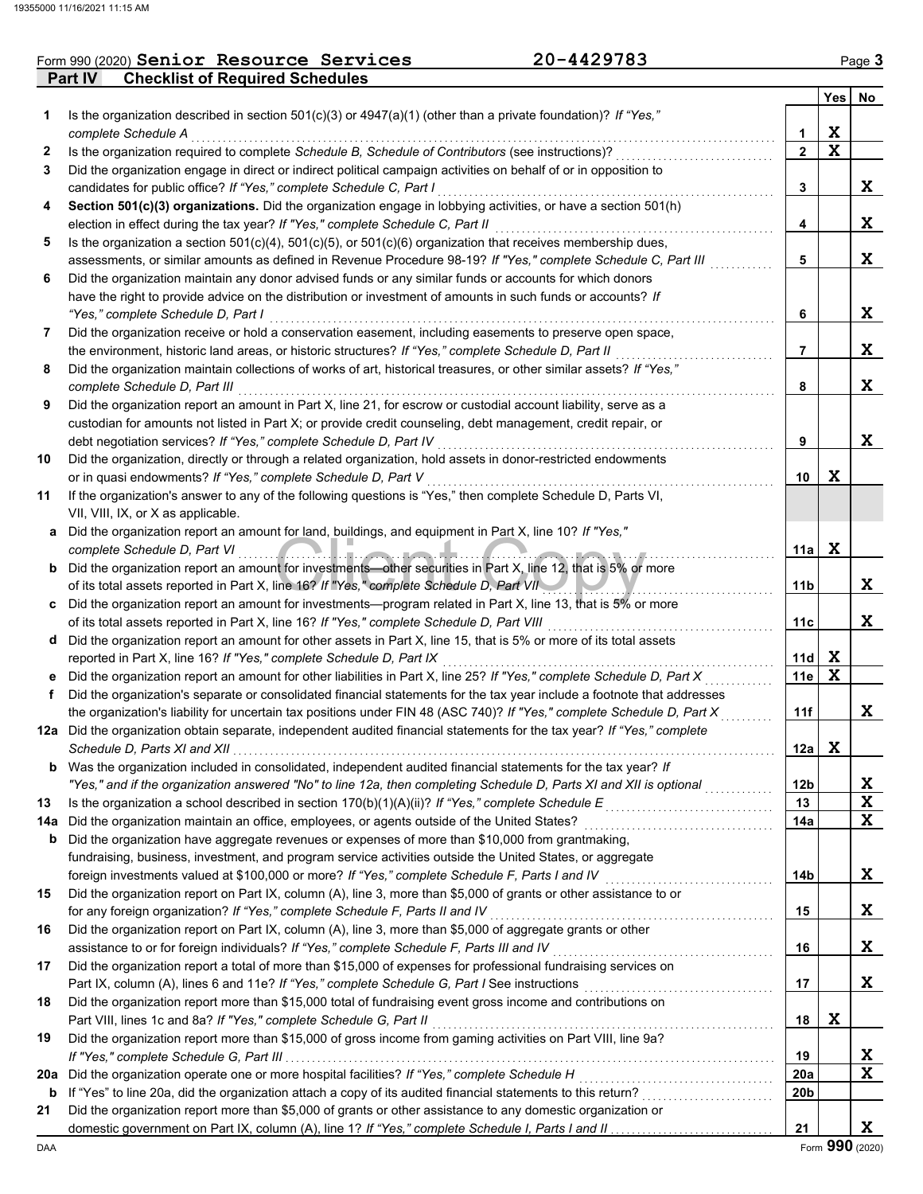Form 990 (2020) **Senior Resource Services** **20-4429783** Page 3

## Part IV Checklist of Required Schedules

| | | | Yes | No |
|---|---|---|---|---|
| **1** | Is the organization described in section 501(c)(3) or 4947(a)(1) (other than a private foundation)? *If "Yes," complete Schedule A* | 1 | X | |
| **2** | Is the organization required to complete *Schedule B, Schedule of Contributors* (see instructions)? | 2 | X | |
| **3** | Did the organization engage in direct or indirect political campaign activities on behalf of or in opposition to candidates for public office? *If "Yes," complete Schedule C, Part I* | 3 | | X |
| **4** | **Section 501(c)(3) organizations.** Did the organization engage in lobbying activities, or have a section 501(h) election in effect during the tax year? *If "Yes," complete Schedule C, Part II* | 4 | | X |
| **5** | Is the organization a section 501(c)(4), 501(c)(5), or 501(c)(6) organization that receives membership dues, assessments, or similar amounts as defined in Revenue Procedure 98-19? *If "Yes," complete Schedule C, Part III* | 5 | | X |
| **6** | Did the organization maintain any donor advised funds or any similar funds or accounts for which donors have the right to provide advice on the distribution or investment of amounts in such funds or accounts? *If "Yes," complete Schedule D, Part I* | 6 | | X |
| **7** | Did the organization receive or hold a conservation easement, including easements to preserve open space, the environment, historic land areas, or historic structures? *If "Yes," complete Schedule D, Part II* | 7 | | X |
| **8** | Did the organization maintain collections of works of art, historical treasures, or other similar assets? *If "Yes," complete Schedule D, Part III* | 8 | | X |
| **9** | Did the organization report an amount in Part X, line 21, for escrow or custodial account liability, serve as a custodian for amounts not listed in Part X; or provide credit counseling, debt management, credit repair, or debt negotiation services? *If "Yes," complete Schedule D, Part IV* | 9 | | X |
| **10** | Did the organization, directly or through a related organization, hold assets in donor-restricted endowments or in quasi endowments? *If "Yes," complete Schedule D, Part V* | 10 | X | |
| **11** | If the organization's answer to any of the following questions is "Yes," then complete Schedule D, Parts VI, VII, VIII, IX, or X as applicable. | | | |
| **a** | Did the organization report an amount for land, buildings, and equipment in Part X, line 10? *If "Yes," complete Schedule D, Part VI* | 11a | X | |
| **b** | Did the organization report an amount for investments—other securities in Part X, line 12, that is 5% or more of its total assets reported in Part X, line 16? *If "Yes," complete Schedule D, Part VII* | 11b | | X |
| **c** | Did the organization report an amount for investments—program related in Part X, line 13, that is 5% or more of its total assets reported in Part X, line 16? *If "Yes," complete Schedule D, Part VIII* | 11c | | X |
| **d** | Did the organization report an amount for other assets in Part X, line 15, that is 5% or more of its total assets reported in Part X, line 16? *If "Yes," complete Schedule D, Part IX* | 11d | X | |
| **e** | Did the organization report an amount for other liabilities in Part X, line 25? *If "Yes," complete Schedule D, Part X* | 11e | X | |
| **f** | Did the organization's separate or consolidated financial statements for the tax year include a footnote that addresses the organization's liability for uncertain tax positions under FIN 48 (ASC 740)? *If "Yes," complete Schedule D, Part X* | 11f | | X |
| **12a** | Did the organization obtain separate, independent audited financial statements for the tax year? *If "Yes," complete Schedule D, Parts XI and XII* | 12a | X | |
| **b** | Was the organization included in consolidated, independent audited financial statements for the tax year? *If "Yes," and if the organization answered "No" to line 12a, then completing Schedule D, Parts XI and XII is optional* | 12b | | X |
| **13** | Is the organization a school described in section 170(b)(1)(A)(ii)? *If "Yes," complete Schedule E* | 13 | | X |
| **14a** | Did the organization maintain an office, employees, or agents outside of the United States? | 14a | | X |
| **b** | Did the organization have aggregate revenues or expenses of more than $10,000 from grantmaking, fundraising, business, investment, and program service activities outside the United States, or aggregate foreign investments valued at $100,000 or more? *If "Yes," complete Schedule F, Parts I and IV* | 14b | | X |
| **15** | Did the organization report on Part IX, column (A), line 3, more than $5,000 of grants or other assistance to or for any foreign organization? *If "Yes," complete Schedule F, Parts II and IV* | 15 | | X |
| **16** | Did the organization report on Part IX, column (A), line 3, more than $5,000 of aggregate grants or other assistance to or for foreign individuals? *If "Yes," complete Schedule F, Parts III and IV* | 16 | | X |
| **17** | Did the organization report a total of more than $15,000 of expenses for professional fundraising services on Part IX, column (A), lines 6 and 11e? *If "Yes," complete Schedule G, Part I* See instructions | 17 | | X |
| **18** | Did the organization report more than $15,000 total of fundraising event gross income and contributions on Part VIII, lines 1c and 8a? *If "Yes," complete Schedule G, Part II* | 18 | X | |
| **19** | Did the organization report more than $15,000 of gross income from gaming activities on Part VIII, line 9a? *If "Yes," complete Schedule G, Part III* | 19 | | X |
| **20a** | Did the organization operate one or more hospital facilities? *If "Yes," complete Schedule H* | 20a | | X |
| **b** | If "Yes" to line 20a, did the organization attach a copy of its audited financial statements to this return? | 20b | | |
| **21** | Did the organization report more than $5,000 of grants or other assistance to any domestic organization or domestic government on Part IX, column (A), line 1? *If "Yes," complete Schedule I, Parts I and II* | 21 | | X |

DAA Form **990** (2020)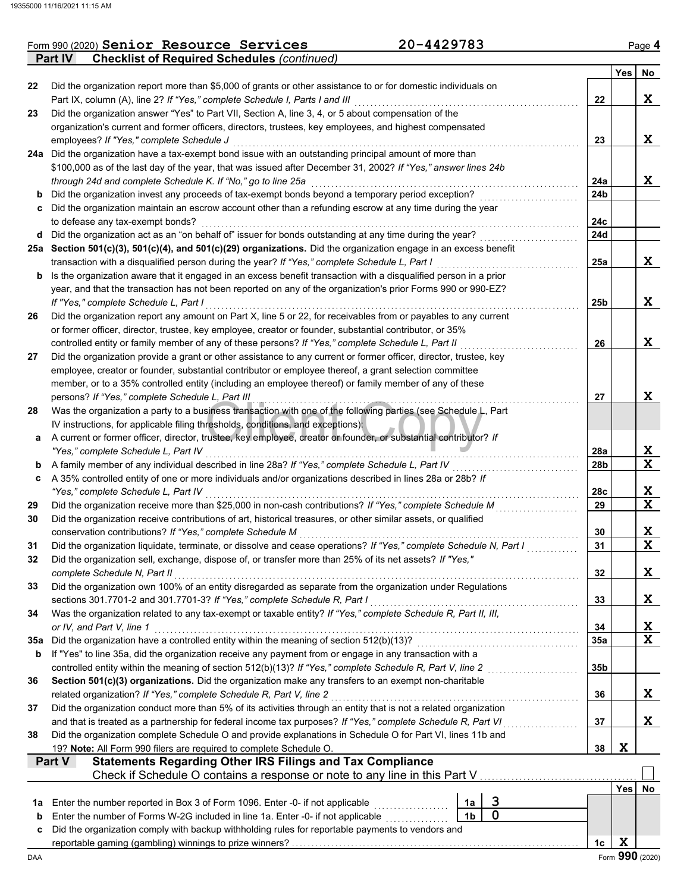Form 990 (2020) **Senior Resource Services** **20-4429783** Page 4

## Part IV Checklist of Required Schedules *(continued)*

| | | | Yes | No |
|---|---|---|---|---|
| 22 | Did the organization report more than $5,000 of grants or other assistance to or for domestic individuals on Part IX, column (A), line 2? *If "Yes," complete Schedule I, Parts I and III* | 22 | | X |
| 23 | Did the organization answer "Yes" to Part VII, Section A, line 3, 4, or 5 about compensation of the organization's current and former officers, directors, trustees, key employees, and highest compensated employees? *If "Yes," complete Schedule J* | 23 | | X |
| 24a | Did the organization have a tax-exempt bond issue with an outstanding principal amount of more than $100,000 as of the last day of the year, that was issued after December 31, 2002? *If "Yes," answer lines 24b through 24d and complete Schedule K. If "No," go to line 25a* | 24a | | X |
| b | Did the organization invest any proceeds of tax-exempt bonds beyond a temporary period exception? | 24b | | |
| c | Did the organization maintain an escrow account other than a refunding escrow at any time during the year to defease any tax-exempt bonds? | 24c | | |
| d | Did the organization act as an "on behalf of" issuer for bonds outstanding at any time during the year? | 24d | | |
| 25a | **Section 501(c)(3), 501(c)(4), and 501(c)(29) organizations.** Did the organization engage in an excess benefit transaction with a disqualified person during the year? *If "Yes," complete Schedule L, Part I* | 25a | | X |
| b | Is the organization aware that it engaged in an excess benefit transaction with a disqualified person in a prior year, and that the transaction has not been reported on any of the organization's prior Forms 990 or 990-EZ? *If "Yes," complete Schedule L, Part I* | 25b | | X |
| 26 | Did the organization report any amount on Part X, line 5 or 22, for receivables from or payables to any current or former officer, director, trustee, key employee, creator or founder, substantial contributor, or 35% controlled entity or family member of any of these persons? *If "Yes," complete Schedule L, Part II* | 26 | | X |
| 27 | Did the organization provide a grant or other assistance to any current or former officer, director, trustee, key employee, creator or founder, substantial contributor or employee thereof, a grant selection committee member, or to a 35% controlled entity (including an employee thereof) or family member of any of these persons? *If "Yes," complete Schedule L, Part III* | 27 | | X |
| 28 | Was the organization a party to a business transaction with one of the following parties (see Schedule L, Part IV instructions, for applicable filing thresholds, conditions, and exceptions): | | | |
| a | A current or former officer, director, trustee, key employee, creator or founder, or substantial contributor? *If "Yes," complete Schedule L, Part IV* | 28a | | X |
| b | A family member of any individual described in line 28a? *If "Yes," complete Schedule L, Part IV* | 28b | | X |
| c | A 35% controlled entity of one or more individuals and/or organizations described in lines 28a or 28b? *If "Yes," complete Schedule L, Part IV* | 28c | | X |
| 29 | Did the organization receive more than $25,000 in non-cash contributions? *If "Yes," complete Schedule M* | 29 | | X |
| 30 | Did the organization receive contributions of art, historical treasures, or other similar assets, or qualified conservation contributions? *If "Yes," complete Schedule M* | 30 | | X |
| 31 | Did the organization liquidate, terminate, or dissolve and cease operations? *If "Yes," complete Schedule N, Part I* | 31 | | X |
| 32 | Did the organization sell, exchange, dispose of, or transfer more than 25% of its net assets? *If "Yes," complete Schedule N, Part II* | 32 | | X |
| 33 | Did the organization own 100% of an entity disregarded as separate from the organization under Regulations sections 301.7701-2 and 301.7701-3? *If "Yes," complete Schedule R, Part I* | 33 | | X |
| 34 | Was the organization related to any tax-exempt or taxable entity? *If "Yes," complete Schedule R, Part II, III, or IV, and Part V, line 1* | 34 | | X |
| 35a | Did the organization have a controlled entity within the meaning of section 512(b)(13)? | 35a | | X |
| b | If "Yes" to line 35a, did the organization receive any payment from or engage in any transaction with a controlled entity within the meaning of section 512(b)(13)? *If "Yes," complete Schedule R, Part V, line 2* | 35b | | |
| 36 | **Section 501(c)(3) organizations.** Did the organization make any transfers to an exempt non-charitable related organization? *If "Yes," complete Schedule R, Part V, line 2* | 36 | | X |
| 37 | Did the organization conduct more than 5% of its activities through an entity that is not a related organization and that is treated as a partnership for federal income tax purposes? *If "Yes," complete Schedule R, Part VI* | 37 | | X |
| 38 | Did the organization complete Schedule O and provide explanations in Schedule O for Part VI, lines 11b and 19? **Note:** All Form 990 filers are required to complete Schedule O. | 38 | X | |

## Part V Statements Regarding Other IRS Filings and Tax Compliance

Check if Schedule O contains a response or note to any line in this Part V ☐

| | | | | | Yes | No |
|---|---|---|---|---|---|---|
| 1a | Enter the number reported in Box 3 of Form 1096. Enter -0- if not applicable | 1a | 3 | | | |
| b | Enter the number of Forms W-2G included in line 1a. Enter -0- if not applicable | 1b | 0 | | | |
| c | Did the organization comply with backup withholding rules for reportable payments to vendors and reportable gaming (gambling) winnings to prize winners? | | | 1c | X | |

Form **990** (2020)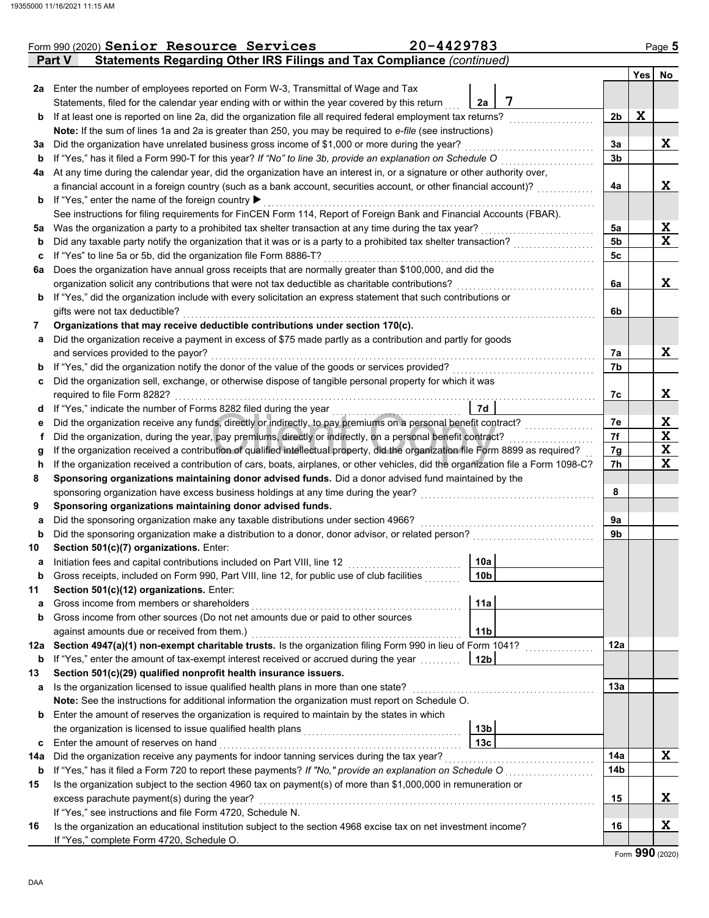Form 990 (2020) **Senior Resource Services** **20-4429783** Page **5**

## Part V Statements Regarding Other IRS Filings and Tax Compliance *(continued)*

| | | | | Yes | No |
|---|---|---|---|---|---|
| **2a** | Enter the number of employees reported on Form W-3, Transmittal of Wage and Tax Statements, filed for the calendar year ending with or within the year covered by this return | 2a: **7** | | | |
| **b** | If at least one is reported on line 2a, did the organization file all required federal employment tax returns? | | 2b | X | |
| | **Note:** If the sum of lines 1a and 2a is greater than 250, you may be required to *e-file* (see instructions) | | | | |
| **3a** | Did the organization have unrelated business gross income of $1,000 or more during the year? | | 3a | | X |
| **b** | If "Yes," has it filed a Form 990-T for this year? *If "No" to line 3b, provide an explanation on Schedule O* | | 3b | | |
| **4a** | At any time during the calendar year, did the organization have an interest in, or a signature or other authority over, a financial account in a foreign country (such as a bank account, securities account, or other financial account)? | | 4a | | X |
| **b** | If "Yes," enter the name of the foreign country ▶ | | | | |
| | See instructions for filing requirements for FinCEN Form 114, Report of Foreign Bank and Financial Accounts (FBAR). | | | | |
| **5a** | Was the organization a party to a prohibited tax shelter transaction at any time during the tax year? | | 5a | | X |
| **b** | Did any taxable party notify the organization that it was or is a party to a prohibited tax shelter transaction? | | 5b | | X |
| **c** | If "Yes" to line 5a or 5b, did the organization file Form 8886-T? | | 5c | | |
| **6a** | Does the organization have annual gross receipts that are normally greater than $100,000, and did the organization solicit any contributions that were not tax deductible as charitable contributions? | | 6a | | X |
| **b** | If "Yes," did the organization include with every solicitation an express statement that such contributions or gifts were not tax deductible? | | 6b | | |
| **7** | **Organizations that may receive deductible contributions under section 170(c).** | | | | |
| **a** | Did the organization receive a payment in excess of $75 made partly as a contribution and partly for goods and services provided to the payor? | | 7a | | X |
| **b** | If "Yes," did the organization notify the donor of the value of the goods or services provided? | | 7b | | |
| **c** | Did the organization sell, exchange, or otherwise dispose of tangible personal property for which it was required to file Form 8282? | | 7c | | X |
| **d** | If "Yes," indicate the number of Forms 8282 filed during the year | 7d | | | |
| **e** | Did the organization receive any funds, directly or indirectly, to pay premiums on a personal benefit contract? | | 7e | | X |
| **f** | Did the organization, during the year, pay premiums, directly or indirectly, on a personal benefit contract? | | 7f | | X |
| **g** | If the organization received a contribution of qualified intellectual property, did the organization file Form 8899 as required? | | 7g | | X |
| **h** | If the organization received a contribution of cars, boats, airplanes, or other vehicles, did the organization file a Form 1098-C? | | 7h | | X |
| **8** | **Sponsoring organizations maintaining donor advised funds.** Did a donor advised fund maintained by the sponsoring organization have excess business holdings at any time during the year? | | 8 | | |
| **9** | **Sponsoring organizations maintaining donor advised funds.** | | | | |
| **a** | Did the sponsoring organization make any taxable distributions under section 4966? | | 9a | | |
| **b** | Did the sponsoring organization make a distribution to a donor, donor advisor, or related person? | | 9b | | |
| **10** | **Section 501(c)(7) organizations.** Enter: | | | | |
| **a** | Initiation fees and capital contributions included on Part VIII, line 12 | 10a | | | |
| **b** | Gross receipts, included on Form 990, Part VIII, line 12, for public use of club facilities | 10b | | | |
| **11** | **Section 501(c)(12) organizations.** Enter: | | | | |
| **a** | Gross income from members or shareholders | 11a | | | |
| **b** | Gross income from other sources (Do not net amounts due or paid to other sources against amounts due or received from them.) | 11b | | | |
| **12a** | **Section 4947(a)(1) non-exempt charitable trusts.** Is the organization filing Form 990 in lieu of Form 1041? | | 12a | | |
| **b** | If "Yes," enter the amount of tax-exempt interest received or accrued during the year | 12b | | | |
| **13** | **Section 501(c)(29) qualified nonprofit health insurance issuers.** | | | | |
| **a** | Is the organization licensed to issue qualified health plans in more than one state? | | 13a | | |
| | **Note:** See the instructions for additional information the organization must report on Schedule O. | | | | |
| **b** | Enter the amount of reserves the organization is required to maintain by the states in which the organization is licensed to issue qualified health plans | 13b | | | |
| **c** | Enter the amount of reserves on hand | 13c | | | |
| **14a** | Did the organization receive any payments for indoor tanning services during the tax year? | | 14a | | X |
| **b** | If "Yes," has it filed a Form 720 to report these payments? *If "No," provide an explanation on Schedule O* | | 14b | | |
| **15** | Is the organization subject to the section 4960 tax on payment(s) of more than $1,000,000 in remuneration or excess parachute payment(s) during the year? | | 15 | | X |
| | If "Yes," see instructions and file Form 4720, Schedule N. | | | | |
| **16** | Is the organization an educational institution subject to the section 4968 excise tax on net investment income? | | 16 | | X |
| | If "Yes," complete Form 4720, Schedule O. | | | | |

Form **990** (2020)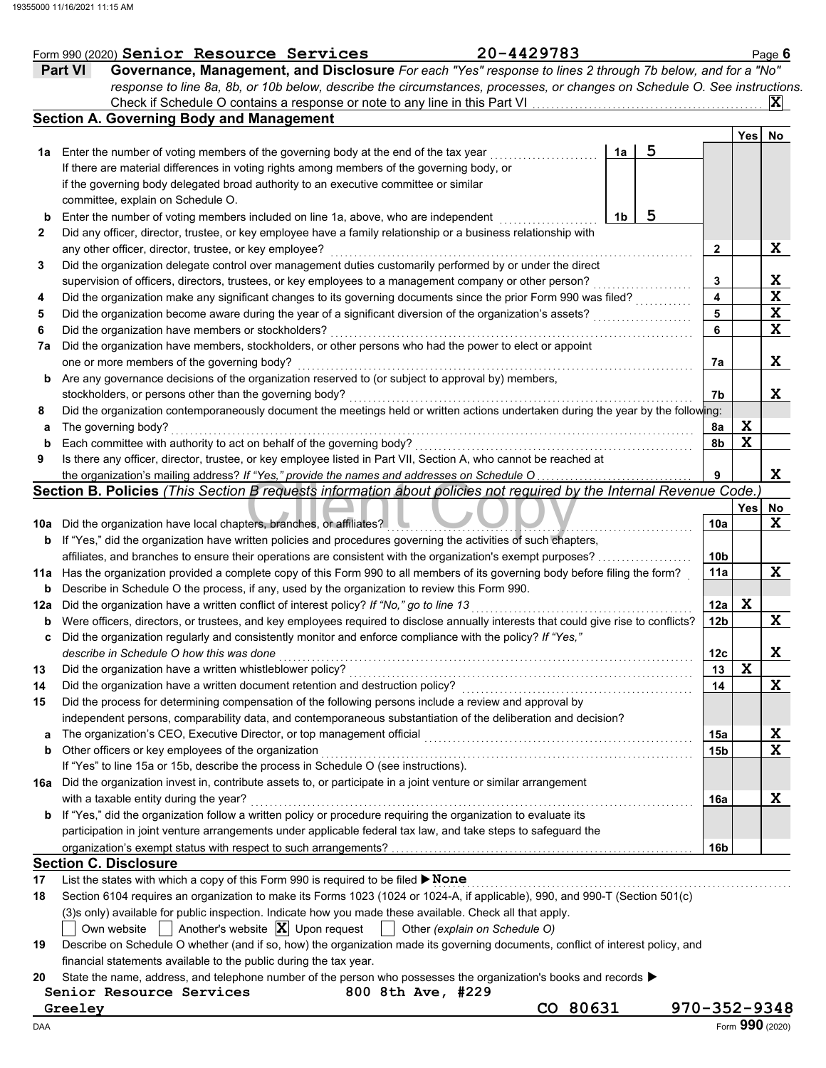Form 990 (2020) **Senior Resource Services** **20-4429783** Page **6**

## Part VI Governance, Management, and Disclosure

*For each "Yes" response to lines 2 through 7b below, and for a "No" response to line 8a, 8b, or 10b below, describe the circumstances, processes, or changes on Schedule O. See instructions.*

Check if Schedule O contains a response or note to any line in this Part VI .......... **X**

### Section A. Governing Body and Management

| | | | | Line | Yes | No |
|---|---|---|---|---|---|---|
| **1a** | Enter the number of voting members of the governing body at the end of the tax year | 1a | 5 | | | |
| | If there are material differences in voting rights among members of the governing body, or if the governing body delegated broad authority to an executive committee or similar committee, explain on Schedule O. | | | | | |
| **b** | Enter the number of voting members included on line 1a, above, who are independent | 1b | 5 | | | |
| **2** | Did any officer, director, trustee, or key employee have a family relationship or a business relationship with any other officer, director, trustee, or key employee? | | | 2 | | X |
| **3** | Did the organization delegate control over management duties customarily performed by or under the direct supervision of officers, directors, trustees, or key employees to a management company or other person? | | | 3 | | X |
| **4** | Did the organization make any significant changes to its governing documents since the prior Form 990 was filed? | | | 4 | | X |
| **5** | Did the organization become aware during the year of a significant diversion of the organization's assets? | | | 5 | | X |
| **6** | Did the organization have members or stockholders? | | | 6 | | X |
| **7a** | Did the organization have members, stockholders, or other persons who had the power to elect or appoint one or more members of the governing body? | | | 7a | | X |
| **b** | Are any governance decisions of the organization reserved to (or subject to approval by) members, stockholders, or persons other than the governing body? | | | 7b | | X |
| **8** | Did the organization contemporaneously document the meetings held or written actions undertaken during the year by the following: | | | | | |
| **a** | The governing body? | | | 8a | X | |
| **b** | Each committee with authority to act on behalf of the governing body? | | | 8b | X | |
| **9** | Is there any officer, director, trustee, or key employee listed in Part VII, Section A, who cannot be reached at the organization's mailing address? *If "Yes," provide the names and addresses on Schedule O* | | | 9 | | X |

### Section B. Policies *(This Section B requests information about policies not required by the Internal Revenue Code.)*

| | | Line | Yes | No |
|---|---|---|---|---|
| **10a** | Did the organization have local chapters, branches, or affiliates? | 10a | | X |
| **b** | If "Yes," did the organization have written policies and procedures governing the activities of such chapters, affiliates, and branches to ensure their operations are consistent with the organization's exempt purposes? | 10b | | |
| **11a** | Has the organization provided a complete copy of this Form 990 to all members of its governing body before filing the form? | 11a | | X |
| **b** | Describe in Schedule O the process, if any, used by the organization to review this Form 990. | | | |
| **12a** | Did the organization have a written conflict of interest policy? *If "No," go to line 13* | 12a | X | |
| **b** | Were officers, directors, or trustees, and key employees required to disclose annually interests that could give rise to conflicts? | 12b | | X |
| **c** | Did the organization regularly and consistently monitor and enforce compliance with the policy? *If "Yes," describe in Schedule O how this was done* | 12c | | X |
| **13** | Did the organization have a written whistleblower policy? | 13 | X | |
| **14** | Did the organization have a written document retention and destruction policy? | 14 | | X |
| **15** | Did the process for determining compensation of the following persons include a review and approval by independent persons, comparability data, and contemporaneous substantiation of the deliberation and decision? | | | |
| **a** | The organization's CEO, Executive Director, or top management official | 15a | | X |
| **b** | Other officers or key employees of the organization | 15b | | X |
| | If "Yes" to line 15a or 15b, describe the process in Schedule O (see instructions). | | | |
| **16a** | Did the organization invest in, contribute assets to, or participate in a joint venture or similar arrangement with a taxable entity during the year? | 16a | | X |
| **b** | If "Yes," did the organization follow a written policy or procedure requiring the organization to evaluate its participation in joint venture arrangements under applicable federal tax law, and take steps to safeguard the organization's exempt status with respect to such arrangements? | 16b | | |

### Section C. Disclosure

**17** List the states with which a copy of this Form 990 is required to be filed ▶ **None**

**18** Section 6104 requires an organization to make its Forms 1023 (1024 or 1024-A, if applicable), 990, and 990-T (Section 501(c)(3)s only) available for public inspection. Indicate how you made these available. Check all that apply.

☐ Own website ☐ Another's website ☒ Upon request ☐ Other *(explain on Schedule O)*

**19** Describe on Schedule O whether (and if so, how) the organization made its governing documents, conflict of interest policy, and financial statements available to the public during the tax year.

**20** State the name, address, and telephone number of the person who possesses the organization's books and records ▶

**Senior Resource Services** **800 8th Ave, #229**
**Greeley** **CO 80631** **970-352-9348**

DAA Form **990** (2020)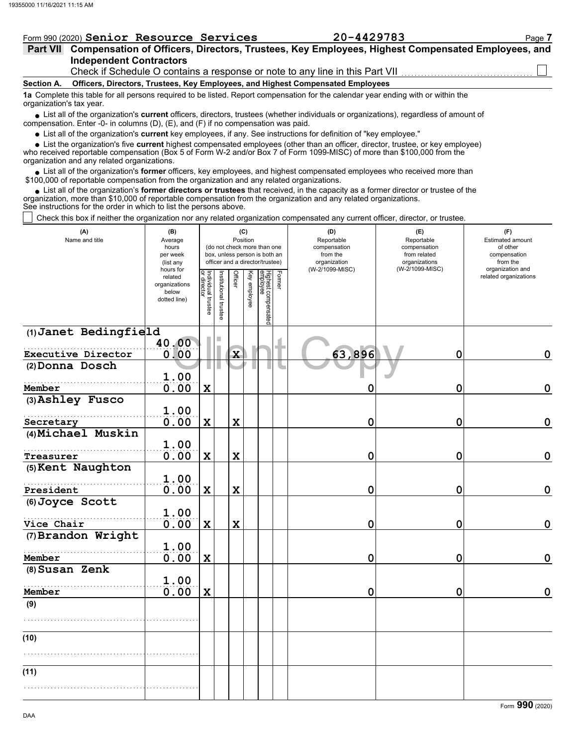Form 990 (2020) **Senior Resource Services** **20-4429783**

**Part VII Compensation of Officers, Directors, Trustees, Key Employees, Highest Compensated Employees, and Independent Contractors**

Check if Schedule O contains a response or note to any line in this Part VII ☐

**Section A. Officers, Directors, Trustees, Key Employees, and Highest Compensated Employees**

**1a** Complete this table for all persons required to be listed. Report compensation for the calendar year ending with or within the organization's tax year.

- List all of the organization's **current** officers, directors, trustees (whether individuals or organizations), regardless of amount of compensation. Enter -0- in columns (D), (E), and (F) if no compensation was paid.
- List all of the organization's **current** key employees, if any. See instructions for definition of "key employee."
- List the organization's five **current** highest compensated employees (other than an officer, director, trustee, or key employee) who received reportable compensation (Box 5 of Form W-2 and/or Box 7 of Form 1099-MISC) of more than $100,000 from the organization and any related organizations.
- List all of the organization's **former** officers, key employees, and highest compensated employees who received more than $100,000 of reportable compensation from the organization and any related organizations.
- List all of the organization's **former directors or trustees** that received, in the capacity as a former director or trustee of the organization, more than $10,000 of reportable compensation from the organization and any related organizations.

See instructions for the order in which to list the persons above.

☐ Check this box if neither the organization nor any related organization compensated any current officer, director, or trustee.

| (A) Name and title | (B) Average hours per week (list any hours for related organizations below dotted line) | (C) Position: Individual trustee or director | Institutional trustee | Officer | Key employee | Highest compensated employee | Former | (D) Reportable compensation from the organization (W-2/1099-MISC) | (E) Reportable compensation from related organizations (W-2/1099-MISC) | (F) Estimated amount of other compensation from the organization and related organizations |
|---|---|---|---|---|---|---|---|---|---|---|
| (1) Janet Bedingfield<br>Executive Director | 40.00<br>0.00 | | | X | | | | 63,896 | 0 | 0 |
| (2) Donna Dosch<br>Member | 1.00<br>0.00 | X | | | | | | 0 | 0 | 0 |
| (3) Ashley Fusco<br>Secretary | 1.00<br>0.00 | X | | X | | | | 0 | 0 | 0 |
| (4) Michael Muskin<br>Treasurer | 1.00<br>0.00 | X | | X | | | | 0 | 0 | 0 |
| (5) Kent Naughton<br>President | 1.00<br>0.00 | X | | X | | | | 0 | 0 | 0 |
| (6) Joyce Scott<br>Vice Chair | 1.00<br>0.00 | X | | X | | | | 0 | 0 | 0 |
| (7) Brandon Wright<br>Member | 1.00<br>0.00 | X | | | | | | 0 | 0 | 0 |
| (8) Susan Zenk<br>Member | 1.00<br>0.00 | X | | | | | | 0 | 0 | 0 |
| (9) | | | | | | | | | | |
| (10) | | | | | | | | | | |
| (11) | | | | | | | | | | |

Form **990** (2020)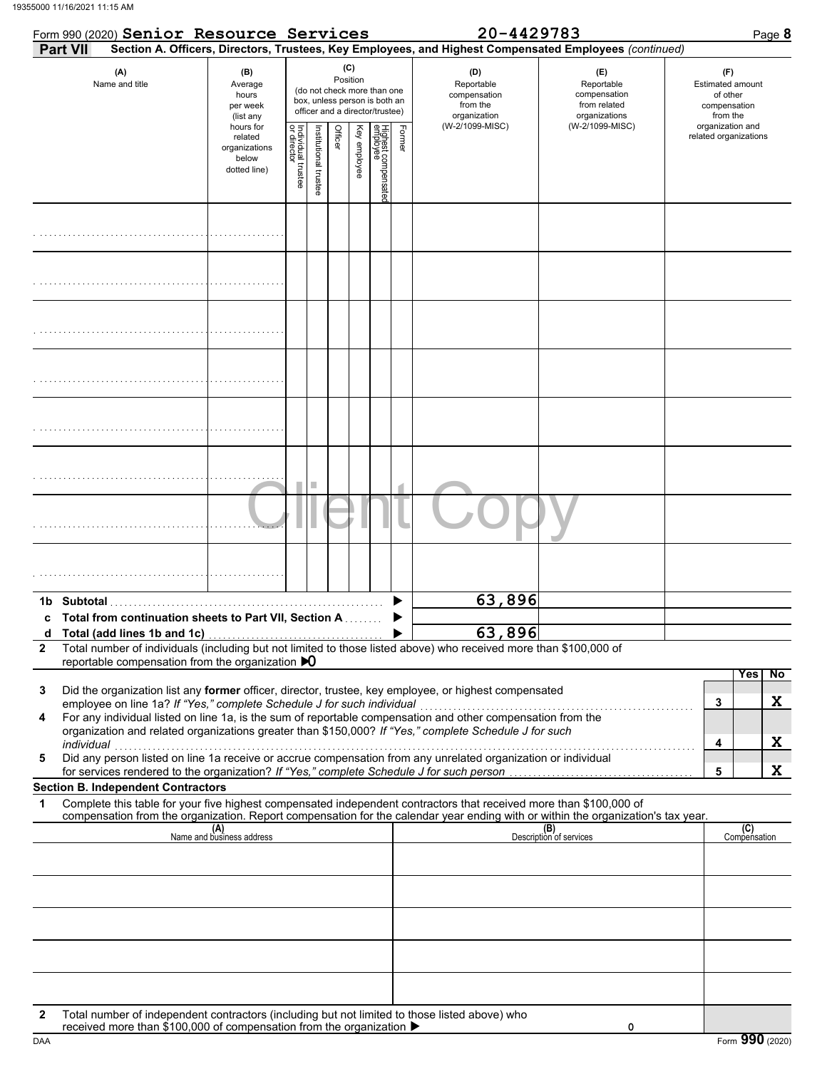Form 990 (2020) **Senior Resource Services** **20-4429783** Page **8**

**Part VII** **Section A. Officers, Directors, Trustees, Key Employees, and Highest Compensated Employees** *(continued)*

| (A) Name and title | (B) Average hours per week (list any hours for related organizations below dotted line) | (C) Position: Individual trustee or director | Institutional trustee | Officer | Key employee | Highest compensated employee | Former | (D) Reportable compensation from the organization (W-2/1099-MISC) | (E) Reportable compensation from related organizations (W-2/1099-MISC) | (F) Estimated amount of other compensation from the organization and related organizations |
|---|---|---|---|---|---|---|---|---|---|---|
| | | | | | | | | | | |
| | | | | | | | | | | |
| | | | | | | | | | | |
| | | | | | | | | | | |
| | | | | | | | | | | |
| | | | | | | | | | | |
| | | | | | | | | | | |
| | | | | | | | | | | |
| **1b Subtotal** | | | | | | | | 63,896 | | |
| **c Total from continuation sheets to Part VII, Section A** | | | | | | | | | | |
| **d Total (add lines 1b and 1c)** | | | | | | | | 63,896 | | |

**2** Total number of individuals (including but not limited to those listed above) who received more than $100,000 of reportable compensation from the organization ▶ 0

| | | | Yes | No |
|---|---|---|---|---|
| **3** | Did the organization list any **former** officer, director, trustee, key employee, or highest compensated employee on line 1a? *If "Yes," complete Schedule J for such individual* | 3 | | X |
| **4** | For any individual listed on line 1a, is the sum of reportable compensation and other compensation from the organization and related organizations greater than $150,000? *If "Yes," complete Schedule J for such individual* | 4 | | X |
| **5** | Did any person listed on line 1a receive or accrue compensation from any unrelated organization or individual for services rendered to the organization? *If "Yes," complete Schedule J for such person* | 5 | | X |

**Section B. Independent Contractors**

**1** Complete this table for your five highest compensated independent contractors that received more than $100,000 of compensation from the organization. Report compensation for the calendar year ending with or within the organization's tax year.

| (A) Name and business address | (B) Description of services | (C) Compensation |
|---|---|---|
| | | |
| | | |
| | | |
| | | |
| | | |

**2** Total number of independent contractors (including but not limited to those listed above) who received more than $100,000 of compensation from the organization ▶ 0

Form **990** (2020)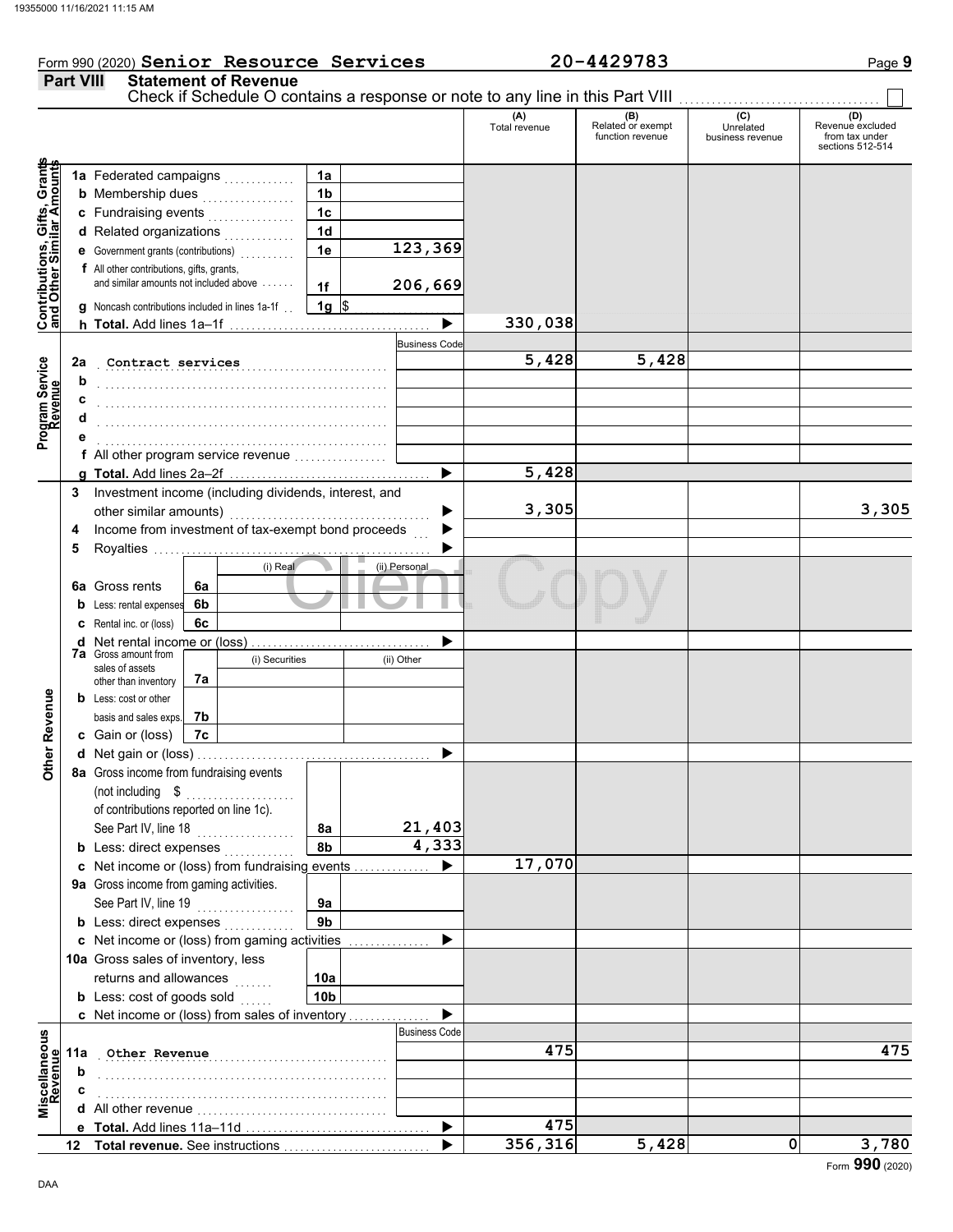Form 990 (2020) **Senior Resource Services** **20-4429783**

## Part VIII Statement of Revenue

Check if Schedule O contains a response or note to any line in this Part VIII ☐

| | | | | (A) Total revenue | (B) Related or exempt function revenue | (C) Unrelated business revenue | (D) Revenue excluded from tax under sections 512-514 |
|---|---|---|---|---|---|---|---|
| **Contributions, Gifts, Grants and Other Similar Amounts** | 1a Federated campaigns | 1a | | | | | |
| | b Membership dues | 1b | | | | | |
| | c Fundraising events | 1c | | | | | |
| | d Related organizations | 1d | | | | | |
| | e Government grants (contributions) | 1e | 123,369 | | | | |
| | f All other contributions, gifts, grants, and similar amounts not included above | 1f | 206,669 | | | | |
| | g Noncash contributions included in lines 1a-1f | 1g | $ | | | | |
| | h **Total.** Add lines 1a–1f | | | 330,038 | | | |
| **Program Service Revenue** | | | Business Code | | | | |
| | 2a Contract services | | | 5,428 | 5,428 | | |
| | b | | | | | | |
| | c | | | | | | |
| | d | | | | | | |
| | e | | | | | | |
| | f All other program service revenue | | | | | | |
| | g **Total.** Add lines 2a–2f | | | 5,428 | | | |
| **Other Revenue** | 3 Investment income (including dividends, interest, and other similar amounts) | | | 3,305 | | | 3,305 |
| | 4 Income from investment of tax-exempt bond proceeds | | | | | | |
| | 5 Royalties | | | | | | |
| | | | (i) Real / (ii) Personal | | | | |
| | 6a Gross rents | 6a | | | | | |
| | b Less: rental expenses | 6b | | | | | |
| | c Rental inc. or (loss) | 6c | | | | | |
| | d Net rental income or (loss) | | | | | | |
| | | | (i) Securities / (ii) Other | | | | |
| | 7a Gross amount from sales of assets other than inventory | 7a | | | | | |
| | b Less: cost or other basis and sales exps. | 7b | | | | | |
| | c Gain or (loss) | 7c | | | | | |
| | d Net gain or (loss) | | | | | | |
| | 8a Gross income from fundraising events (not including $ ........ of contributions reported on line 1c). See Part IV, line 18 | 8a | 21,403 | | | | |
| | b Less: direct expenses | 8b | 4,333 | | | | |
| | c Net income or (loss) from fundraising events | | | 17,070 | | | |
| | 9a Gross income from gaming activities. See Part IV, line 19 | 9a | | | | | |
| | b Less: direct expenses | 9b | | | | | |
| | c Net income or (loss) from gaming activities | | | | | | |
| | 10a Gross sales of inventory, less returns and allowances | 10a | | | | | |
| | b Less: cost of goods sold | 10b | | | | | |
| | c Net income or (loss) from sales of inventory | | | | | | |
| **Miscellaneous Revenue** | | | Business Code | | | | |
| | 11a Other Revenue | | | 475 | | | 475 |
| | b | | | | | | |
| | c | | | | | | |
| | d All other revenue | | | | | | |
| | e **Total.** Add lines 11a–11d | | | 475 | | | |
| | 12 **Total revenue.** See instructions | | | 356,316 | 5,428 | 0 | 3,780 |

Form **990** (2020)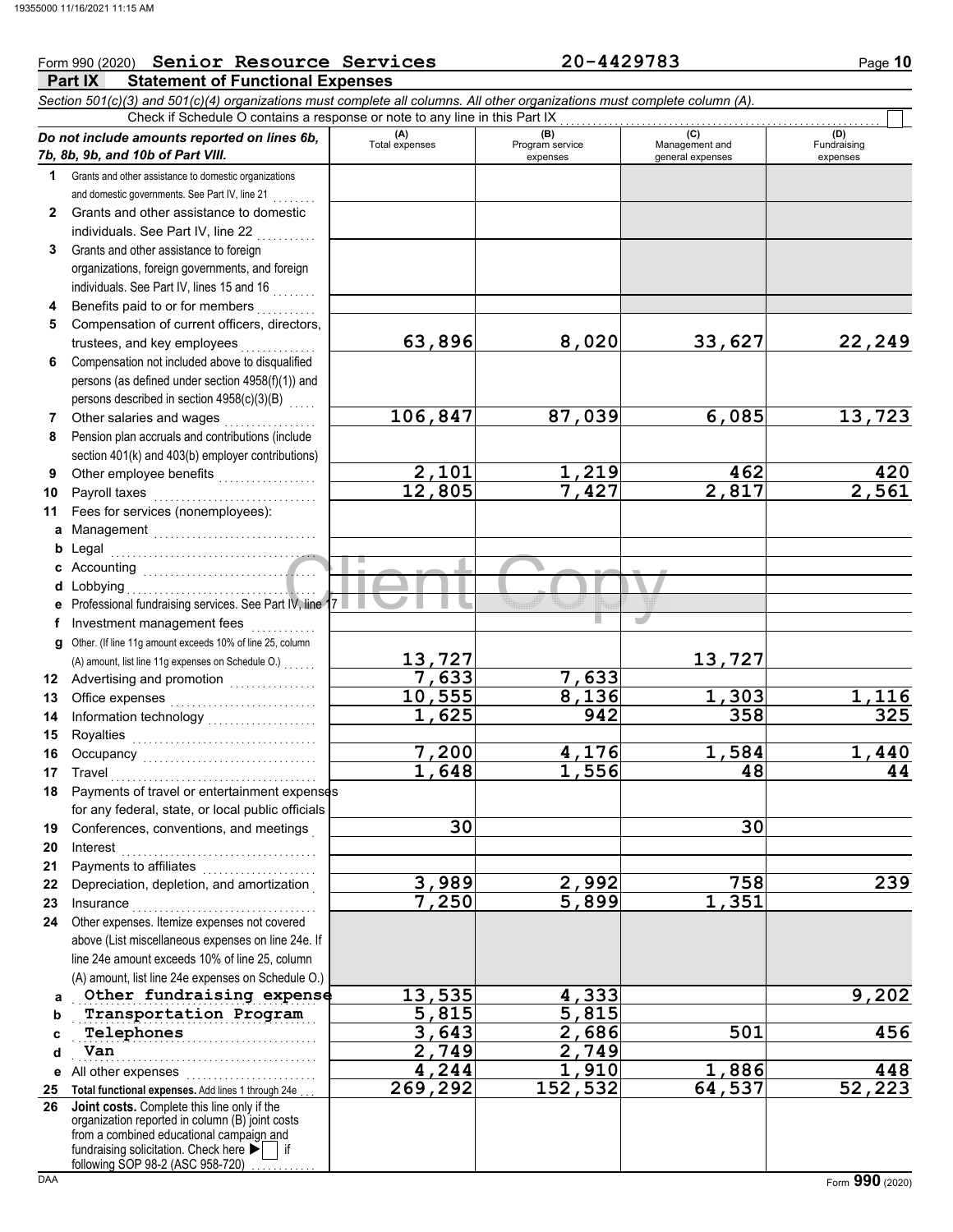Form 990 (2020) **Senior Resource Services** **20-4429783**

## Part IX Statement of Functional Expenses

*Section 501(c)(3) and 501(c)(4) organizations must complete all columns. All other organizations must complete column (A).*

Check if Schedule O contains a response or note to any line in this Part IX ☐

| *Do not include amounts reported on lines 6b, 7b, 8b, 9b, and 10b of Part VIII.* | (A) Total expenses | (B) Program service expenses | (C) Management and general expenses | (D) Fundraising expenses |
|---|---|---|---|---|
| 1 Grants and other assistance to domestic organizations and domestic governments. See Part IV, line 21 | | | | |
| 2 Grants and other assistance to domestic individuals. See Part IV, line 22 | | | | |
| 3 Grants and other assistance to foreign organizations, foreign governments, and foreign individuals. See Part IV, lines 15 and 16 | | | | |
| 4 Benefits paid to or for members | | | | |
| 5 Compensation of current officers, directors, trustees, and key employees | 63,896 | 8,020 | 33,627 | 22,249 |
| 6 Compensation not included above to disqualified persons (as defined under section 4958(f)(1)) and persons described in section 4958(c)(3)(B) | | | | |
| 7 Other salaries and wages | 106,847 | 87,039 | 6,085 | 13,723 |
| 8 Pension plan accruals and contributions (include section 401(k) and 403(b) employer contributions) | | | | |
| 9 Other employee benefits | 2,101 | 1,219 | 462 | 420 |
| 10 Payroll taxes | 12,805 | 7,427 | 2,817 | 2,561 |
| 11 Fees for services (nonemployees): | | | | |
| a Management | | | | |
| b Legal | | | | |
| c Accounting | | | | |
| d Lobbying | | | | |
| e Professional fundraising services. See Part IV, line 17 | | | | |
| f Investment management fees | | | | |
| g Other. (If line 11g amount exceeds 10% of line 25, column (A) amount, list line 11g expenses on Schedule O.) | 13,727 | | 13,727 | |
| 12 Advertising and promotion | 7,633 | 7,633 | | |
| 13 Office expenses | 10,555 | 8,136 | 1,303 | 1,116 |
| 14 Information technology | 1,625 | 942 | 358 | 325 |
| 15 Royalties | | | | |
| 16 Occupancy | 7,200 | 4,176 | 1,584 | 1,440 |
| 17 Travel | 1,648 | 1,556 | 48 | 44 |
| 18 Payments of travel or entertainment expenses for any federal, state, or local public officials | | | | |
| 19 Conferences, conventions, and meetings | 30 | | 30 | |
| 20 Interest | | | | |
| 21 Payments to affiliates | | | | |
| 22 Depreciation, depletion, and amortization | 3,989 | 2,992 | 758 | 239 |
| 23 Insurance | 7,250 | 5,899 | 1,351 | |
| 24 Other expenses. Itemize expenses not covered above (List miscellaneous expenses on line 24e. If line 24e amount exceeds 10% of line 25, column (A) amount, list line 24e expenses on Schedule O.) | | | | |
| a Other fundraising expense | 13,535 | 4,333 | | 9,202 |
| b Transportation Program | 5,815 | 5,815 | | |
| c Telephones | 3,643 | 2,686 | 501 | 456 |
| d Van | 2,749 | 2,749 | | |
| e All other expenses | 4,244 | 1,910 | 1,886 | 448 |
| 25 **Total functional expenses.** Add lines 1 through 24e | 269,292 | 152,532 | 64,537 | 52,223 |
| 26 **Joint costs.** Complete this line only if the organization reported in column (B) joint costs from a combined educational campaign and fundraising solicitation. Check here ▶ ☐ if following SOP 98-2 (ASC 958-720) | | | | |

Form **990** (2020)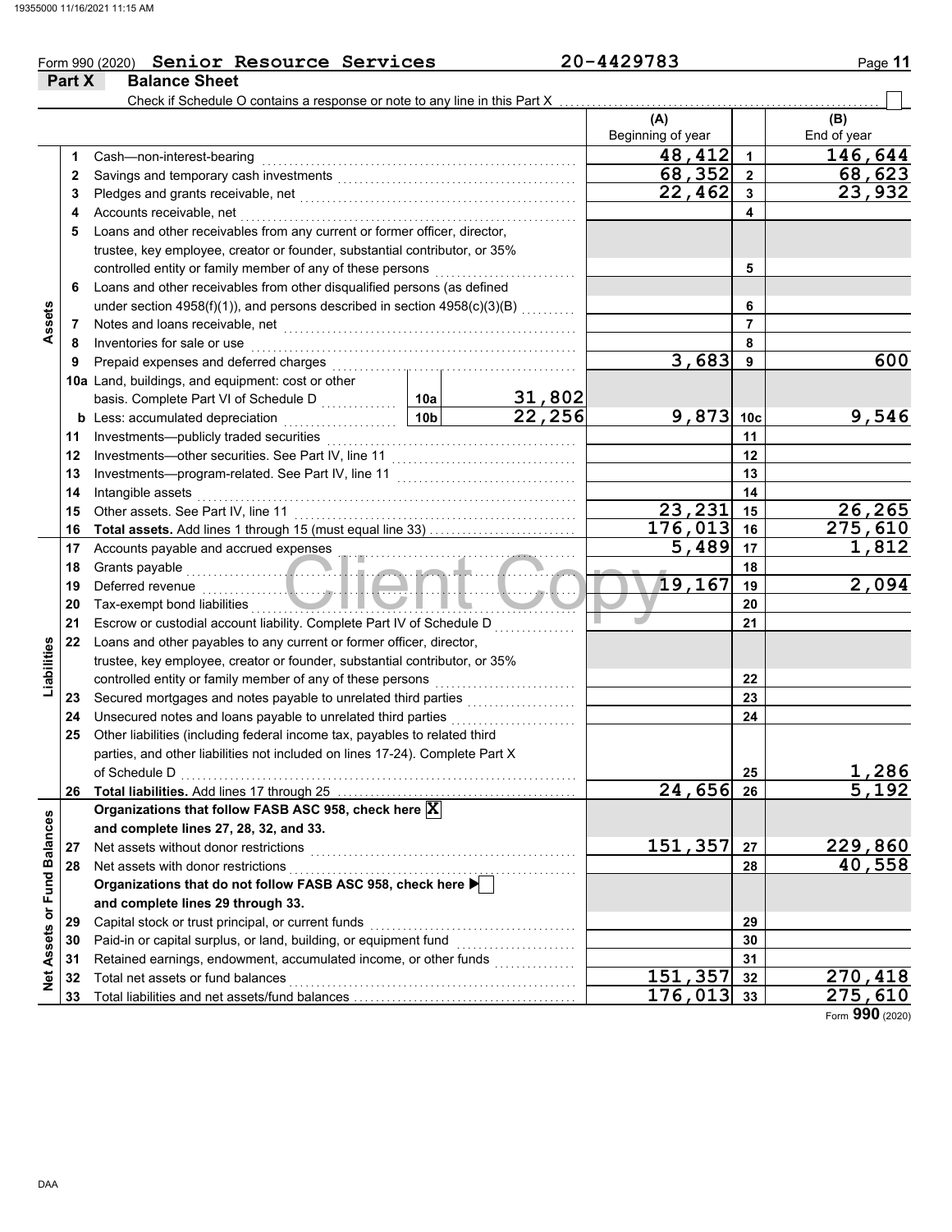Form 990 (2020) **Senior Resource Services** **20-4429783**

## Part X Balance Sheet

Check if Schedule O contains a response or note to any line in this Part X ☐

| | | | | | (A) Beginning of year | | (B) End of year |
|---|---|---|---|---|---|---|---|
| **Assets** | 1 | Cash—non-interest-bearing | | | 48,412 | 1 | 146,644 |
| | 2 | Savings and temporary cash investments | | | 68,352 | 2 | 68,623 |
| | 3 | Pledges and grants receivable, net | | | 22,462 | 3 | 23,932 |
| | 4 | Accounts receivable, net | | | | 4 | |
| | 5 | Loans and other receivables from any current or former officer, director, trustee, key employee, creator or founder, substantial contributor, or 35% controlled entity or family member of any of these persons | | | | 5 | |
| | 6 | Loans and other receivables from other disqualified persons (as defined under section 4958(f)(1)), and persons described in section 4958(c)(3)(B) | | | | 6 | |
| | 7 | Notes and loans receivable, net | | | | 7 | |
| | 8 | Inventories for sale or use | | | | 8 | |
| | 9 | Prepaid expenses and deferred charges | | | 3,683 | 9 | 600 |
| | 10a | Land, buildings, and equipment: cost or other basis. Complete Part VI of Schedule D | 10a | 31,802 | | | |
| | b | Less: accumulated depreciation | 10b | 22,256 | 9,873 | 10c | 9,546 |
| | 11 | Investments—publicly traded securities | | | | 11 | |
| | 12 | Investments—other securities. See Part IV, line 11 | | | | 12 | |
| | 13 | Investments—program-related. See Part IV, line 11 | | | | 13 | |
| | 14 | Intangible assets | | | | 14 | |
| | 15 | Other assets. See Part IV, line 11 | | | 23,231 | 15 | 26,265 |
| | 16 | **Total assets.** Add lines 1 through 15 (must equal line 33) | | | 176,013 | 16 | 275,610 |
| **Liabilities** | 17 | Accounts payable and accrued expenses | | | 5,489 | 17 | 1,812 |
| | 18 | Grants payable | | | | 18 | |
| | 19 | Deferred revenue | | | 19,167 | 19 | 2,094 |
| | 20 | Tax-exempt bond liabilities | | | | 20 | |
| | 21 | Escrow or custodial account liability. Complete Part IV of Schedule D | | | | 21 | |
| | 22 | Loans and other payables to any current or former officer, director, trustee, key employee, creator or founder, substantial contributor, or 35% controlled entity or family member of any of these persons | | | | 22 | |
| | 23 | Secured mortgages and notes payable to unrelated third parties | | | | 23 | |
| | 24 | Unsecured notes and loans payable to unrelated third parties | | | | 24 | |
| | 25 | Other liabilities (including federal income tax, payables to related third parties, and other liabilities not included on lines 17-24). Complete Part X of Schedule D | | | | 25 | 1,286 |
| | 26 | **Total liabilities.** Add lines 17 through 25 | | | 24,656 | 26 | 5,192 |
| **Net Assets or Fund Balances** | | **Organizations that follow FASB ASC 958, check here** ☒ **and complete lines 27, 28, 32, and 33.** | | | | | |
| | 27 | Net assets without donor restrictions | | | 151,357 | 27 | 229,860 |
| | 28 | Net assets with donor restrictions | | | | 28 | 40,558 |
| | | **Organizations that do not follow FASB ASC 958, check here** ☐ **and complete lines 29 through 33.** | | | | | |
| | 29 | Capital stock or trust principal, or current funds | | | | 29 | |
| | 30 | Paid-in or capital surplus, or land, building, or equipment fund | | | | 30 | |
| | 31 | Retained earnings, endowment, accumulated income, or other funds | | | | 31 | |
| | 32 | Total net assets or fund balances | | | 151,357 | 32 | 270,418 |
| | 33 | Total liabilities and net assets/fund balances | | | 176,013 | 33 | 275,610 |

Form **990** (2020)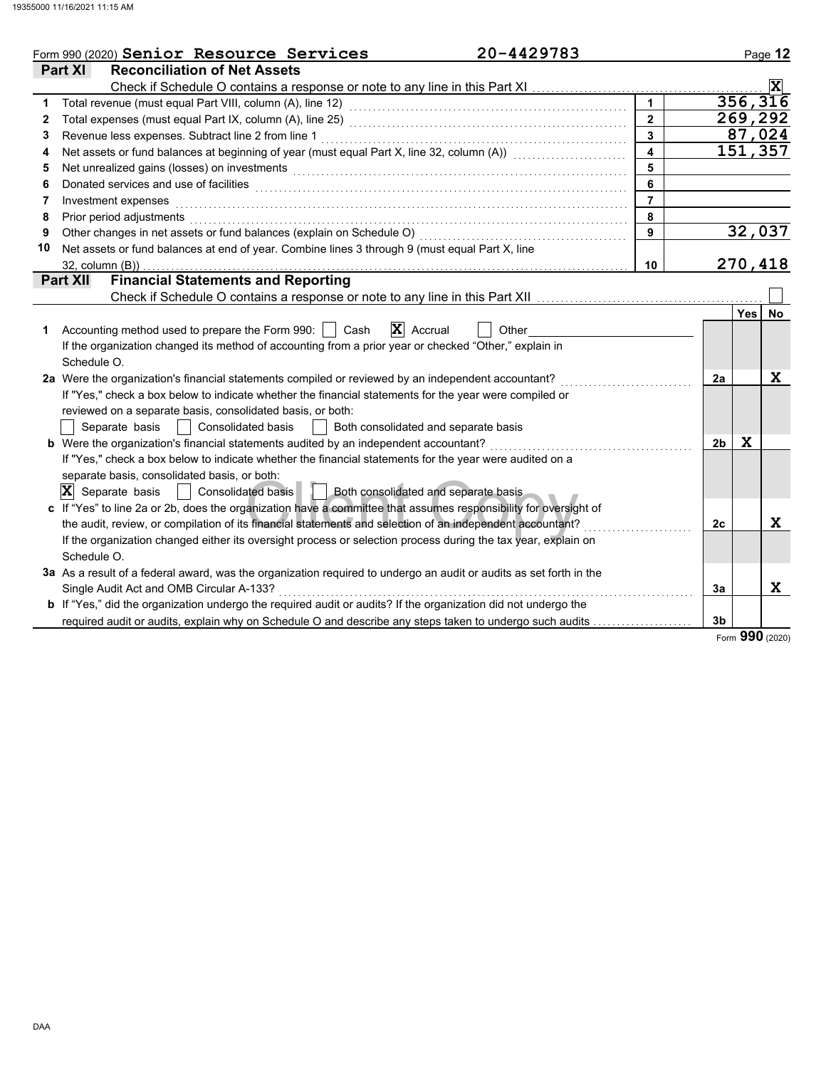Form 990 (2020) **Senior Resource Services** **20-4429783**

## Part XI Reconciliation of Net Assets

Check if Schedule O contains a response or note to any line in this Part XI ..... ☒

| | | | |
|---|---|---|---|
| 1 | Total revenue (must equal Part VIII, column (A), line 12) | 1 | 356,316 |
| 2 | Total expenses (must equal Part IX, column (A), line 25) | 2 | 269,292 |
| 3 | Revenue less expenses. Subtract line 2 from line 1 | 3 | 87,024 |
| 4 | Net assets or fund balances at beginning of year (must equal Part X, line 32, column (A)) | 4 | 151,357 |
| 5 | Net unrealized gains (losses) on investments | 5 | |
| 6 | Donated services and use of facilities | 6 | |
| 7 | Investment expenses | 7 | |
| 8 | Prior period adjustments | 8 | |
| 9 | Other changes in net assets or fund balances (explain on Schedule O) | 9 | 32,037 |
| 10 | Net assets or fund balances at end of year. Combine lines 3 through 9 (must equal Part X, line 32, column (B)) | 10 | 270,418 |

## Part XII Financial Statements and Reporting

Check if Schedule O contains a response or note to any line in this Part XII ..... ☐

| | | | Yes | No |
|---|---|---|---|---|
| 1 | Accounting method used to prepare the Form 990: ☐ Cash ☒ Accrual ☐ Other<br>If the organization changed its method of accounting from a prior year or checked "Other," explain in Schedule O. | | | |
| 2a | Were the organization's financial statements compiled or reviewed by an independent accountant?<br>If "Yes," check a box below to indicate whether the financial statements for the year were compiled or reviewed on a separate basis, consolidated basis, or both:<br>☐ Separate basis ☐ Consolidated basis ☐ Both consolidated and separate basis | 2a | | X |
| b | Were the organization's financial statements audited by an independent accountant?<br>If "Yes," check a box below to indicate whether the financial statements for the year were audited on a separate basis, consolidated basis, or both:<br>☒ Separate basis ☐ Consolidated basis ☐ Both consolidated and separate basis | 2b | X | |
| c | If "Yes" to line 2a or 2b, does the organization have a committee that assumes responsibility for oversight of the audit, review, or compilation of its financial statements and selection of an independent accountant?<br>If the organization changed either its oversight process or selection process during the tax year, explain on Schedule O. | 2c | | X |
| 3a | As a result of a federal award, was the organization required to undergo an audit or audits as set forth in the Single Audit Act and OMB Circular A-133? | 3a | | X |
| b | If "Yes," did the organization undergo the required audit or audits? If the organization did not undergo the required audit or audits, explain why on Schedule O and describe any steps taken to undergo such audits | 3b | | |

Form **990** (2020)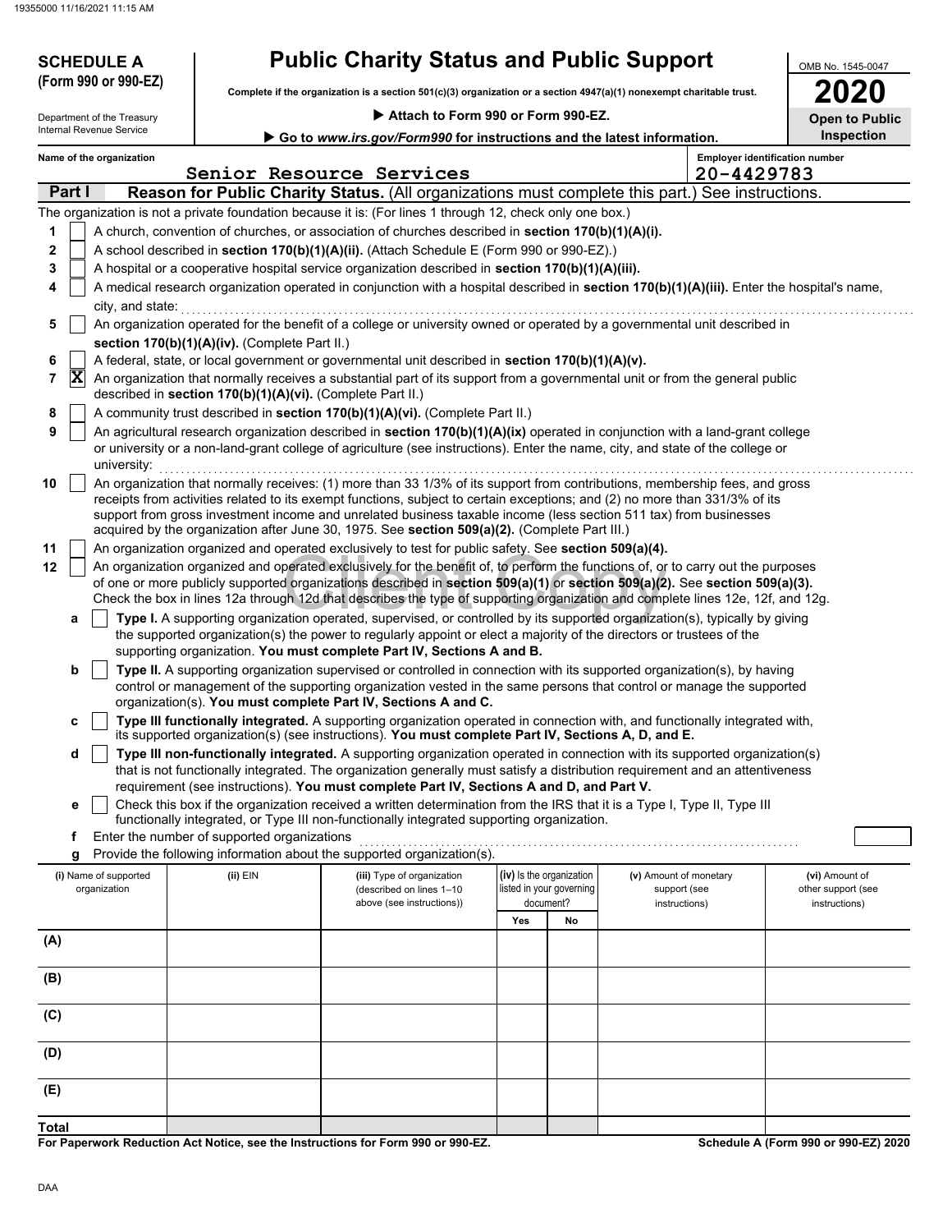**SCHEDULE A**
**(Form 990 or 990-EZ)**

Department of the Treasury
Internal Revenue Service

# Public Charity Status and Public Support

**Complete if the organization is a section 501(c)(3) organization or a section 4947(a)(1) nonexempt charitable trust.**

▶ **Attach to Form 990 or Form 990-EZ.**

▶ **Go to *www.irs.gov/Form990* for instructions and the latest information.**

OMB No. 1545-0047

**2020**

**Open to Public Inspection**

Name of the organization: Senior Resource Services

Employer identification number: 20-4429783

## Part I — Reason for Public Charity Status. (All organizations must complete this part.) See instructions.

The organization is not a private foundation because it is: (For lines 1 through 12, check only one box.)

1. [ ] A church, convention of churches, or association of churches described in **section 170(b)(1)(A)(i).**
2. [ ] A school described in **section 170(b)(1)(A)(ii).** (Attach Schedule E (Form 990 or 990-EZ).)
3. [ ] A hospital or a cooperative hospital service organization described in **section 170(b)(1)(A)(iii).**
4. [ ] A medical research organization operated in conjunction with a hospital described in **section 170(b)(1)(A)(iii).** Enter the hospital's name, city, and state:
5. [ ] An organization operated for the benefit of a college or university owned or operated by a governmental unit described in **section 170(b)(1)(A)(iv).** (Complete Part II.)
6. [ ] A federal, state, or local government or governmental unit described in **section 170(b)(1)(A)(v).**
7. [X] An organization that normally receives a substantial part of its support from a governmental unit or from the general public described in **section 170(b)(1)(A)(vi).** (Complete Part II.)
8. [ ] A community trust described in **section 170(b)(1)(A)(vi).** (Complete Part II.)
9. [ ] An agricultural research organization described in **section 170(b)(1)(A)(ix)** operated in conjunction with a land-grant college or university or a non-land-grant college of agriculture (see instructions). Enter the name, city, and state of the college or university:
10. [ ] An organization that normally receives: (1) more than 33 1/3% of its support from contributions, membership fees, and gross receipts from activities related to its exempt functions, subject to certain exceptions; and (2) no more than 331/3% of its support from gross investment income and unrelated business taxable income (less section 511 tax) from businesses acquired by the organization after June 30, 1975. See **section 509(a)(2).** (Complete Part III.)
11. [ ] An organization organized and operated exclusively to test for public safety. See **section 509(a)(4).**
12. [ ] An organization organized and operated exclusively for the benefit of, to perform the functions of, or to carry out the purposes of one or more publicly supported organizations described in **section 509(a)(1)** or **section 509(a)(2).** See **section 509(a)(3).** Check the box in lines 12a through 12d that describes the type of supporting organization and complete lines 12e, 12f, and 12g.
   - **a** [ ] **Type I.** A supporting organization operated, supervised, or controlled by its supported organization(s), typically by giving the supported organization(s) the power to regularly appoint or elect a majority of the directors or trustees of the supporting organization. **You must complete Part IV, Sections A and B.**
   - **b** [ ] **Type II.** A supporting organization supervised or controlled in connection with its supported organization(s), by having control or management of the supporting organization vested in the same persons that control or manage the supported organization(s). **You must complete Part IV, Sections A and C.**
   - **c** [ ] **Type III functionally integrated.** A supporting organization operated in connection with, and functionally integrated with, its supported organization(s) (see instructions). **You must complete Part IV, Sections A, D, and E.**
   - **d** [ ] **Type III non-functionally integrated.** A supporting organization operated in connection with its supported organization(s) that is not functionally integrated. The organization generally must satisfy a distribution requirement and an attentiveness requirement (see instructions). **You must complete Part IV, Sections A and D, and Part V.**
   - **e** [ ] Check this box if the organization received a written determination from the IRS that it is a Type I, Type II, Type III functionally integrated, or Type III non-functionally integrated supporting organization.
   - **f** Enter the number of supported organizations
   - **g** Provide the following information about the supported organization(s).

| (i) Name of supported organization | (ii) EIN | (iii) Type of organization (described on lines 1–10 above (see instructions)) | (iv) Is the organization listed in your governing document? | | (v) Amount of monetary support (see instructions) | (vi) Amount of other support (see instructions) |
|---|---|---|---|---|---|---|
| | | | Yes | No | | |
| (A) | | | | | | |
| (B) | | | | | | |
| (C) | | | | | | |
| (D) | | | | | | |
| (E) | | | | | | |
| **Total** | | | | | | |

**For Paperwork Reduction Act Notice, see the Instructions for Form 990 or 990-EZ.**

**Schedule A (Form 990 or 990-EZ) 2020**

DAA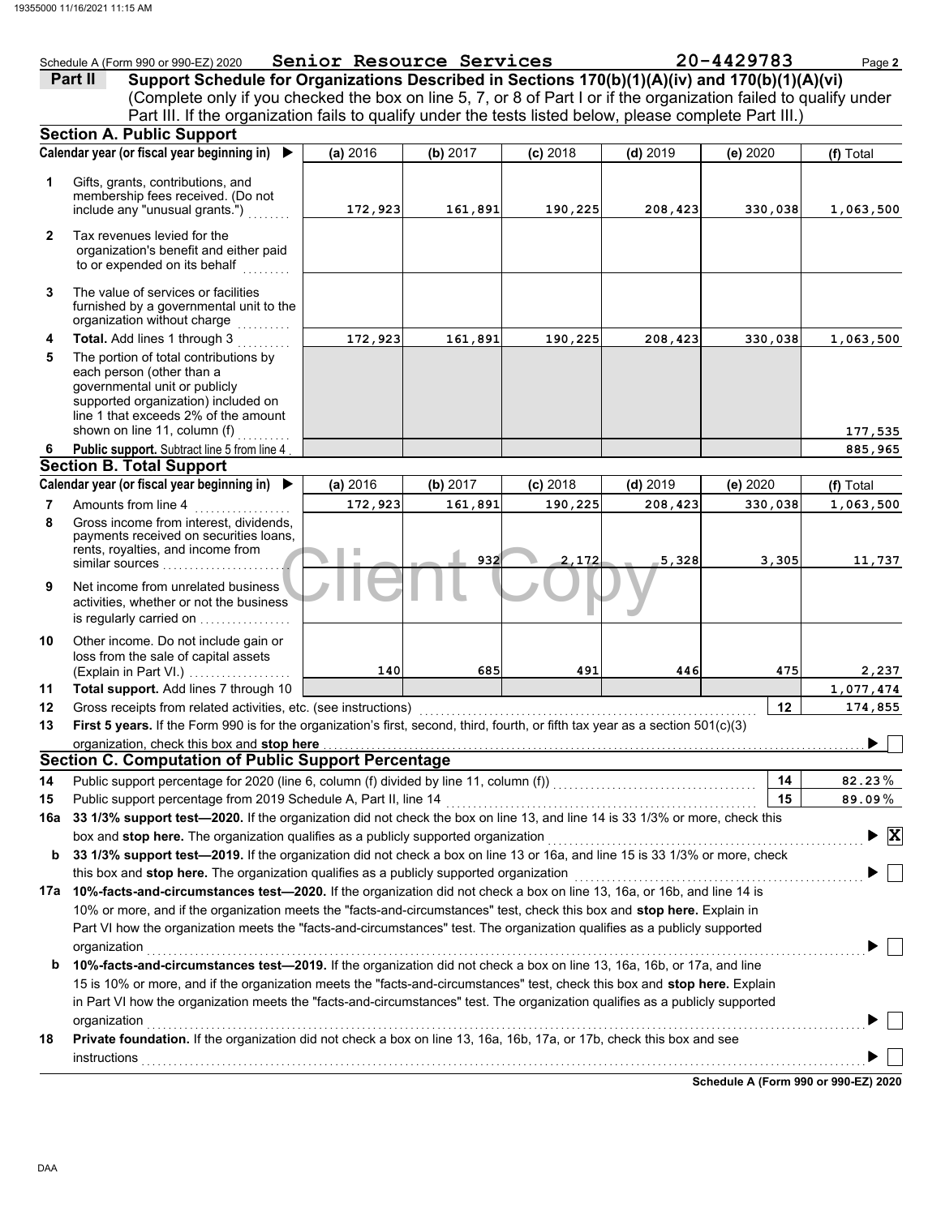Schedule A (Form 990 or 990-EZ) 2020 **Senior Resource Services** **20-4429783** Page **2**

## Part II — Support Schedule for Organizations Described in Sections 170(b)(1)(A)(iv) and 170(b)(1)(A)(vi)

(Complete only if you checked the box on line 5, 7, or 8 of Part I or if the organization failed to qualify under Part III. If the organization fails to qualify under the tests listed below, please complete Part III.)

### Section A. Public Support

| | Calendar year (or fiscal year beginning in) ▶ | (a) 2016 | (b) 2017 | (c) 2018 | (d) 2019 | (e) 2020 | (f) Total |
|---|---|---|---|---|---|---|---|
| 1 | Gifts, grants, contributions, and membership fees received. (Do not include any "unusual grants.") | 172,923 | 161,891 | 190,225 | 208,423 | 330,038 | 1,063,500 |
| 2 | Tax revenues levied for the organization's benefit and either paid to or expended on its behalf | | | | | | |
| 3 | The value of services or facilities furnished by a governmental unit to the organization without charge | | | | | | |
| 4 | **Total.** Add lines 1 through 3 | 172,923 | 161,891 | 190,225 | 208,423 | 330,038 | 1,063,500 |
| 5 | The portion of total contributions by each person (other than a governmental unit or publicly supported organization) included on line 1 that exceeds 2% of the amount shown on line 11, column (f) | | | | | | 177,535 |
| 6 | **Public support.** Subtract line 5 from line 4 | | | | | | 885,965 |

### Section B. Total Support

| | Calendar year (or fiscal year beginning in) ▶ | (a) 2016 | (b) 2017 | (c) 2018 | (d) 2019 | (e) 2020 | (f) Total |
|---|---|---|---|---|---|---|---|
| 7 | Amounts from line 4 | 172,923 | 161,891 | 190,225 | 208,423 | 330,038 | 1,063,500 |
| 8 | Gross income from interest, dividends, payments received on securities loans, rents, royalties, and income from similar sources | | 932 | 2,172 | 5,328 | 3,305 | 11,737 |
| 9 | Net income from unrelated business activities, whether or not the business is regularly carried on | | | | | | |
| 10 | Other income. Do not include gain or loss from the sale of capital assets (Explain in Part VI.) | 140 | 685 | 491 | 446 | 475 | 2,237 |
| 11 | **Total support.** Add lines 7 through 10 | | | | | | 1,077,474 |
| 12 | Gross receipts from related activities, etc. (see instructions) | | | | | 12 | 174,855 |

**13** **First 5 years.** If the Form 990 is for the organization's first, second, third, fourth, or fifth tax year as a section 501(c)(3) organization, check this box and **stop here** ▶ ☐

### Section C. Computation of Public Support Percentage

| | | | |
|---|---|---|---|
| 14 | Public support percentage for 2020 (line 6, column (f) divided by line 11, column (f)) | 14 | 82.23 % |
| 15 | Public support percentage from 2019 Schedule A, Part II, line 14 | 15 | 89.09 % |

**16a** **33 1/3% support test—2020.** If the organization did not check the box on line 13, and line 14 is 33 1/3% or more, check this box and **stop here.** The organization qualifies as a publicly supported organization ▶ ☒

**b** **33 1/3% support test—2019.** If the organization did not check a box on line 13 or 16a, and line 15 is 33 1/3% or more, check this box and **stop here.** The organization qualifies as a publicly supported organization ▶ ☐

**17a** **10%-facts-and-circumstances test—2020.** If the organization did not check a box on line 13, 16a, or 16b, and line 14 is 10% or more, and if the organization meets the "facts-and-circumstances" test, check this box and **stop here.** Explain in Part VI how the organization meets the "facts-and-circumstances" test. The organization qualifies as a publicly supported organization ▶ ☐

**b** **10%-facts-and-circumstances test—2019.** If the organization did not check a box on line 13, 16a, 16b, or 17a, and line 15 is 10% or more, and if the organization meets the "facts-and-circumstances" test, check this box and **stop here.** Explain in Part VI how the organization meets the "facts-and-circumstances" test. The organization qualifies as a publicly supported organization ▶ ☐

**18** **Private foundation.** If the organization did not check a box on line 13, 16a, 16b, 17a, or 17b, check this box and see instructions ▶ ☐

**Schedule A (Form 990 or 990-EZ) 2020**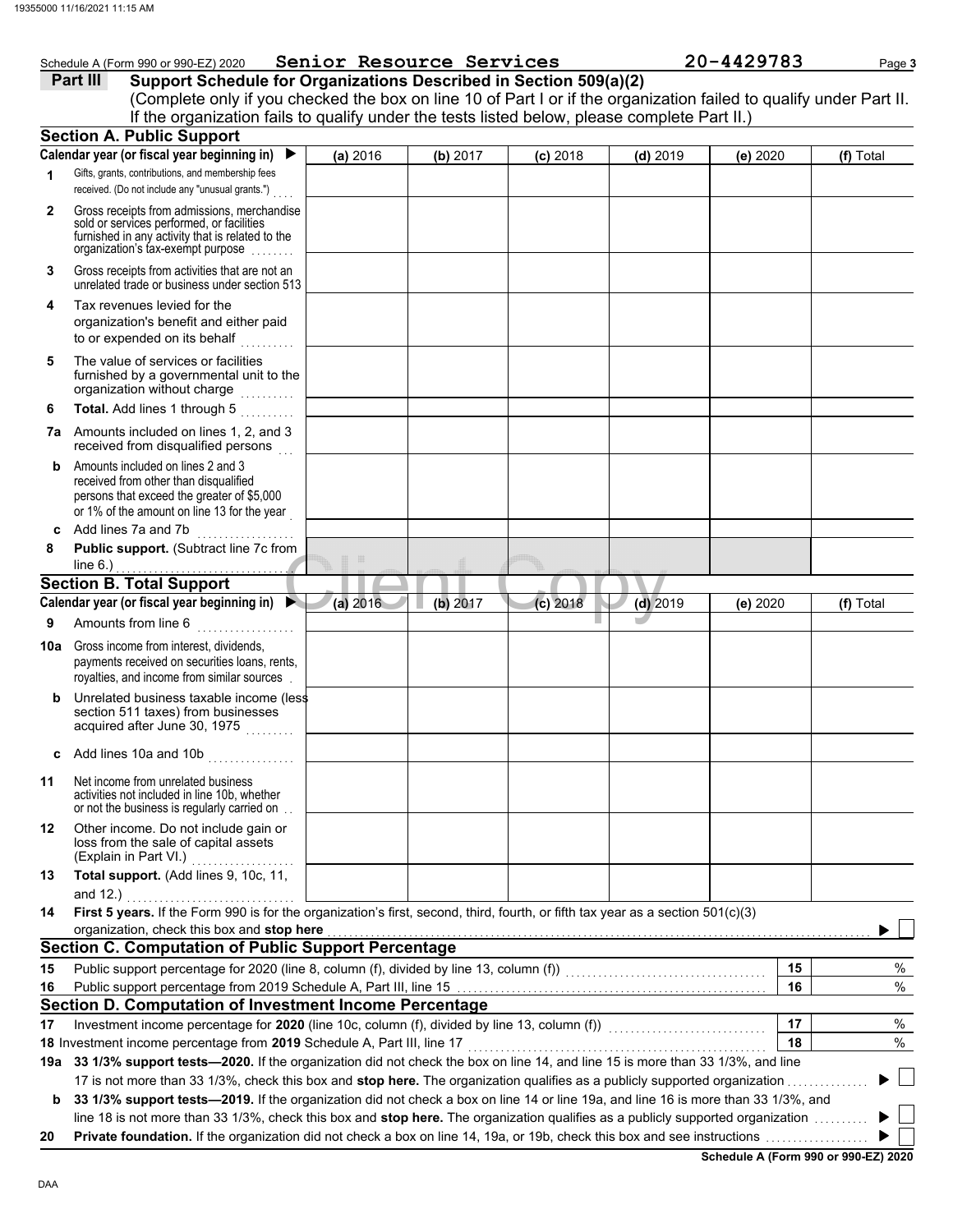Schedule A (Form 990 or 990-EZ) 2020 **Senior Resource Services** **20-4429783**

## Part III Support Schedule for Organizations Described in Section 509(a)(2)

(Complete only if you checked the box on line 10 of Part I or if the organization failed to qualify under Part II. If the organization fails to qualify under the tests listed below, please complete Part II.)

### Section A. Public Support

| Calendar year (or fiscal year beginning in) ▶ | (a) 2016 | (b) 2017 | (c) 2018 | (d) 2019 | (e) 2020 | (f) Total |
|---|---|---|---|---|---|---|
| **1** Gifts, grants, contributions, and membership fees received. (Do not include any "unusual grants.") | | | | | | |
| **2** Gross receipts from admissions, merchandise sold or services performed, or facilities furnished in any activity that is related to the organization's tax-exempt purpose | | | | | | |
| **3** Gross receipts from activities that are not an unrelated trade or business under section 513 | | | | | | |
| **4** Tax revenues levied for the organization's benefit and either paid to or expended on its behalf | | | | | | |
| **5** The value of services or facilities furnished by a governmental unit to the organization without charge | | | | | | |
| **6** **Total.** Add lines 1 through 5 | | | | | | |
| **7a** Amounts included on lines 1, 2, and 3 received from disqualified persons | | | | | | |
| **b** Amounts included on lines 2 and 3 received from other than disqualified persons that exceed the greater of $5,000 or 1% of the amount on line 13 for the year | | | | | | |
| **c** Add lines 7a and 7b | | | | | | |
| **8** **Public support.** (Subtract line 7c from line 6.) | | | | | | |

### Section B. Total Support

| Calendar year (or fiscal year beginning in) ▶ | (a) 2016 | (b) 2017 | (c) 2018 | (d) 2019 | (e) 2020 | (f) Total |
|---|---|---|---|---|---|---|
| **9** Amounts from line 6 | | | | | | |
| **10a** Gross income from interest, dividends, payments received on securities loans, rents, royalties, and income from similar sources | | | | | | |
| **b** Unrelated business taxable income (less section 511 taxes) from businesses acquired after June 30, 1975 | | | | | | |
| **c** Add lines 10a and 10b | | | | | | |
| **11** Net income from unrelated business activities not included in line 10b, whether or not the business is regularly carried on | | | | | | |
| **12** Other income. Do not include gain or loss from the sale of capital assets (Explain in Part VI.) | | | | | | |
| **13** **Total support.** (Add lines 9, 10c, 11, and 12.) | | | | | | |

**14** **First 5 years.** If the Form 990 is for the organization's first, second, third, fourth, or fifth tax year as a section 501(c)(3) organization, check this box and **stop here** ▶ ☐

### Section C. Computation of Public Support Percentage

| | | | |
|---|---|---|---|
| **15** | Public support percentage for 2020 (line 8, column (f), divided by line 13, column (f)) | **15** | % |
| **16** | Public support percentage from 2019 Schedule A, Part III, line 15 | **16** | % |

### Section D. Computation of Investment Income Percentage

| | | | |
|---|---|---|---|
| **17** | Investment income percentage for **2020** (line 10c, column (f), divided by line 13, column (f)) | **17** | % |
| **18** | Investment income percentage from **2019** Schedule A, Part III, line 17 | **18** | % |

**19a** **33 1/3% support tests—2020.** If the organization did not check the box on line 14, and line 15 is more than 33 1/3%, and line 17 is not more than 33 1/3%, check this box and **stop here.** The organization qualifies as a publicly supported organization ▶ ☐

**b** **33 1/3% support tests—2019.** If the organization did not check a box on line 14 or line 19a, and line 16 is more than 33 1/3%, and line 18 is not more than 33 1/3%, check this box and **stop here.** The organization qualifies as a publicly supported organization ▶ ☐

**20** **Private foundation.** If the organization did not check a box on line 14, 19a, or 19b, check this box and see instructions ▶ ☐

**Schedule A (Form 990 or 990-EZ) 2020**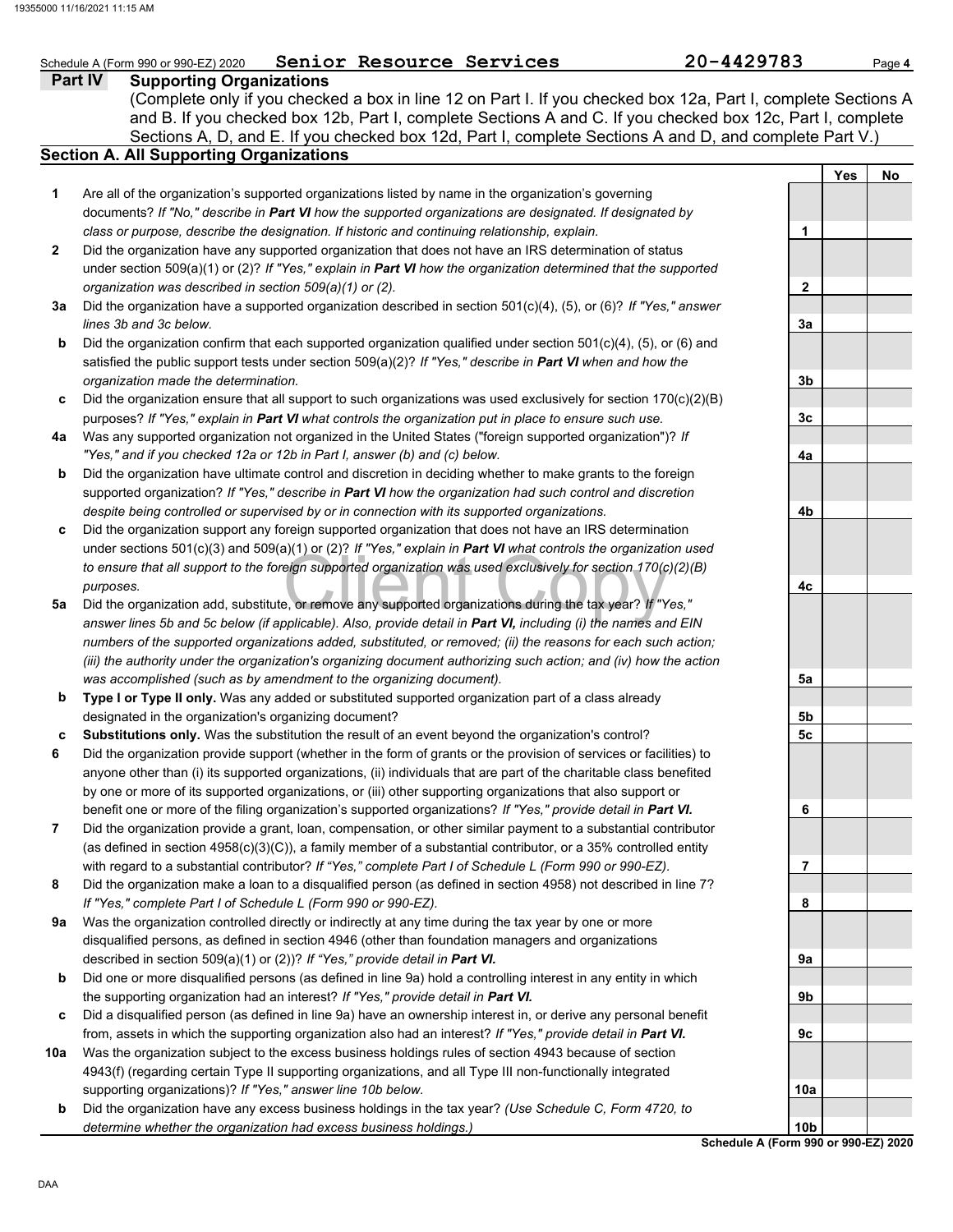Schedule A (Form 990 or 990-EZ) 2020 **Senior Resource Services** **20-4429783** Page **4**

## Part IV Supporting Organizations

(Complete only if you checked a box in line 12 on Part I. If you checked box 12a, Part I, complete Sections A and B. If you checked box 12b, Part I, complete Sections A and C. If you checked box 12c, Part I, complete Sections A, D, and E. If you checked box 12d, Part I, complete Sections A and D, and complete Part V.)

### Section A. All Supporting Organizations

| | | | Yes | No |
|---|---|---|---|---|
| **1** | Are all of the organization's supported organizations listed by name in the organization's governing documents? *If "No," describe in **Part VI** how the supported organizations are designated. If designated by class or purpose, describe the designation. If historic and continuing relationship, explain.* | **1** | | |
| **2** | Did the organization have any supported organization that does not have an IRS determination of status under section 509(a)(1) or (2)? *If "Yes," explain in **Part VI** how the organization determined that the supported organization was described in section 509(a)(1) or (2).* | **2** | | |
| **3a** | Did the organization have a supported organization described in section 501(c)(4), (5), or (6)? *If "Yes," answer lines 3b and 3c below.* | **3a** | | |
| **b** | Did the organization confirm that each supported organization qualified under section 501(c)(4), (5), or (6) and satisfied the public support tests under section 509(a)(2)? *If "Yes," describe in **Part VI** when and how the organization made the determination.* | **3b** | | |
| **c** | Did the organization ensure that all support to such organizations was used exclusively for section 170(c)(2)(B) purposes? *If "Yes," explain in **Part VI** what controls the organization put in place to ensure such use.* | **3c** | | |
| **4a** | Was any supported organization not organized in the United States ("foreign supported organization")? *If "Yes," and if you checked 12a or 12b in Part I, answer (b) and (c) below.* | **4a** | | |
| **b** | Did the organization have ultimate control and discretion in deciding whether to make grants to the foreign supported organization? *If "Yes," describe in **Part VI** how the organization had such control and discretion despite being controlled or supervised by or in connection with its supported organizations.* | **4b** | | |
| **c** | Did the organization support any foreign supported organization that does not have an IRS determination under sections 501(c)(3) and 509(a)(1) or (2)? *If "Yes," explain in **Part VI** what controls the organization used to ensure that all support to the foreign supported organization was used exclusively for section 170(c)(2)(B) purposes.* | **4c** | | |
| **5a** | Did the organization add, substitute, or remove any supported organizations during the tax year? *If "Yes," answer lines 5b and 5c below (if applicable). Also, provide detail in **Part VI,** including (i) the names and EIN numbers of the supported organizations added, substituted, or removed; (ii) the reasons for each such action; (iii) the authority under the organization's organizing document authorizing such action; and (iv) how the action was accomplished (such as by amendment to the organizing document).* | **5a** | | |
| **b** | **Type I or Type II only.** Was any added or substituted supported organization part of a class already designated in the organization's organizing document? | **5b** | | |
| **c** | **Substitutions only.** Was the substitution the result of an event beyond the organization's control? | **5c** | | |
| **6** | Did the organization provide support (whether in the form of grants or the provision of services or facilities) to anyone other than (i) its supported organizations, (ii) individuals that are part of the charitable class benefited by one or more of its supported organizations, or (iii) other supporting organizations that also support or benefit one or more of the filing organization's supported organizations? *If "Yes," provide detail in **Part VI.*** | **6** | | |
| **7** | Did the organization provide a grant, loan, compensation, or other similar payment to a substantial contributor (as defined in section 4958(c)(3)(C)), a family member of a substantial contributor, or a 35% controlled entity with regard to a substantial contributor? *If "Yes," complete Part I of Schedule L (Form 990 or 990-EZ).* | **7** | | |
| **8** | Did the organization make a loan to a disqualified person (as defined in section 4958) not described in line 7? *If "Yes," complete Part I of Schedule L (Form 990 or 990-EZ).* | **8** | | |
| **9a** | Was the organization controlled directly or indirectly at any time during the tax year by one or more disqualified persons, as defined in section 4946 (other than foundation managers and organizations described in section 509(a)(1) or (2))? *If "Yes," provide detail in **Part VI.*** | **9a** | | |
| **b** | Did one or more disqualified persons (as defined in line 9a) hold a controlling interest in any entity in which the supporting organization had an interest? *If "Yes," provide detail in **Part VI.*** | **9b** | | |
| **c** | Did a disqualified person (as defined in line 9a) have an ownership interest in, or derive any personal benefit from, assets in which the supporting organization also had an interest? *If "Yes," provide detail in **Part VI.*** | **9c** | | |
| **10a** | Was the organization subject to the excess business holdings rules of section 4943 because of section 4943(f) (regarding certain Type II supporting organizations, and all Type III non-functionally integrated supporting organizations)? *If "Yes," answer line 10b below.* | **10a** | | |
| **b** | Did the organization have any excess business holdings in the tax year? *(Use Schedule C, Form 4720, to determine whether the organization had excess business holdings.)* | **10b** | | |

**Schedule A (Form 990 or 990-EZ) 2020**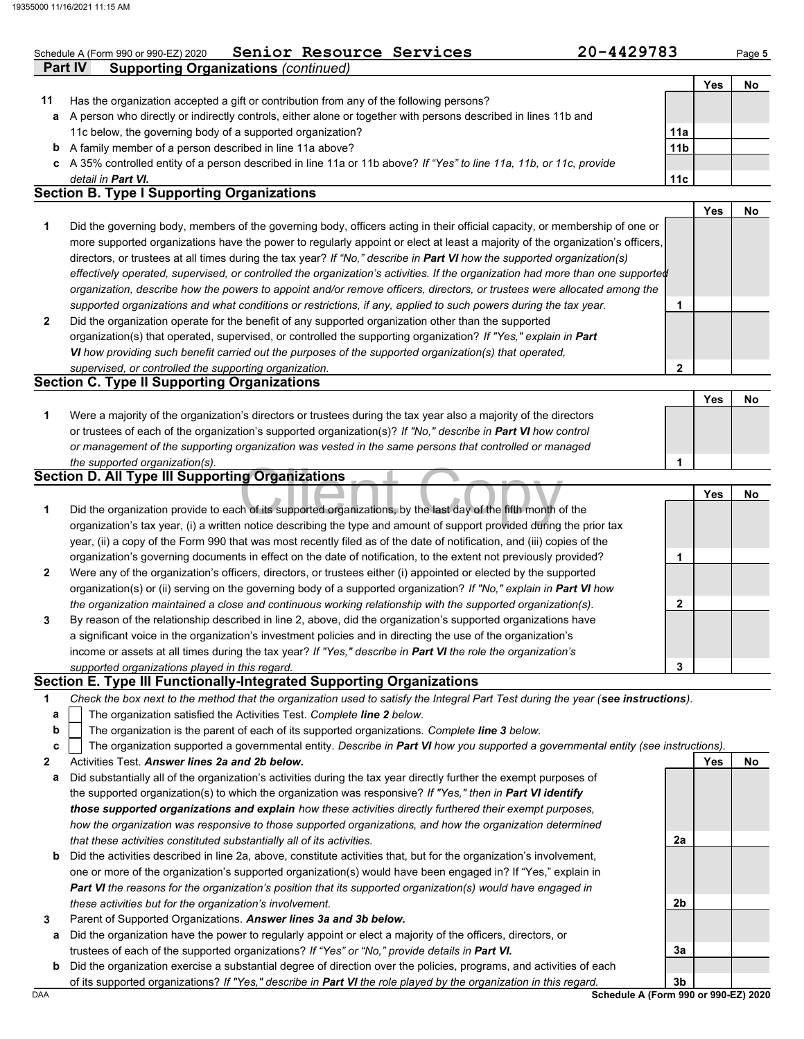Schedule A (Form 990 or 990-EZ) 2020 **Senior Resource Services** **20-4429783**

**Part IV Supporting Organizations** *(continued)*

| | | | Yes | No |
|---|---|---|---|---|
| **11** | Has the organization accepted a gift or contribution from any of the following persons? | | | |
| **a** | A person who directly or indirectly controls, either alone or together with persons described in lines 11b and 11c below, the governing body of a supported organization? | 11a | | |
| **b** | A family member of a person described in line 11a above? | 11b | | |
| **c** | A 35% controlled entity of a person described in line 11a or 11b above? *If "Yes" to line 11a, 11b, or 11c, provide detail in **Part VI.*** | 11c | | |

## Section B. Type I Supporting Organizations

| | | | Yes | No |
|---|---|---|---|---|
| **1** | Did the governing body, members of the governing body, officers acting in their official capacity, or membership of one or more supported organizations have the power to regularly appoint or elect at least a majority of the organization's officers, directors, or trustees at all times during the tax year? *If "No," describe in **Part VI** how the supported organization(s) effectively operated, supervised, or controlled the organization's activities. If the organization had more than one supported organization, describe how the powers to appoint and/or remove officers, directors, or trustees were allocated among the supported organizations and what conditions or restrictions, if any, applied to such powers during the tax year.* | 1 | | |
| **2** | Did the organization operate for the benefit of any supported organization other than the supported organization(s) that operated, supervised, or controlled the supporting organization? *If "Yes," explain in **Part VI** how providing such benefit carried out the purposes of the supported organization(s) that operated, supervised, or controlled the supporting organization.* | 2 | | |

## Section C. Type II Supporting Organizations

| | | | Yes | No |
|---|---|---|---|---|
| **1** | Were a majority of the organization's directors or trustees during the tax year also a majority of the directors or trustees of each of the organization's supported organization(s)? *If "No," describe in **Part VI** how control or management of the supporting organization was vested in the same persons that controlled or managed the supported organization(s).* | 1 | | |

## Section D. All Type III Supporting Organizations

| | | | Yes | No |
|---|---|---|---|---|
| **1** | Did the organization provide to each of its supported organizations, by the last day of the fifth month of the organization's tax year, (i) a written notice describing the type and amount of support provided during the prior tax year, (ii) a copy of the Form 990 that was most recently filed as of the date of notification, and (iii) copies of the organization's governing documents in effect on the date of notification, to the extent not previously provided? | 1 | | |
| **2** | Were any of the organization's officers, directors, or trustees either (i) appointed or elected by the supported organization(s) or (ii) serving on the governing body of a supported organization? *If "No," explain in **Part VI** how the organization maintained a close and continuous working relationship with the supported organization(s).* | 2 | | |
| **3** | By reason of the relationship described in line 2, above, did the organization's supported organizations have a significant voice in the organization's investment policies and in directing the use of the organization's income or assets at all times during the tax year? *If "Yes," describe in **Part VI** the role the organization's supported organizations played in this regard.* | 3 | | |

## Section E. Type III Functionally-Integrated Supporting Organizations

**1** *Check the box next to the method that the organization used to satisfy the Integral Part Test during the year (**see instructions**).*

- **a** ☐ The organization satisfied the Activities Test. *Complete **line 2** below.*
- **b** ☐ The organization is the parent of each of its supported organizations. *Complete **line 3** below.*
- **c** ☐ The organization supported a governmental entity. *Describe in **Part VI** how you supported a governmental entity (see instructions).*

| | | | Yes | No |
|---|---|---|---|---|
| **2** | Activities Test. ***Answer lines 2a and 2b below.*** | | | |
| **a** | Did substantially all of the organization's activities during the tax year directly further the exempt purposes of the supported organization(s) to which the organization was responsive? *If "Yes," then in **Part VI identify those supported organizations and explain** how these activities directly furthered their exempt purposes, how the organization was responsive to those supported organizations, and how the organization determined that these activities constituted substantially all of its activities.* | 2a | | |
| **b** | Did the activities described in line 2a, above, constitute activities that, but for the organization's involvement, one or more of the organization's supported organization(s) would have been engaged in? If "Yes," explain in ***Part VI** the reasons for the organization's position that its supported organization(s) would have engaged in these activities but for the organization's involvement.* | 2b | | |
| **3** | Parent of Supported Organizations. ***Answer lines 3a and 3b below.*** | | | |
| **a** | Did the organization have the power to regularly appoint or elect a majority of the officers, directors, or trustees of each of the supported organizations? *If "Yes" or "No," provide details in **Part VI.*** | 3a | | |
| **b** | Did the organization exercise a substantial degree of direction over the policies, programs, and activities of each of its supported organizations? *If "Yes," describe in **Part VI** the role played by the organization in this regard.* | 3b | | |

Schedule A (Form 990 or 990-EZ) 2020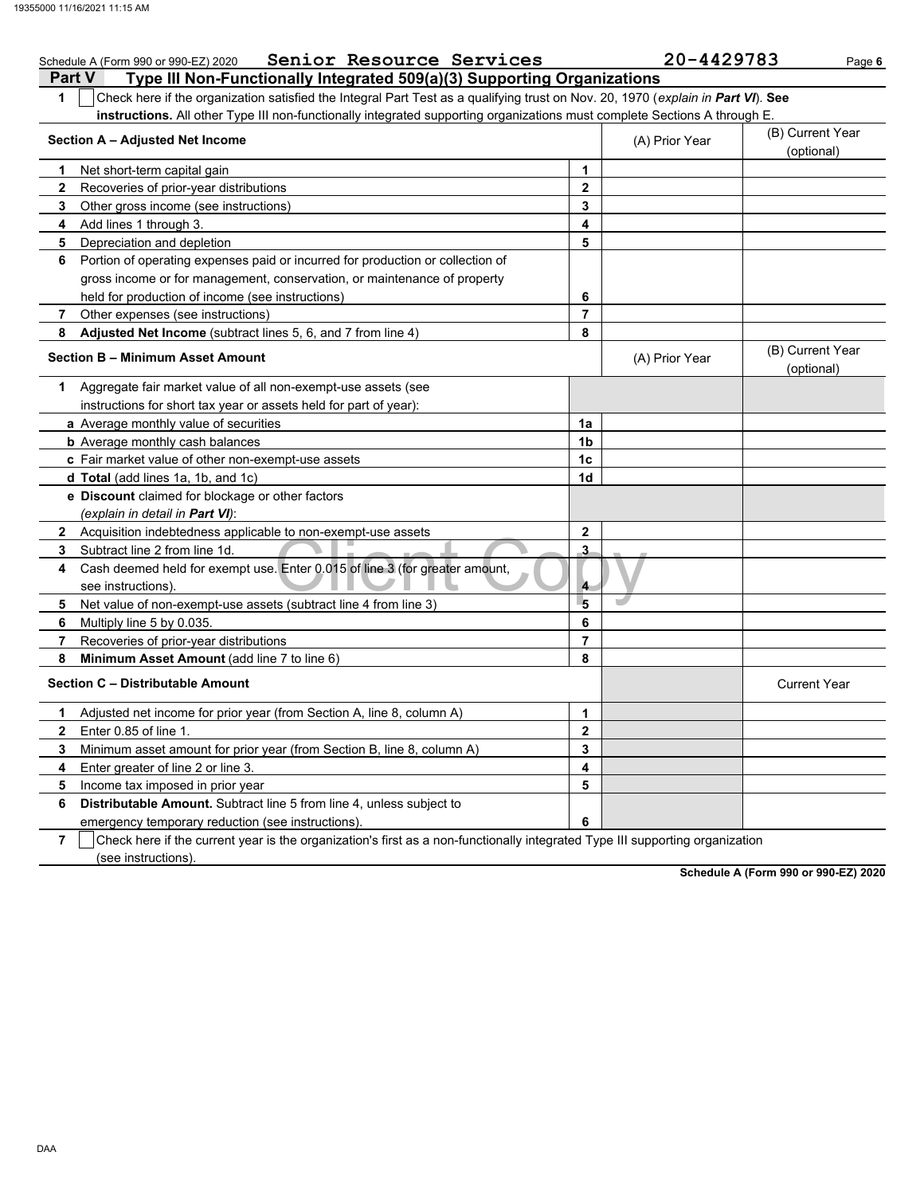Schedule A (Form 990 or 990-EZ) 2020 **Senior Resource Services** **20-4429783**

## Part V Type III Non-Functionally Integrated 509(a)(3) Supporting Organizations

**1** ☐ Check here if the organization satisfied the Integral Part Test as a qualifying trust on Nov. 20, 1970 (*explain in **Part VI***). **See instructions.** All other Type III non-functionally integrated supporting organizations must complete Sections A through E.

| **Section A – Adjusted Net Income** | | (A) Prior Year | (B) Current Year (optional) |
|---|---|---|---|
| **1** Net short-term capital gain | **1** | | |
| **2** Recoveries of prior-year distributions | **2** | | |
| **3** Other gross income (see instructions) | **3** | | |
| **4** Add lines 1 through 3. | **4** | | |
| **5** Depreciation and depletion | **5** | | |
| **6** Portion of operating expenses paid or incurred for production or collection of gross income or for management, conservation, or maintenance of property held for production of income (see instructions) | **6** | | |
| **7** Other expenses (see instructions) | **7** | | |
| **8** **Adjusted Net Income** (subtract lines 5, 6, and 7 from line 4) | **8** | | |

| **Section B – Minimum Asset Amount** | | (A) Prior Year | (B) Current Year (optional) |
|---|---|---|---|
| **1** Aggregate fair market value of all non-exempt-use assets (see instructions for short tax year or assets held for part of year): | | | |
| **a** Average monthly value of securities | **1a** | | |
| **b** Average monthly cash balances | **1b** | | |
| **c** Fair market value of other non-exempt-use assets | **1c** | | |
| **d** **Total** (add lines 1a, 1b, and 1c) | **1d** | | |
| **e** **Discount** claimed for blockage or other factors (*explain in detail in **Part VI***): | | | |
| **2** Acquisition indebtedness applicable to non-exempt-use assets | **2** | | |
| **3** Subtract line 2 from line 1d. | **3** | | |
| **4** Cash deemed held for exempt use. Enter 0.015 of line 3 (for greater amount, see instructions). | **4** | | |
| **5** Net value of non-exempt-use assets (subtract line 4 from line 3) | **5** | | |
| **6** Multiply line 5 by 0.035. | **6** | | |
| **7** Recoveries of prior-year distributions | **7** | | |
| **8** **Minimum Asset Amount** (add line 7 to line 6) | **8** | | |

| **Section C – Distributable Amount** | | | Current Year |
|---|---|---|---|
| **1** Adjusted net income for prior year (from Section A, line 8, column A) | **1** | | |
| **2** Enter 0.85 of line 1. | **2** | | |
| **3** Minimum asset amount for prior year (from Section B, line 8, column A) | **3** | | |
| **4** Enter greater of line 2 or line 3. | **4** | | |
| **5** Income tax imposed in prior year | **5** | | |
| **6** **Distributable Amount.** Subtract line 5 from line 4, unless subject to emergency temporary reduction (see instructions). | **6** | | |

**7** ☐ Check here if the current year is the organization's first as a non-functionally integrated Type III supporting organization (see instructions).

**Schedule A (Form 990 or 990-EZ) 2020**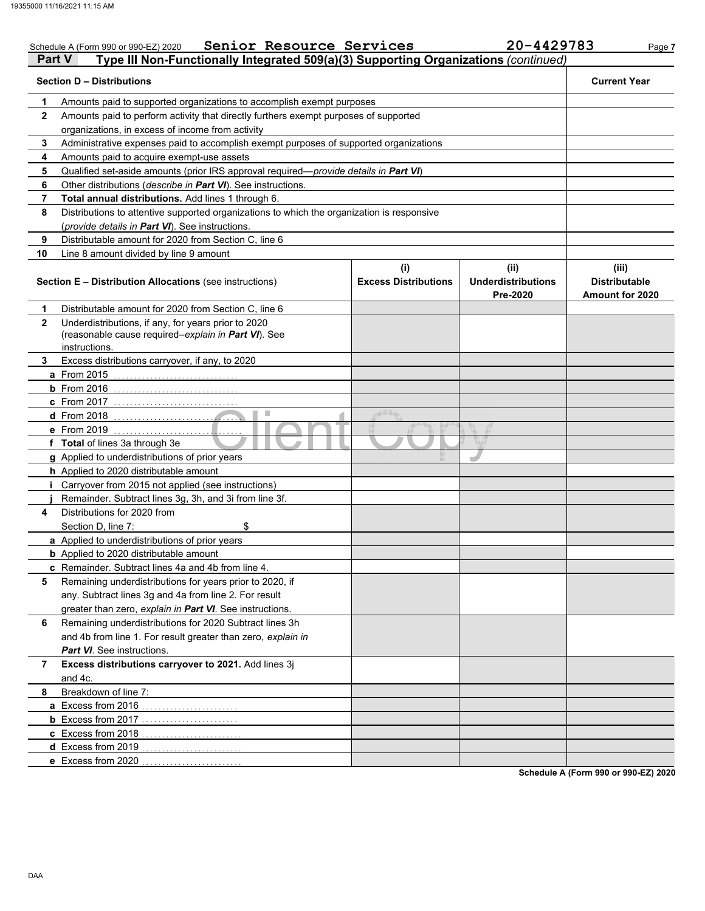Schedule A (Form 990 or 990-EZ) 2020 **Senior Resource Services** **20-4429783** Page **7**

## Part V Type III Non-Functionally Integrated 509(a)(3) Supporting Organizations *(continued)*

| **Section D – Distributions** | | **Current Year** |
|---|---|---|
| **1** | Amounts paid to supported organizations to accomplish exempt purposes | |
| **2** | Amounts paid to perform activity that directly furthers exempt purposes of supported organizations, in excess of income from activity | |
| **3** | Administrative expenses paid to accomplish exempt purposes of supported organizations | |
| **4** | Amounts paid to acquire exempt-use assets | |
| **5** | Qualified set-aside amounts (prior IRS approval required—*provide details in **Part VI***) | |
| **6** | Other distributions (*describe in **Part VI***). See instructions. | |
| **7** | **Total annual distributions.** Add lines 1 through 6. | |
| **8** | Distributions to attentive supported organizations to which the organization is responsive (*provide details in **Part VI***). See instructions. | |
| **9** | Distributable amount for 2020 from Section C, line 6 | |
| **10** | Line 8 amount divided by line 9 amount | |

| | **Section E – Distribution Allocations** (see instructions) | **(i) Excess Distributions** | **(ii) Underdistributions Pre-2020** | **(iii) Distributable Amount for 2020** |
|---|---|---|---|---|
| **1** | Distributable amount for 2020 from Section C, line 6 | | | |
| **2** | Underdistributions, if any, for years prior to 2020 (reasonable cause required–*explain in **Part VI***). See instructions. | | | |
| **3** | Excess distributions carryover, if any, to 2020 | | | |
| **a** | From 2015 | | | |
| **b** | From 2016 | | | |
| **c** | From 2017 | | | |
| **d** | From 2018 | | | |
| **e** | From 2019 | | | |
| **f** | **Total** of lines 3a through 3e | | | |
| **g** | Applied to underdistributions of prior years | | | |
| **h** | Applied to 2020 distributable amount | | | |
| **i** | Carryover from 2015 not applied (see instructions) | | | |
| **j** | Remainder. Subtract lines 3g, 3h, and 3i from line 3f. | | | |
| **4** | Distributions for 2020 from Section D, line 7: $ | | | |
| **a** | Applied to underdistributions of prior years | | | |
| **b** | Applied to 2020 distributable amount | | | |
| **c** | Remainder. Subtract lines 4a and 4b from line 4. | | | |
| **5** | Remaining underdistributions for years prior to 2020, if any. Subtract lines 3g and 4a from line 2. For result greater than zero, *explain in **Part VI***. See instructions. | | | |
| **6** | Remaining underdistributions for 2020 Subtract lines 3h and 4b from line 1. For result greater than zero, *explain in **Part VI***. See instructions. | | | |
| **7** | **Excess distributions carryover to 2021.** Add lines 3j and 4c. | | | |
| **8** | Breakdown of line 7: | | | |
| **a** | Excess from 2016 | | | |
| **b** | Excess from 2017 | | | |
| **c** | Excess from 2018 | | | |
| **d** | Excess from 2019 | | | |
| **e** | Excess from 2020 | | | |

**Schedule A (Form 990 or 990-EZ) 2020**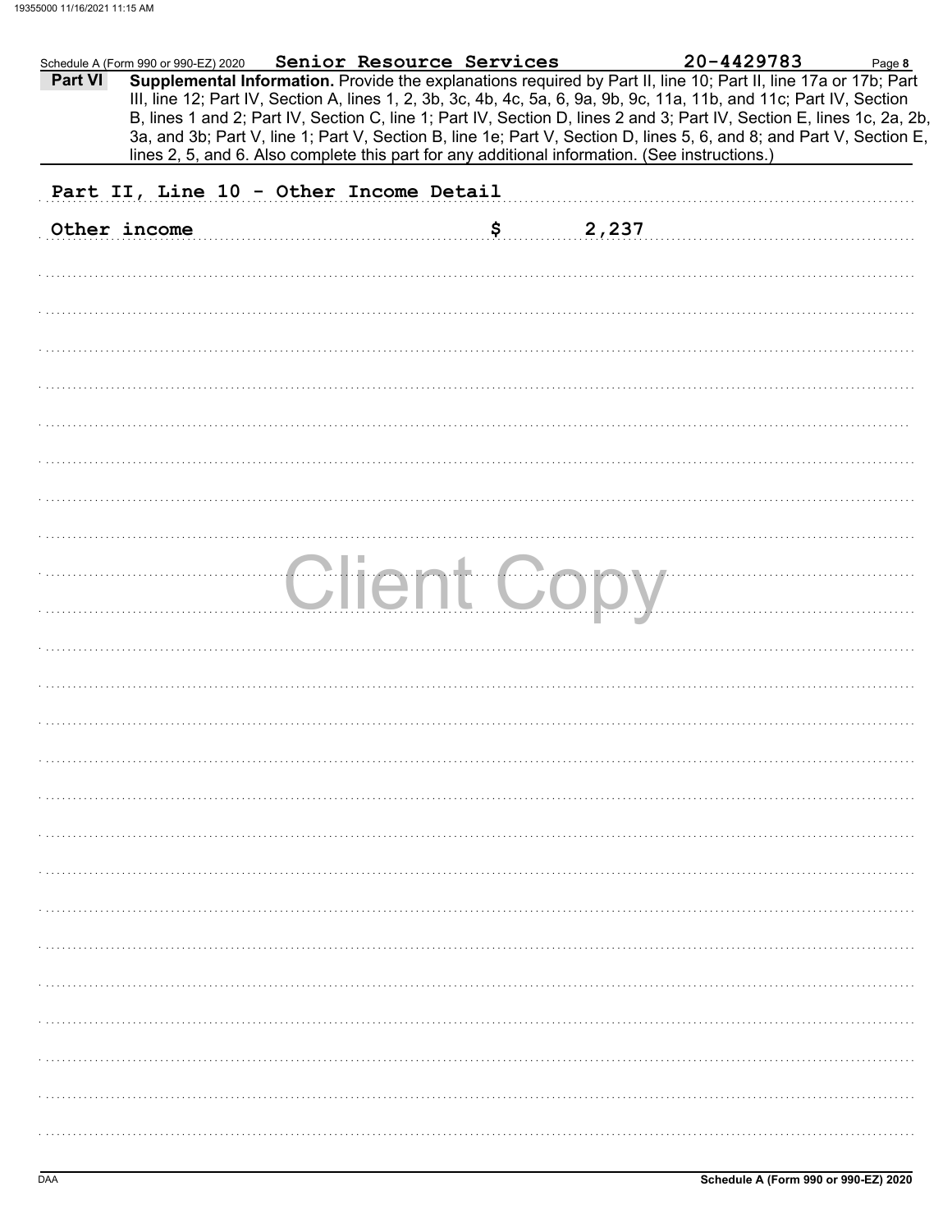Schedule A (Form 990 or 990-EZ) 2020 **Senior Resource Services** **20-4429783**

## Part VI Supplemental Information.

**Supplemental Information.** Provide the explanations required by Part II, line 10; Part II, line 17a or 17b; Part III, line 12; Part IV, Section A, lines 1, 2, 3b, 3c, 4b, 4c, 5a, 6, 9a, 9b, 9c, 11a, 11b, and 11c; Part IV, Section B, lines 1 and 2; Part IV, Section C, line 1; Part IV, Section D, lines 2 and 3; Part IV, Section E, lines 1c, 2a, 2b, 3a, and 3b; Part V, line 1; Part V, Section B, line 1e; Part V, Section D, lines 5, 6, and 8; and Part V, Section E, lines 2, 5, and 6. Also complete this part for any additional information. (See instructions.)

**Part II, Line 10 - Other Income Detail**

| | |
|---|---|
| Other income | $ 2,237 |

Client Copy

Schedule A (Form 990 or 990-EZ) 2020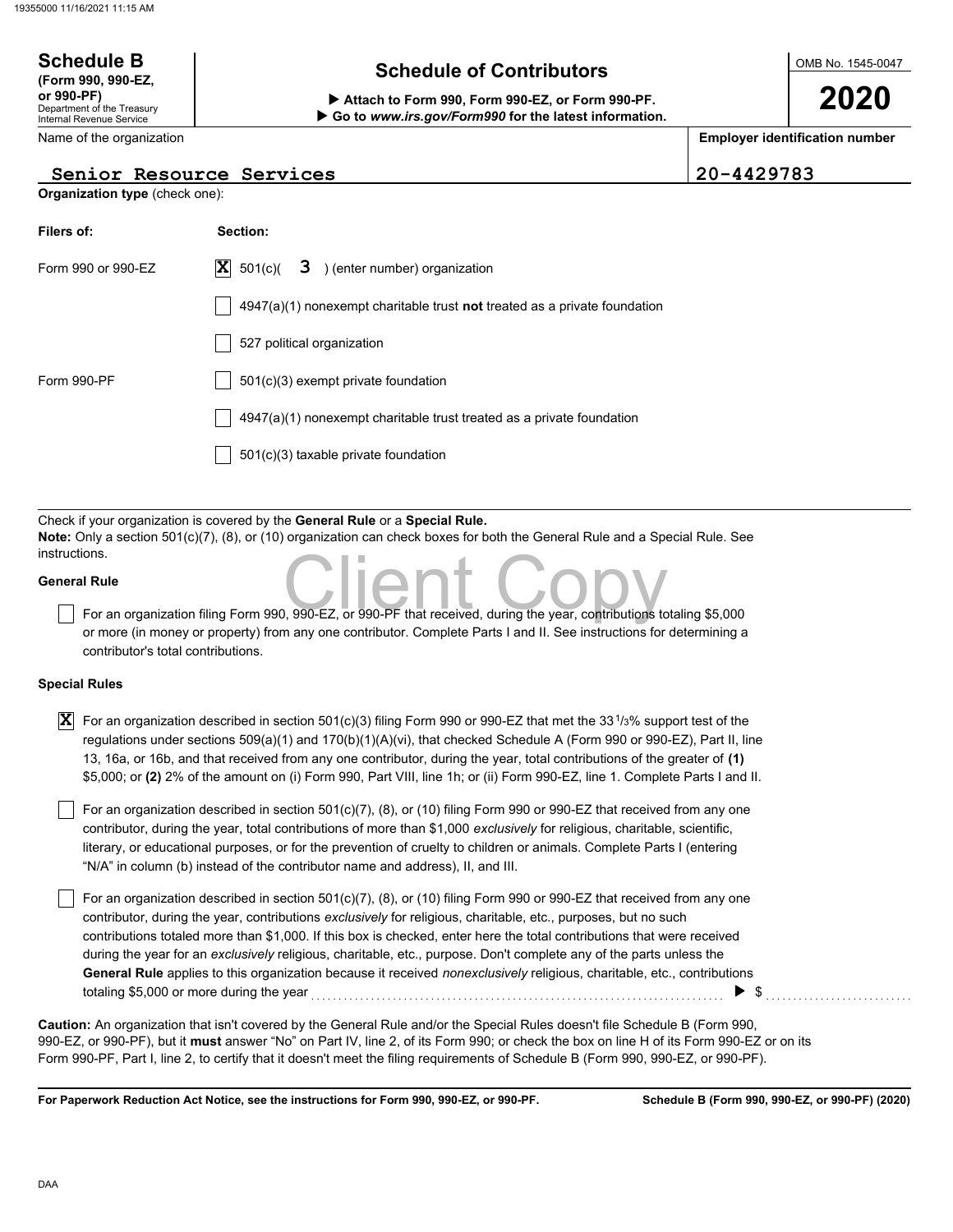**Schedule B** **(Form 990, 990-EZ, or 990-PF)** Department of the Treasury Internal Revenue Service

# Schedule of Contributors

▶ **Attach to Form 990, Form 990-EZ, or Form 990-PF.**
▶ **Go to *www.irs.gov/Form990* for the latest information.**

OMB No. 1545-0047

**2020**

| Name of the organization | **Employer identification number** |
|---|---|
| Senior Resource Services | 20-4429783 |

**Organization type** (check one):

| **Filers of:** | **Section:** |
|---|---|
| Form 990 or 990-EZ | [X] 501(c)( 3 ) (enter number) organization |
| | [ ] 4947(a)(1) nonexempt charitable trust **not** treated as a private foundation |
| | [ ] 527 political organization |
| Form 990-PF | [ ] 501(c)(3) exempt private foundation |
| | [ ] 4947(a)(1) nonexempt charitable trust treated as a private foundation |
| | [ ] 501(c)(3) taxable private foundation |

Check if your organization is covered by the **General Rule** or a **Special Rule.**
**Note:** Only a section 501(c)(7), (8), or (10) organization can check boxes for both the General Rule and a Special Rule. See instructions.

**General Rule**

[ ] For an organization filing Form 990, 990-EZ, or 990-PF that received, during the year, contributions totaling $5,000 or more (in money or property) from any one contributor. Complete Parts I and II. See instructions for determining a contributor's total contributions.

**Special Rules**

[X] For an organization described in section 501(c)(3) filing Form 990 or 990-EZ that met the 33 1/3% support test of the regulations under sections 509(a)(1) and 170(b)(1)(A)(vi), that checked Schedule A (Form 990 or 990-EZ), Part II, line 13, 16a, or 16b, and that received from any one contributor, during the year, total contributions of the greater of **(1)** $5,000; or **(2)** 2% of the amount on (i) Form 990, Part VIII, line 1h; or (ii) Form 990-EZ, line 1. Complete Parts I and II.

[ ] For an organization described in section 501(c)(7), (8), or (10) filing Form 990 or 990-EZ that received from any one contributor, during the year, total contributions of more than $1,000 *exclusively* for religious, charitable, scientific, literary, or educational purposes, or for the prevention of cruelty to children or animals. Complete Parts I (entering "N/A" in column (b) instead of the contributor name and address), II, and III.

[ ] For an organization described in section 501(c)(7), (8), or (10) filing Form 990 or 990-EZ that received from any one contributor, during the year, contributions *exclusively* for religious, charitable, etc., purposes, but no such contributions totaled more than $1,000. If this box is checked, enter here the total contributions that were received during the year for an *exclusively* religious, charitable, etc., purpose. Don't complete any of the parts unless the **General Rule** applies to this organization because it received *nonexclusively* religious, charitable, etc., contributions totaling $5,000 or more during the year ........ ▶ $ ..........

**Caution:** An organization that isn't covered by the General Rule and/or the Special Rules doesn't file Schedule B (Form 990, 990-EZ, or 990-PF), but it **must** answer "No" on Part IV, line 2, of its Form 990; or check the box on line H of its Form 990-EZ or on its Form 990-PF, Part I, line 2, to certify that it doesn't meet the filing requirements of Schedule B (Form 990, 990-EZ, or 990-PF).

**For Paperwork Reduction Act Notice, see the instructions for Form 990, 990-EZ, or 990-PF.** **Schedule B (Form 990, 990-EZ, or 990-PF) (2020)**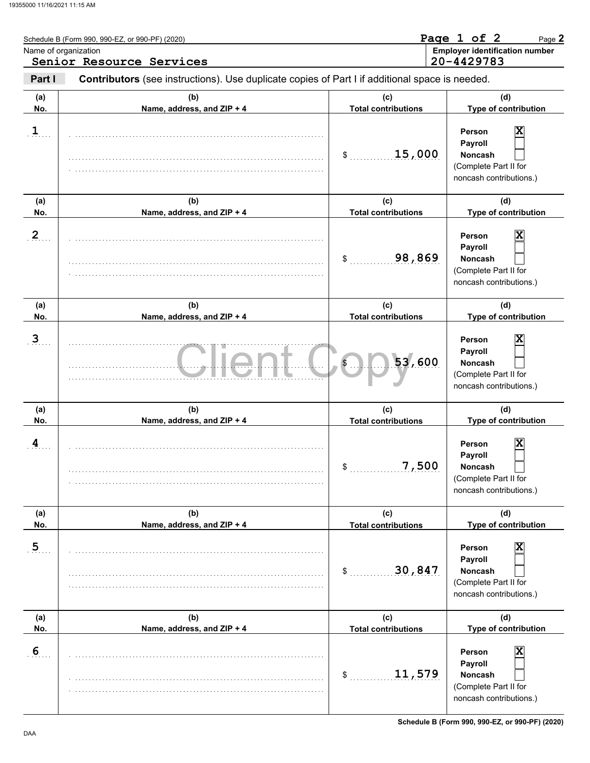Schedule B (Form 990, 990-EZ, or 990-PF) (2020)

Name of organization: **Senior Resource Services**

**Employer identification number:** 20-4429783

**Part I** — **Contributors** (see instructions). Use duplicate copies of Part I if additional space is needed.

| (a) No. | (b) Name, address, and ZIP + 4 | (c) Total contributions | (d) Type of contribution |
|---|---|---|---|
| 1 | | $ 15,000 | Person [X] Payroll [ ] Noncash [ ] (Complete Part II for noncash contributions.) |
| 2 | | $ 98,869 | Person [X] Payroll [ ] Noncash [ ] (Complete Part II for noncash contributions.) |
| 3 | | $ 53,600 | Person [X] Payroll [ ] Noncash [ ] (Complete Part II for noncash contributions.) |
| 4 | | $ 7,500 | Person [X] Payroll [ ] Noncash [ ] (Complete Part II for noncash contributions.) |
| 5 | | $ 30,847 | Person [X] Payroll [ ] Noncash [ ] (Complete Part II for noncash contributions.) |
| 6 | | $ 11,579 | Person [X] Payroll [ ] Noncash [ ] (Complete Part II for noncash contributions.) |

Client Copy

Schedule B (Form 990, 990-EZ, or 990-PF) (2020)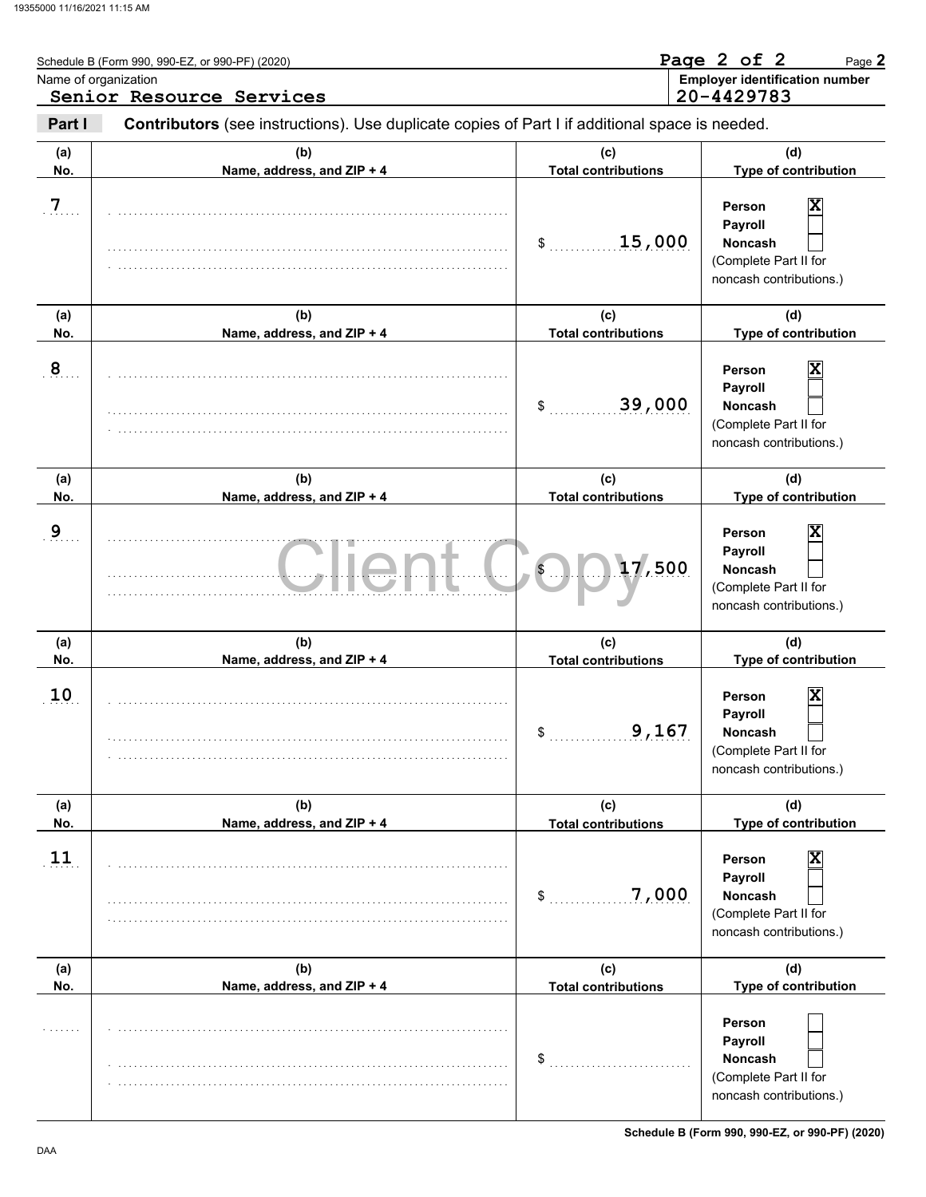Schedule B (Form 990, 990-EZ, or 990-PF) (2020)

Name of organization: **Senior Resource Services**

**Employer identification number:** 20-4429783

**Part I** **Contributors** (see instructions). Use duplicate copies of Part I if additional space is needed.

| (a) No. | (b) Name, address, and ZIP + 4 | (c) Total contributions | (d) Type of contribution |
|---|---|---|---|
| 7 | | $ 15,000 | Person [X] Payroll [ ] Noncash [ ] (Complete Part II for noncash contributions.) |
| 8 | | $ 39,000 | Person [X] Payroll [ ] Noncash [ ] (Complete Part II for noncash contributions.) |
| 9 | | $ 17,500 | Person [X] Payroll [ ] Noncash [ ] (Complete Part II for noncash contributions.) |
| 10 | | $ 9,167 | Person [X] Payroll [ ] Noncash [ ] (Complete Part II for noncash contributions.) |
| 11 | | $ 7,000 | Person [X] Payroll [ ] Noncash [ ] (Complete Part II for noncash contributions.) |
| | | $ | Person [ ] Payroll [ ] Noncash [ ] (Complete Part II for noncash contributions.) |

Client Copy

Schedule B (Form 990, 990-EZ, or 990-PF) (2020)

DAA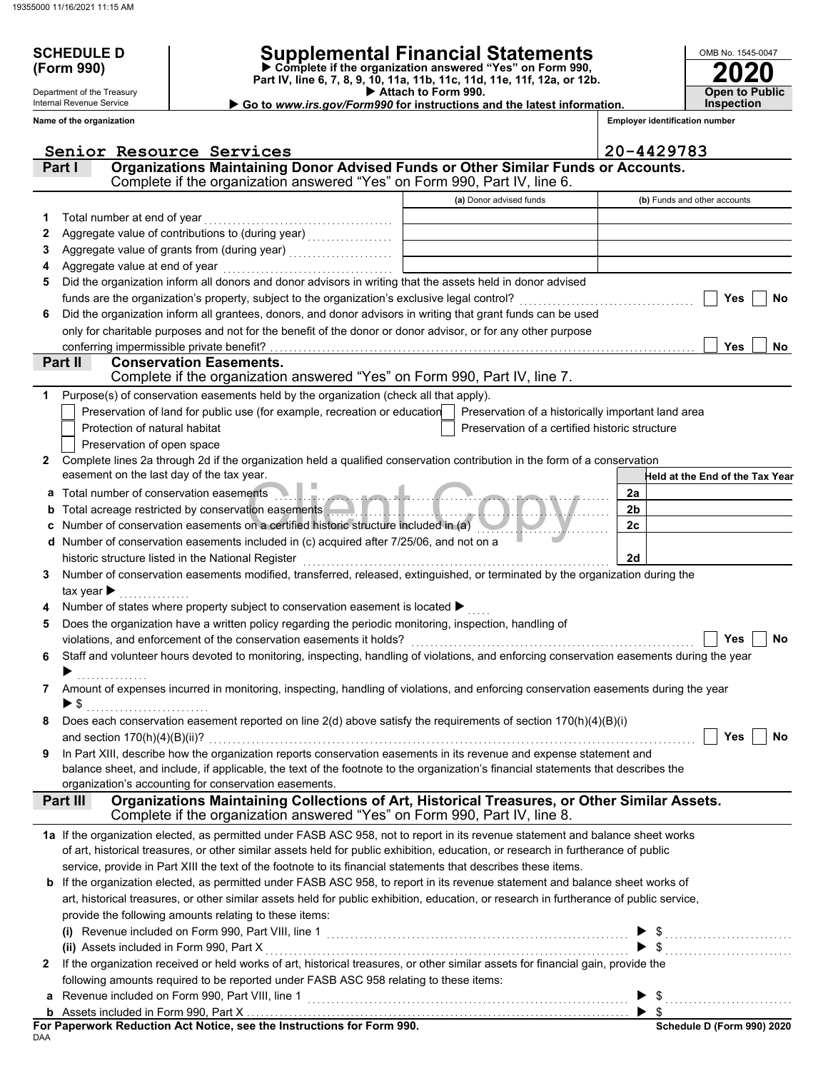# SCHEDULE D (Form 990)

Department of the Treasury
Internal Revenue Service

## Supplemental Financial Statements

▶ Complete if the organization answered "Yes" on Form 990, Part IV, line 6, 7, 8, 9, 10, 11a, 11b, 11c, 11d, 11e, 11f, 12a, or 12b.
▶ Attach to Form 990.
▶ Go to *www.irs.gov/Form990* for instructions and the latest information.

OMB No. 1545-0047

**2020**

**Open to Public Inspection**

**Name of the organization:** Senior Resource Services

**Employer identification number:** 20-4429783

## Part I — Organizations Maintaining Donor Advised Funds or Other Similar Funds or Accounts.
Complete if the organization answered "Yes" on Form 990, Part IV, line 6.

| | | (a) Donor advised funds | (b) Funds and other accounts |
|---|---|---|---|
| 1 | Total number at end of year | | |
| 2 | Aggregate value of contributions to (during year) | | |
| 3 | Aggregate value of grants from (during year) | | |
| 4 | Aggregate value at end of year | | |

5 Did the organization inform all donors and donor advisors in writing that the assets held in donor advised funds are the organization's property, subject to the organization's exclusive legal control? ☐ Yes ☐ No

6 Did the organization inform all grantees, donors, and donor advisors in writing that grant funds can be used only for charitable purposes and not for the benefit of the donor or donor advisor, or for any other purpose conferring impermissible private benefit? ☐ Yes ☐ No

## Part II — Conservation Easements.
Complete if the organization answered "Yes" on Form 990, Part IV, line 7.

1 Purpose(s) of conservation easements held by the organization (check all that apply).

- ☐ Preservation of land for public use (for example, recreation or education)
- ☐ Protection of natural habitat
- ☐ Preservation of open space
- ☐ Preservation of a historically important land area
- ☐ Preservation of a certified historic structure

2 Complete lines 2a through 2d if the organization held a qualified conservation contribution in the form of a conservation easement on the last day of the tax year.

| | | | Held at the End of the Tax Year |
|---|---|---|---|
| a | Total number of conservation easements | 2a | |
| b | Total acreage restricted by conservation easements | 2b | |
| c | Number of conservation easements on a certified historic structure included in (a) | 2c | |
| d | Number of conservation easements included in (c) acquired after 7/25/06, and not on a historic structure listed in the National Register | 2d | |

3 Number of conservation easements modified, transferred, released, extinguished, or terminated by the organization during the tax year ▶

4 Number of states where property subject to conservation easement is located ▶

5 Does the organization have a written policy regarding the periodic monitoring, inspection, handling of violations, and enforcement of the conservation easements it holds? ☐ Yes ☐ No

6 Staff and volunteer hours devoted to monitoring, inspecting, handling of violations, and enforcing conservation easements during the year ▶

7 Amount of expenses incurred in monitoring, inspecting, handling of violations, and enforcing conservation easements during the year ▶ $

8 Does each conservation easement reported on line 2(d) above satisfy the requirements of section 170(h)(4)(B)(i) and section 170(h)(4)(B)(ii)? ☐ Yes ☐ No

9 In Part XIII, describe how the organization reports conservation easements in its revenue and expense statement and balance sheet, and include, if applicable, the text of the footnote to the organization's financial statements that describes the organization's accounting for conservation easements.

## Part III — Organizations Maintaining Collections of Art, Historical Treasures, or Other Similar Assets.
Complete if the organization answered "Yes" on Form 990, Part IV, line 8.

1a If the organization elected, as permitted under FASB ASC 958, not to report in its revenue statement and balance sheet works of art, historical treasures, or other similar assets held for public exhibition, education, or research in furtherance of public service, provide in Part XIII the text of the footnote to its financial statements that describes these items.

b If the organization elected, as permitted under FASB ASC 958, to report in its revenue statement and balance sheet works of art, historical treasures, or other similar assets held for public exhibition, education, or research in furtherance of public service, provide the following amounts relating to these items:

(i) Revenue included on Form 990, Part VIII, line 1 ▶ $

(ii) Assets included in Form 990, Part X ▶ $

2 If the organization received or held works of art, historical treasures, or other similar assets for financial gain, provide the following amounts required to be reported under FASB ASC 958 relating to these items:

a Revenue included on Form 990, Part VIII, line 1 ▶ $

b Assets included in Form 990, Part X ▶ $

**For Paperwork Reduction Act Notice, see the Instructions for Form 990.**

DAA

**Schedule D (Form 990) 2020**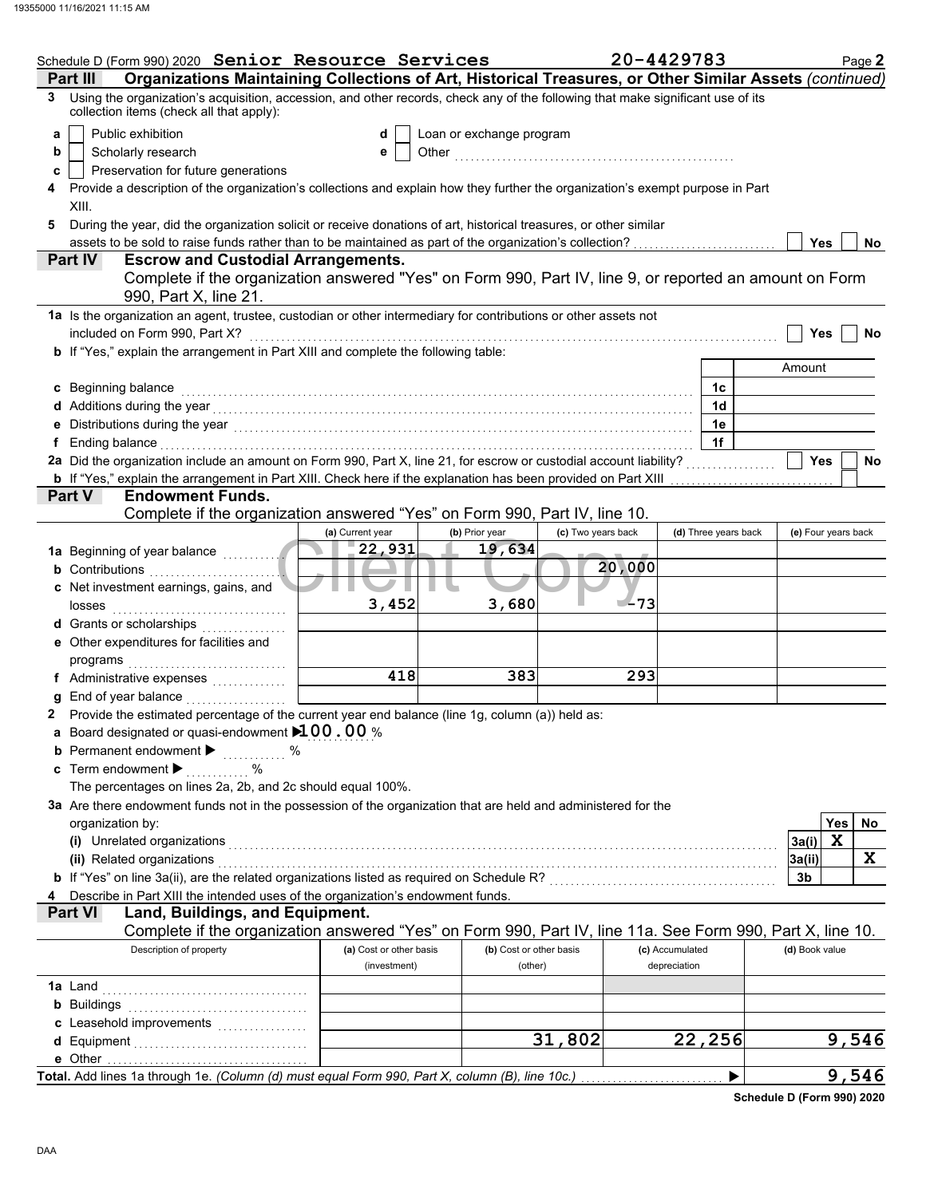Schedule D (Form 990) 2020 **Senior Resource Services** **20-4429783** Page **2**

**Part III** **Organizations Maintaining Collections of Art, Historical Treasures, or Other Similar Assets** *(continued)*

3 Using the organization's acquisition, accession, and other records, check any of the following that make significant use of its collection items (check all that apply):

a ☐ Public exhibition
b ☐ Scholarly research
c ☐ Preservation for future generations
d ☐ Loan or exchange program
e ☐ Other

4 Provide a description of the organization's collections and explain how they further the organization's exempt purpose in Part XIII.

5 During the year, did the organization solicit or receive donations of art, historical treasures, or other similar assets to be sold to raise funds rather than to be maintained as part of the organization's collection? ☐ Yes ☐ No

**Part IV** **Escrow and Custodial Arrangements.**

Complete if the organization answered "Yes" on Form 990, Part IV, line 9, or reported an amount on Form 990, Part X, line 21.

1a Is the organization an agent, trustee, custodian or other intermediary for contributions or other assets not included on Form 990, Part X? ☐ Yes ☐ No

b If "Yes," explain the arrangement in Part XIII and complete the following table:

| | | Amount |
|---|---|---|
| c Beginning balance | 1c | |
| d Additions during the year | 1d | |
| e Distributions during the year | 1e | |
| f Ending balance | 1f | |

2a Did the organization include an amount on Form 990, Part X, line 21, for escrow or custodial account liability? ☐ Yes ☐ No

b If "Yes," explain the arrangement in Part XIII. Check here if the explanation has been provided on Part XIII ☐

**Part V** **Endowment Funds.**

Complete if the organization answered "Yes" on Form 990, Part IV, line 10.

| | (a) Current year | (b) Prior year | (c) Two years back | (d) Three years back | (e) Four years back |
|---|---|---|---|---|---|
| 1a Beginning of year balance | 22,931 | 19,634 | | | |
| b Contributions | | | 20,000 | | |
| c Net investment earnings, gains, and losses | 3,452 | 3,680 | -73 | | |
| d Grants or scholarships | | | | | |
| e Other expenditures for facilities and programs | | | | | |
| f Administrative expenses | 418 | 383 | 293 | | |
| g End of year balance | | | | | |

2 Provide the estimated percentage of the current year end balance (line 1g, column (a)) held as:

a Board designated or quasi-endowment ▶ 100.00 %
b Permanent endowment ▶ %
c Term endowment ▶ %

The percentages on lines 2a, 2b, and 2c should equal 100%.

3a Are there endowment funds not in the possession of the organization that are held and administered for the organization by:

| | | Yes | No |
|---|---|---|---|
| (i) Unrelated organizations | 3a(i) | X | |
| (ii) Related organizations | 3a(ii) | | X |
| b If "Yes" on line 3a(ii), are the related organizations listed as required on Schedule R? | 3b | | |

4 Describe in Part XIII the intended uses of the organization's endowment funds.

**Part VI** **Land, Buildings, and Equipment.**

Complete if the organization answered "Yes" on Form 990, Part IV, line 11a. See Form 990, Part X, line 10.

| Description of property | (a) Cost or other basis (investment) | (b) Cost or other basis (other) | (c) Accumulated depreciation | (d) Book value |
|---|---|---|---|---|
| 1a Land | | | | |
| b Buildings | | | | |
| c Leasehold improvements | | | | |
| d Equipment | | 31,802 | 22,256 | 9,546 |
| e Other | | | | |
| **Total.** Add lines 1a through 1e. *(Column (d) must equal Form 990, Part X, column (B), line 10c.)* | | | ▶ | 9,546 |

**Schedule D (Form 990) 2020**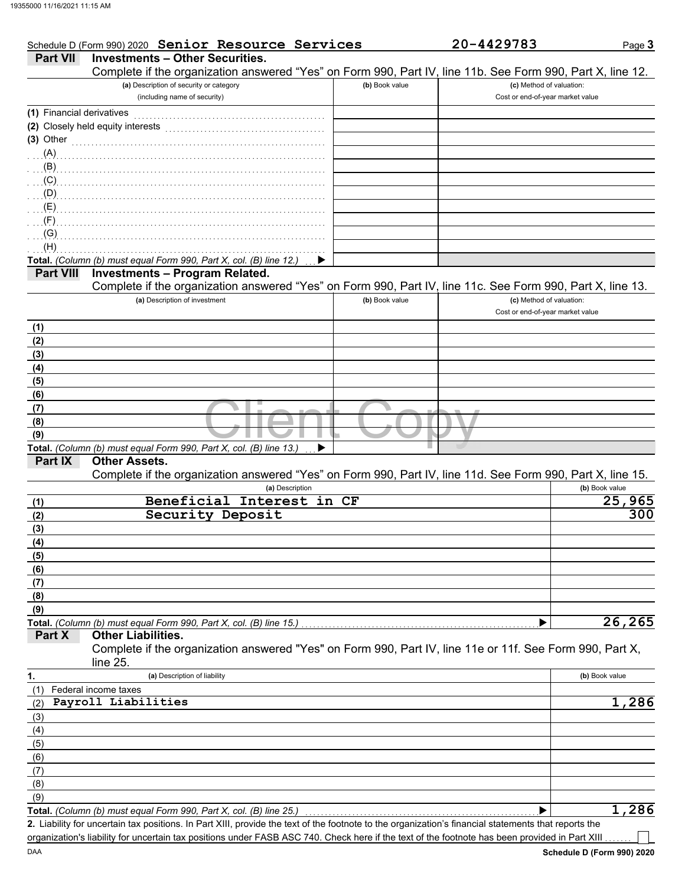Schedule D (Form 990) 2020 **Senior Resource Services** **20-4429783**

## Part VII Investments – Other Securities.

Complete if the organization answered "Yes" on Form 990, Part IV, line 11b. See Form 990, Part X, line 12.

| (a) Description of security or category (including name of security) | (b) Book value | (c) Method of valuation: Cost or end-of-year market value |
|---|---|---|
| (1) Financial derivatives | | |
| (2) Closely held equity interests | | |
| (3) Other | | |
| (A) | | |
| (B) | | |
| (C) | | |
| (D) | | |
| (E) | | |
| (F) | | |
| (G) | | |
| (H) | | |
| **Total.** *(Column (b) must equal Form 990, Part X, col. (B) line 12.)* ▶ | | |

## Part VIII Investments – Program Related.

Complete if the organization answered "Yes" on Form 990, Part IV, line 11c. See Form 990, Part X, line 13.

| (a) Description of investment | (b) Book value | (c) Method of valuation: Cost or end-of-year market value |
|---|---|---|
| (1) | | |
| (2) | | |
| (3) | | |
| (4) | | |
| (5) | | |
| (6) | | |
| (7) | | |
| (8) | | |
| (9) | | |
| **Total.** *(Column (b) must equal Form 990, Part X, col. (B) line 13.)* ▶ | | |

## Part IX Other Assets.

Complete if the organization answered "Yes" on Form 990, Part IV, line 11d. See Form 990, Part X, line 15.

| | (a) Description | (b) Book value |
|---|---|---|
| (1) | Beneficial Interest in CF | 25,965 |
| (2) | Security Deposit | 300 |
| (3) | | |
| (4) | | |
| (5) | | |
| (6) | | |
| (7) | | |
| (8) | | |
| (9) | | |
| **Total.** | *(Column (b) must equal Form 990, Part X, col. (B) line 15.)* ▶ | 26,265 |

## Part X Other Liabilities.

Complete if the organization answered "Yes" on Form 990, Part IV, line 11e or 11f. See Form 990, Part X, line 25.

| 1. | (a) Description of liability | (b) Book value |
|---|---|---|
| (1) | Federal income taxes | |
| (2) | Payroll Liabilities | 1,286 |
| (3) | | |
| (4) | | |
| (5) | | |
| (6) | | |
| (7) | | |
| (8) | | |
| (9) | | |
| **Total.** | *(Column (b) must equal Form 990, Part X, col. (B) line 25.)* ▶ | 1,286 |

**2.** Liability for uncertain tax positions. In Part XIII, provide the text of the footnote to the organization's financial statements that reports the organization's liability for uncertain tax positions under FASB ASC 740. Check here if the text of the footnote has been provided in Part XIII ☐

DAA **Schedule D (Form 990) 2020**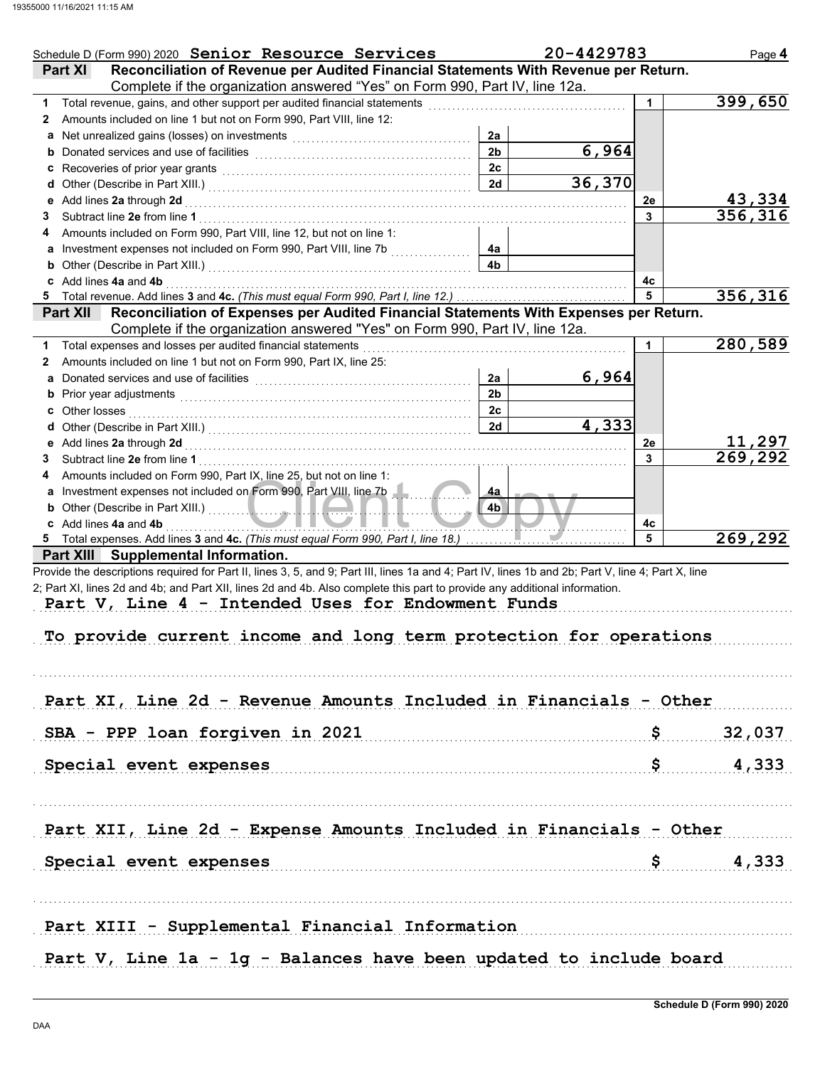Schedule D (Form 990) 2020 **Senior Resource Services** **20-4429783**

## Part XI Reconciliation of Revenue per Audited Financial Statements With Revenue per Return.

Complete if the organization answered "Yes" on Form 990, Part IV, line 12a.

| | | | | | |
|---|---|---|---|---|---|
| **1** | Total revenue, gains, and other support per audited financial statements | | | 1 | 399,650 |
| **2** | Amounts included on line 1 but not on Form 990, Part VIII, line 12: | | | | |
| **a** | Net unrealized gains (losses) on investments | 2a | | | |
| **b** | Donated services and use of facilities | 2b | 6,964 | | |
| **c** | Recoveries of prior year grants | 2c | | | |
| **d** | Other (Describe in Part XIII.) | 2d | 36,370 | | |
| **e** | Add lines **2a** through **2d** | | | 2e | 43,334 |
| **3** | Subtract line **2e** from line **1** | | | 3 | 356,316 |
| **4** | Amounts included on Form 990, Part VIII, line 12, but not on line 1: | | | | |
| **a** | Investment expenses not included on Form 990, Part VIII, line 7b | 4a | | | |
| **b** | Other (Describe in Part XIII.) | 4b | | | |
| **c** | Add lines **4a** and **4b** | | | 4c | |
| **5** | Total revenue. Add lines **3** and **4c.** *(This must equal Form 990, Part I, line 12.)* | | | 5 | 356,316 |

## Part XII Reconciliation of Expenses per Audited Financial Statements With Expenses per Return.

Complete if the organization answered "Yes" on Form 990, Part IV, line 12a.

| | | | | | |
|---|---|---|---|---|---|
| **1** | Total expenses and losses per audited financial statements | | | 1 | 280,589 |
| **2** | Amounts included on line 1 but not on Form 990, Part IX, line 25: | | | | |
| **a** | Donated services and use of facilities | 2a | 6,964 | | |
| **b** | Prior year adjustments | 2b | | | |
| **c** | Other losses | 2c | | | |
| **d** | Other (Describe in Part XIII.) | 2d | 4,333 | | |
| **e** | Add lines **2a** through **2d** | | | 2e | 11,297 |
| **3** | Subtract line **2e** from line **1** | | | 3 | 269,292 |
| **4** | Amounts included on Form 990, Part IX, line 25, but not on line 1: | | | | |
| **a** | Investment expenses not included on Form 990, Part VIII, line 7b | 4a | | | |
| **b** | Other (Describe in Part XIII.) | 4b | | | |
| **c** | Add lines **4a** and **4b** | | | 4c | |
| **5** | Total expenses. Add lines **3** and **4c.** *(This must equal Form 990, Part I, line 18.)* | | | 5 | 269,292 |

## Part XIII Supplemental Information.

Provide the descriptions required for Part II, lines 3, 5, and 9; Part III, lines 1a and 4; Part IV, lines 1b and 2b; Part V, line 4; Part X, line 2; Part XI, lines 2d and 4b; and Part XII, lines 2d and 4b. Also complete this part to provide any additional information.

Part V, Line 4 - Intended Uses for Endowment Funds

To provide current income and long term protection for operations

Part XI, Line 2d - Revenue Amounts Included in Financials - Other

| | |
|---|---|
| SBA - PPP loan forgiven in 2021 | $ 32,037 |
| Special event expenses | $ 4,333 |

Part XII, Line 2d - Expense Amounts Included in Financials - Other

| | |
|---|---|
| Special event expenses | $ 4,333 |

Part XIII - Supplemental Financial Information

Part V, Line 1a - 1g - Balances have been updated to include board

Schedule D (Form 990) 2020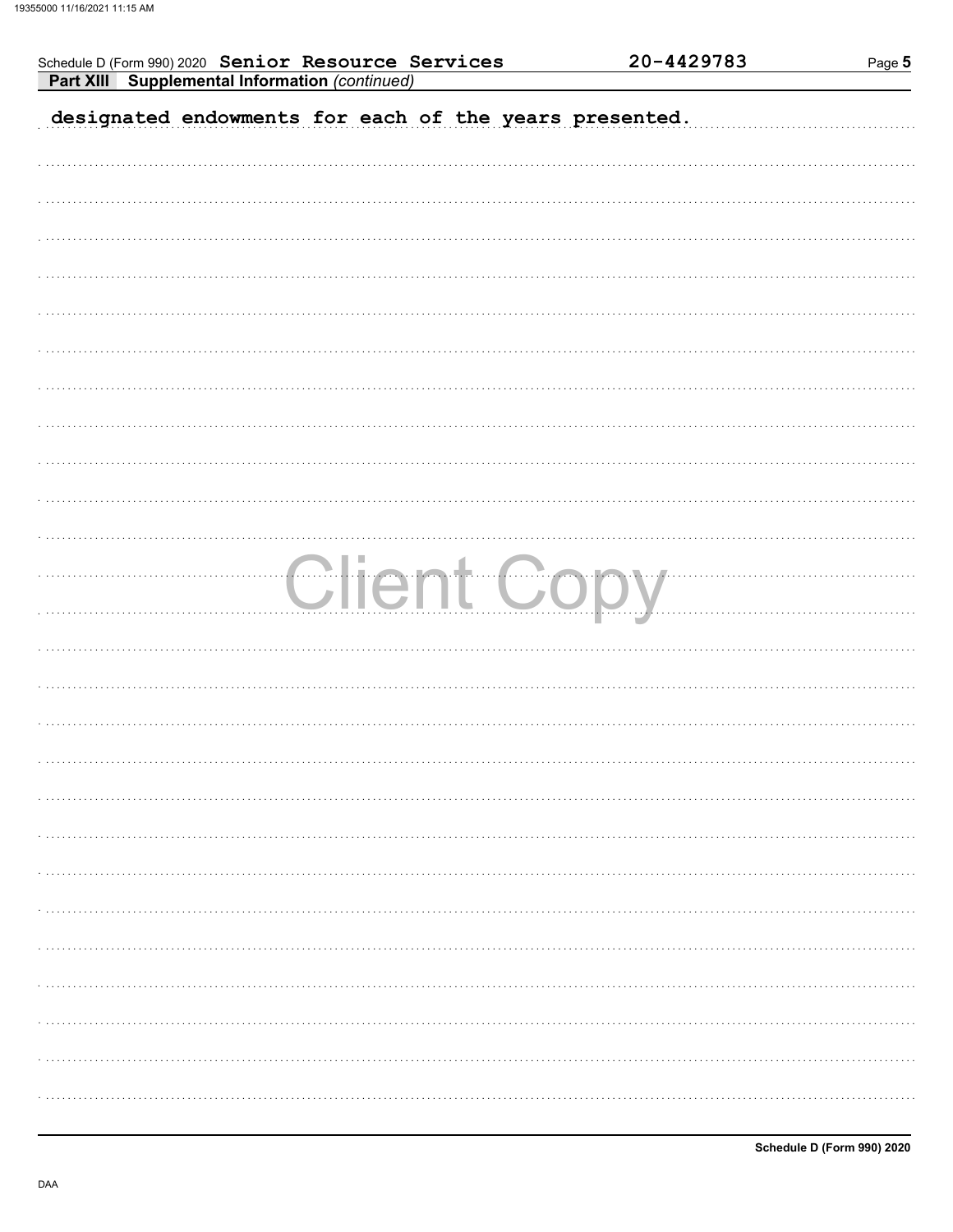Schedule D (Form 990) 2020 **Senior Resource Services** **20-4429783**

**Part XIII Supplemental Information** *(continued)*

designated endowments for each of the years presented.

Client Copy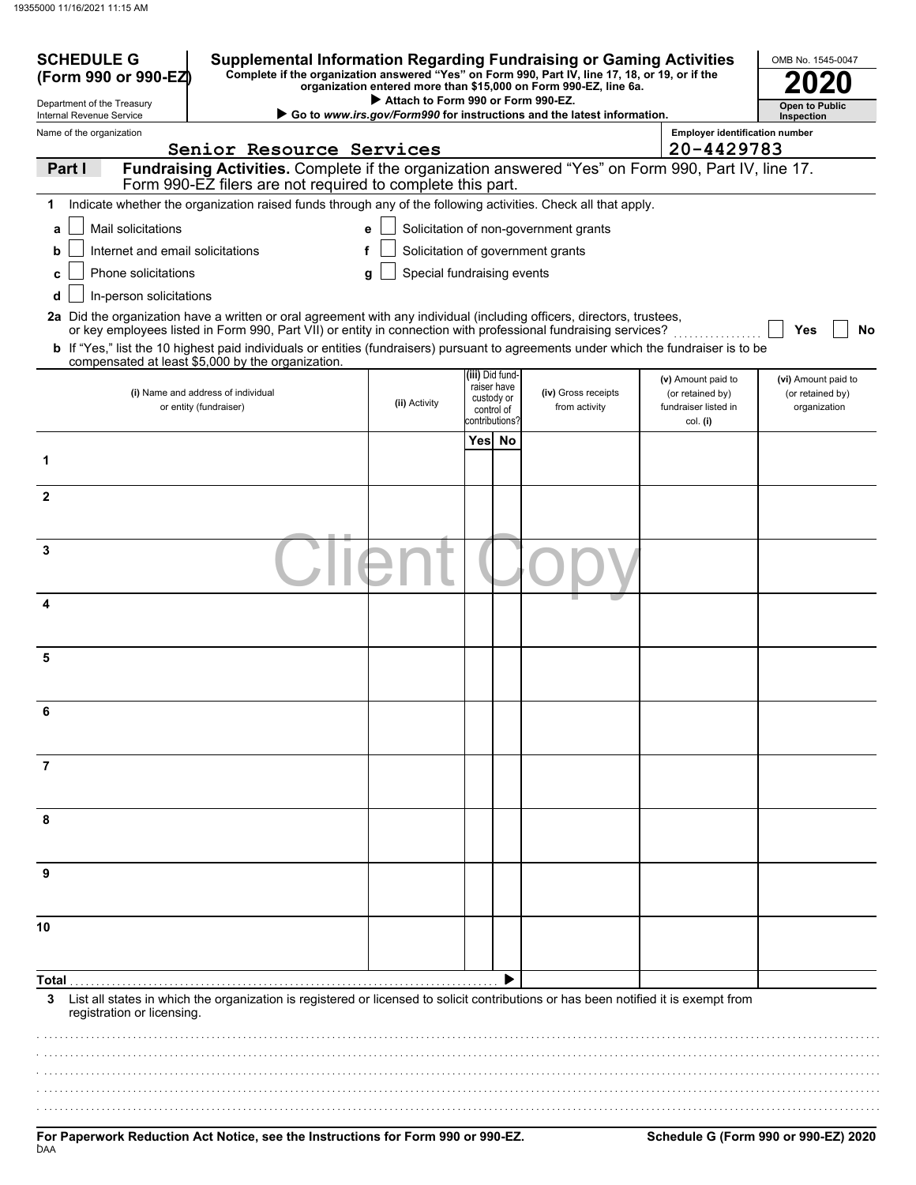**SCHEDULE G (Form 990 or 990-EZ)**

Department of the Treasury
Internal Revenue Service

# Supplemental Information Regarding Fundraising or Gaming Activities

**Complete if the organization answered "Yes" on Form 990, Part IV, line 17, 18, or 19, or if the organization entered more than $15,000 on Form 990-EZ, line 6a.**

▶ **Attach to Form 990 or Form 990-EZ.**

▶ **Go to www.irs.gov/Form990 for instructions and the latest information.**

OMB No. 1545-0047

**2020**

**Open to Public Inspection**

Name of the organization: Senior Resource Services

Employer identification number: 20-4429783

## Part I Fundraising Activities. Complete if the organization answered "Yes" on Form 990, Part IV, line 17. Form 990-EZ filers are not required to complete this part.

**1** Indicate whether the organization raised funds through any of the following activities. Check all that apply.

- **a** ☐ Mail solicitations
- **b** ☐ Internet and email solicitations
- **c** ☐ Phone solicitations
- **d** ☐ In-person solicitations
- **e** ☐ Solicitation of non-government grants
- **f** ☐ Solicitation of government grants
- **g** ☐ Special fundraising events

**2a** Did the organization have a written or oral agreement with any individual (including officers, directors, trustees, or key employees listed in Form 990, Part VII) or entity in connection with professional fundraising services? ☐ Yes ☐ No

**b** If "Yes," list the 10 highest paid individuals or entities (fundraisers) pursuant to agreements under which the fundraiser is to be compensated at least $5,000 by the organization.

| | (i) Name and address of individual or entity (fundraiser) | (ii) Activity | (iii) Did fundraiser have custody or control of contributions? Yes | No | (iv) Gross receipts from activity | (v) Amount paid to (or retained by) fundraiser listed in col. (i) | (vi) Amount paid to (or retained by) organization |
|---|---|---|---|---|---|---|---|
| 1 | | | | | | | |
| 2 | | | | | | | |
| 3 | | | | | | | |
| 4 | | | | | | | |
| 5 | | | | | | | |
| 6 | | | | | | | |
| 7 | | | | | | | |
| 8 | | | | | | | |
| 9 | | | | | | | |
| 10 | | | | | | | |
| **Total** | | | | ▶ | | | |

**3** List all states in which the organization is registered or licensed to solicit contributions or has been notified it is exempt from registration or licensing.

**For Paperwork Reduction Act Notice, see the Instructions for Form 990 or 990-EZ.**

**Schedule G (Form 990 or 990-EZ) 2020**

DAA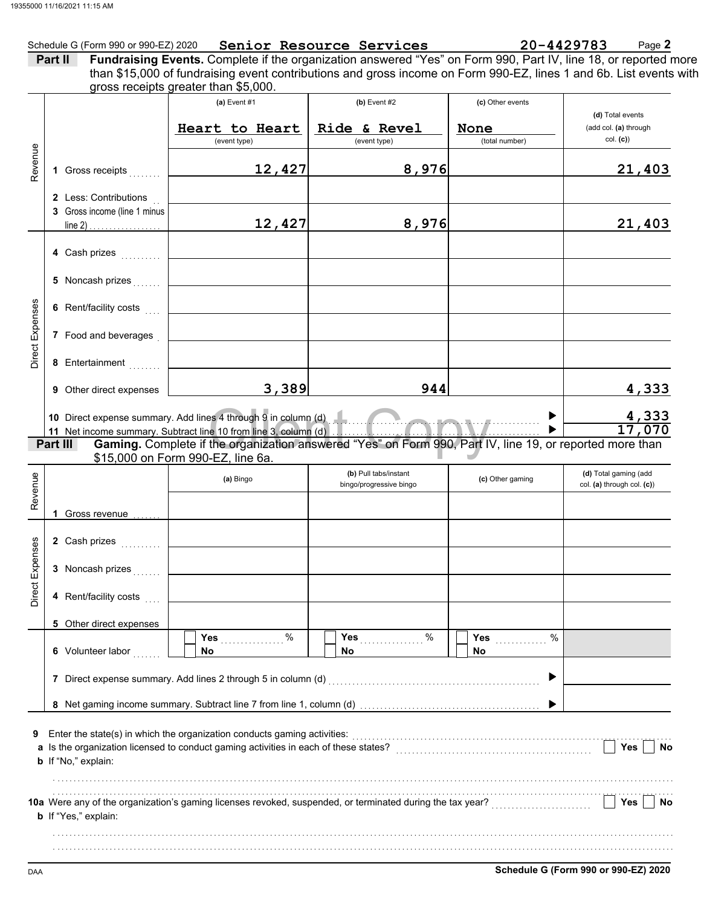Schedule G (Form 990 or 990-EZ) 2020 **Senior Resource Services** **20-4429783** Page **2**

**Part II** **Fundraising Events.** Complete if the organization answered "Yes" on Form 990, Part IV, line 18, or reported more than $15,000 of fundraising event contributions and gross income on Form 990-EZ, lines 1 and 6b. List events with gross receipts greater than $5,000.

| | | (a) Event #1 | (b) Event #2 | (c) Other events | (d) Total events (add col. (a) through col. (c)) |
|---|---|---|---|---|---|
| | | Heart to Heart (event type) | Ride & Revel (event type) | None (total number) | |
| Revenue | 1 Gross receipts | 12,427 | 8,976 | | 21,403 |
| | 2 Less: Contributions | | | | |
| | 3 Gross income (line 1 minus line 2) | 12,427 | 8,976 | | 21,403 |
| Direct Expenses | 4 Cash prizes | | | | |
| | 5 Noncash prizes | | | | |
| | 6 Rent/facility costs | | | | |
| | 7 Food and beverages | | | | |
| | 8 Entertainment | | | | |
| | 9 Other direct expenses | 3,389 | 944 | | 4,333 |

10 Direct expense summary. Add lines 4 through 9 in column (d) ▶ 4,333

11 Net income summary. Subtract line 10 from line 3, column (d) ▶ 17,070

**Part III** **Gaming.** Complete if the organization answered "Yes" on Form 990, Part IV, line 19, or reported more than $15,000 on Form 990-EZ, line 6a.

| | | (a) Bingo | (b) Pull tabs/instant bingo/progressive bingo | (c) Other gaming | (d) Total gaming (add col. (a) through col. (c)) |
|---|---|---|---|---|---|
| Revenue | 1 Gross revenue | | | | |
| Direct Expenses | 2 Cash prizes | | | | |
| | 3 Noncash prizes | | | | |
| | 4 Rent/facility costs | | | | |
| | 5 Other direct expenses | | | | |
| | 6 Volunteer labor | Yes ___ % / No | Yes ___ % / No | Yes ___ % / No | |

7 Direct expense summary. Add lines 2 through 5 in column (d) ▶

8 Net gaming income summary. Subtract line 7 from line 1, column (d) ▶

9 Enter the state(s) in which the organization conducts gaming activities:

a Is the organization licensed to conduct gaming activities in each of these states? Yes No

b If "No," explain:

10a Were any of the organization's gaming licenses revoked, suspended, or terminated during the tax year? Yes No

b If "Yes," explain:

DAA **Schedule G (Form 990 or 990-EZ) 2020**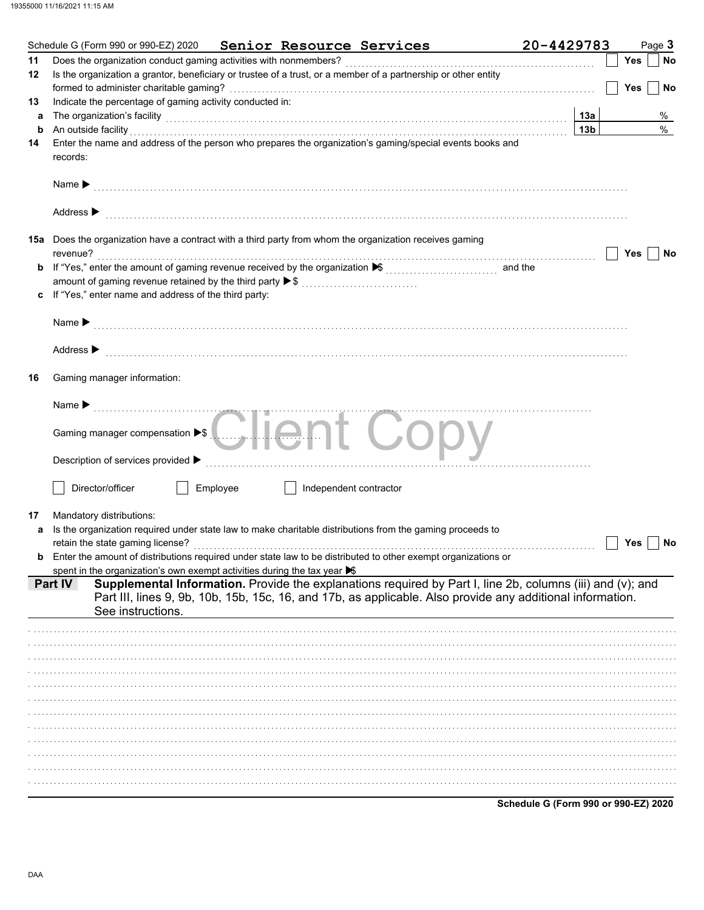Schedule G (Form 990 or 990-EZ) 2020 **Senior Resource Services** **20-4429783** Page **3**

**11** Does the organization conduct gaming activities with nonmembers? ☐ Yes ☐ No

**12** Is the organization a grantor, beneficiary or trustee of a trust, or a member of a partnership or other entity formed to administer charitable gaming? ☐ Yes ☐ No

**13** Indicate the percentage of gaming activity conducted in:

**a** The organization's facility **13a** %

**b** An outside facility **13b** %

**14** Enter the name and address of the person who prepares the organization's gaming/special events books and records:

Name ▶

Address ▶

**15a** Does the organization have a contract with a third party from whom the organization receives gaming revenue? ☐ Yes ☐ No

**b** If "Yes," enter the amount of gaming revenue received by the organization ▶$ and the amount of gaming revenue retained by the third party ▶$

**c** If "Yes," enter name and address of the third party:

Name ▶

Address ▶

**16** Gaming manager information:

Name ▶

Gaming manager compensation ▶$

Description of services provided ▶

☐ Director/officer ☐ Employee ☐ Independent contractor

**17** Mandatory distributions:

**a** Is the organization required under state law to make charitable distributions from the gaming proceeds to retain the state gaming license? ☐ Yes ☐ No

**b** Enter the amount of distributions required under state law to be distributed to other exempt organizations or spent in the organization's own exempt activities during the tax year ▶$

**Part IV** **Supplemental Information.** Provide the explanations required by Part I, line 2b, columns (iii) and (v); and Part III, lines 9, 9b, 10b, 15b, 15c, 16, and 17b, as applicable. Also provide any additional information. See instructions.

**Schedule G (Form 990 or 990-EZ) 2020**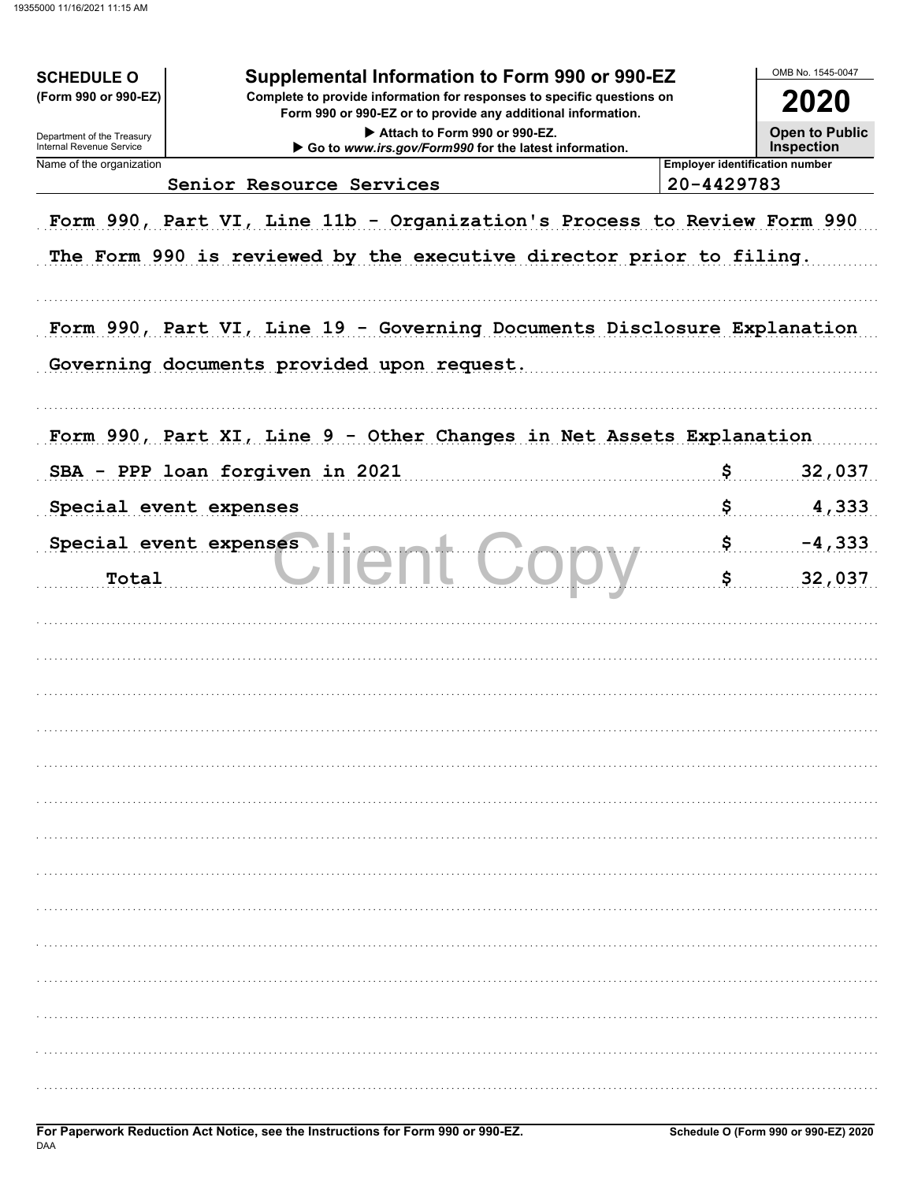**SCHEDULE O**
**(Form 990 or 990-EZ)**

Department of the Treasury
Internal Revenue Service

# Supplemental Information to Form 990 or 990-EZ

**Complete to provide information for responses to specific questions on Form 990 or 990-EZ or to provide any additional information.**

▶ Attach to Form 990 or 990-EZ.
▶ Go to *www.irs.gov/Form990* for the latest information.

OMB No. 1545-0047

**2020**

**Open to Public Inspection**

| Name of the organization | Employer identification number |
|---|---|
| Senior Resource Services | 20-4429783 |

Form 990, Part VI, Line 11b - Organization's Process to Review Form 990

The Form 990 is reviewed by the executive director prior to filing.

Form 990, Part VI, Line 19 - Governing Documents Disclosure Explanation

Governing documents provided upon request.

Form 990, Part XI, Line 9 - Other Changes in Net Assets Explanation

| | | |
|---|---|---|
| SBA - PPP loan forgiven in 2021 | $ | 32,037 |
| Special event expenses | $ | 4,333 |
| Special event expenses | $ | -4,333 |
| Total | $ | 32,037 |

Client Copy

**For Paperwork Reduction Act Notice, see the Instructions for Form 990 or 990-EZ.**

DAA

**Schedule O (Form 990 or 990-EZ) 2020**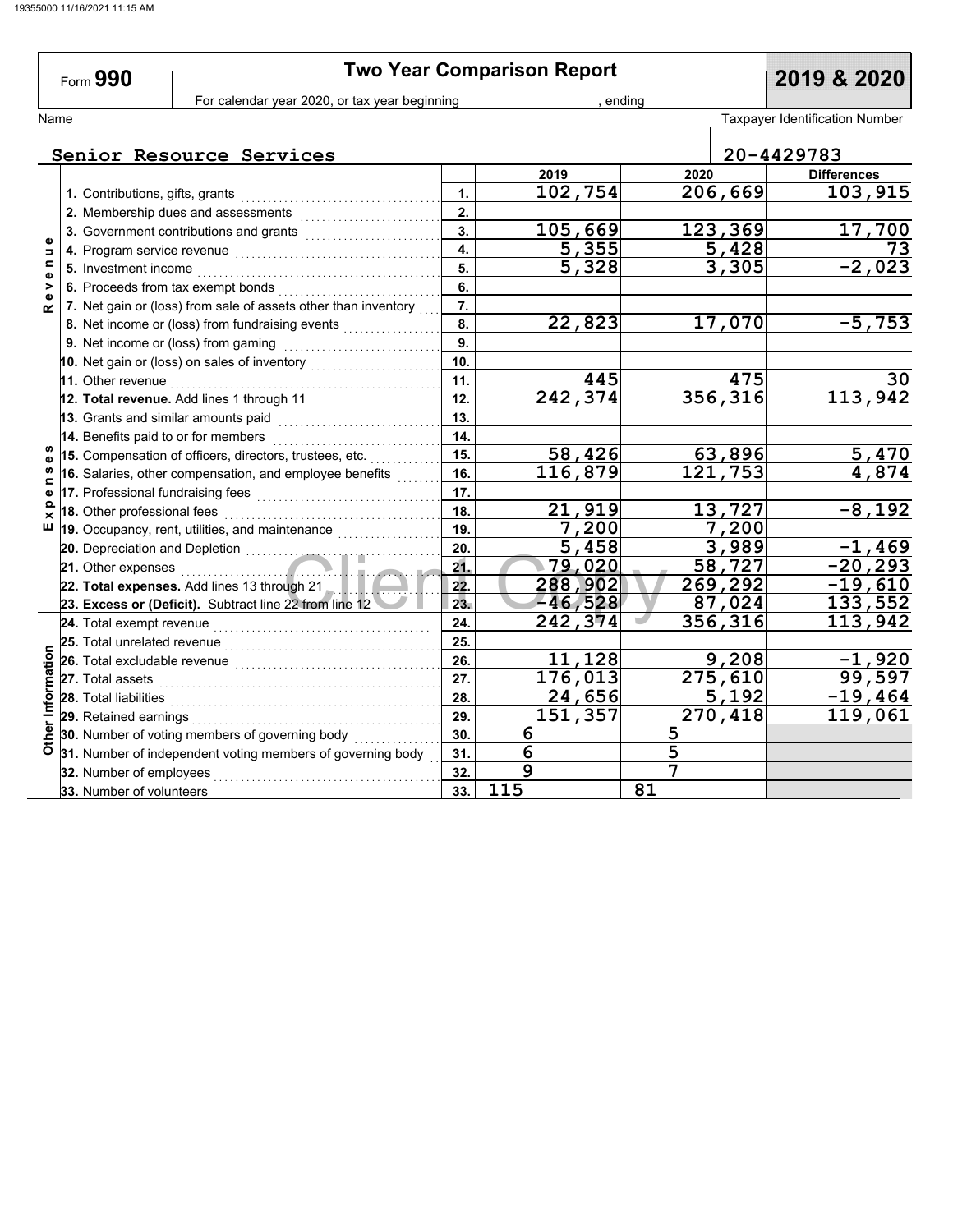# Form 990 — Two Year Comparison Report — 2019 & 2020

For calendar year 2020, or tax year beginning , ending

**Name:** Senior Resource Services

**Taxpayer Identification Number:** 20-4429783

| Section | Line | | 2019 | 2020 | Differences |
|---|---|---|---|---|---|
| Revenue | 1. Contributions, gifts, grants | 1. | 102,754 | 206,669 | 103,915 |
| | 2. Membership dues and assessments | 2. | | | |
| | 3. Government contributions and grants | 3. | 105,669 | 123,369 | 17,700 |
| | 4. Program service revenue | 4. | 5,355 | 5,428 | 73 |
| | 5. Investment income | 5. | 5,328 | 3,305 | -2,023 |
| | 6. Proceeds from tax exempt bonds | 6. | | | |
| | 7. Net gain or (loss) from sale of assets other than inventory | 7. | | | |
| | 8. Net income or (loss) from fundraising events | 8. | 22,823 | 17,070 | -5,753 |
| | 9. Net income or (loss) from gaming | 9. | | | |
| | 10. Net gain or (loss) on sales of inventory | 10. | | | |
| | 11. Other revenue | 11. | 445 | 475 | 30 |
| | 12. **Total revenue.** Add lines 1 through 11 | 12. | 242,374 | 356,316 | 113,942 |
| Expenses | 13. Grants and similar amounts paid | 13. | | | |
| | 14. Benefits paid to or for members | 14. | | | |
| | 15. Compensation of officers, directors, trustees, etc. | 15. | 58,426 | 63,896 | 5,470 |
| | 16. Salaries, other compensation, and employee benefits | 16. | 116,879 | 121,753 | 4,874 |
| | 17. Professional fundraising fees | 17. | | | |
| | 18. Other professional fees | 18. | 21,919 | 13,727 | -8,192 |
| | 19. Occupancy, rent, utilities, and maintenance | 19. | 7,200 | 7,200 | |
| | 20. Depreciation and Depletion | 20. | 5,458 | 3,989 | -1,469 |
| | 21. Other expenses | 21. | 79,020 | 58,727 | -20,293 |
| | 22. **Total expenses.** Add lines 13 through 21 | 22. | 288,902 | 269,292 | -19,610 |
| | 23. **Excess or (Deficit).** Subtract line 22 from line 12 | 23. | -46,528 | 87,024 | 133,552 |
| Other Information | 24. Total exempt revenue | 24. | 242,374 | 356,316 | 113,942 |
| | 25. Total unrelated revenue | 25. | | | |
| | 26. Total excludable revenue | 26. | 11,128 | 9,208 | -1,920 |
| | 27. Total assets | 27. | 176,013 | 275,610 | 99,597 |
| | 28. Total liabilities | 28. | 24,656 | 5,192 | -19,464 |
| | 29. Retained earnings | 29. | 151,357 | 270,418 | 119,061 |
| | 30. Number of voting members of governing body | 30. | 6 | 5 | |
| | 31. Number of independent voting members of governing body | 31. | 6 | 5 | |
| | 32. Number of employees | 32. | 9 | 7 | |
| | 33. Number of volunteers | 33. | 115 | 81 | |

Client Copy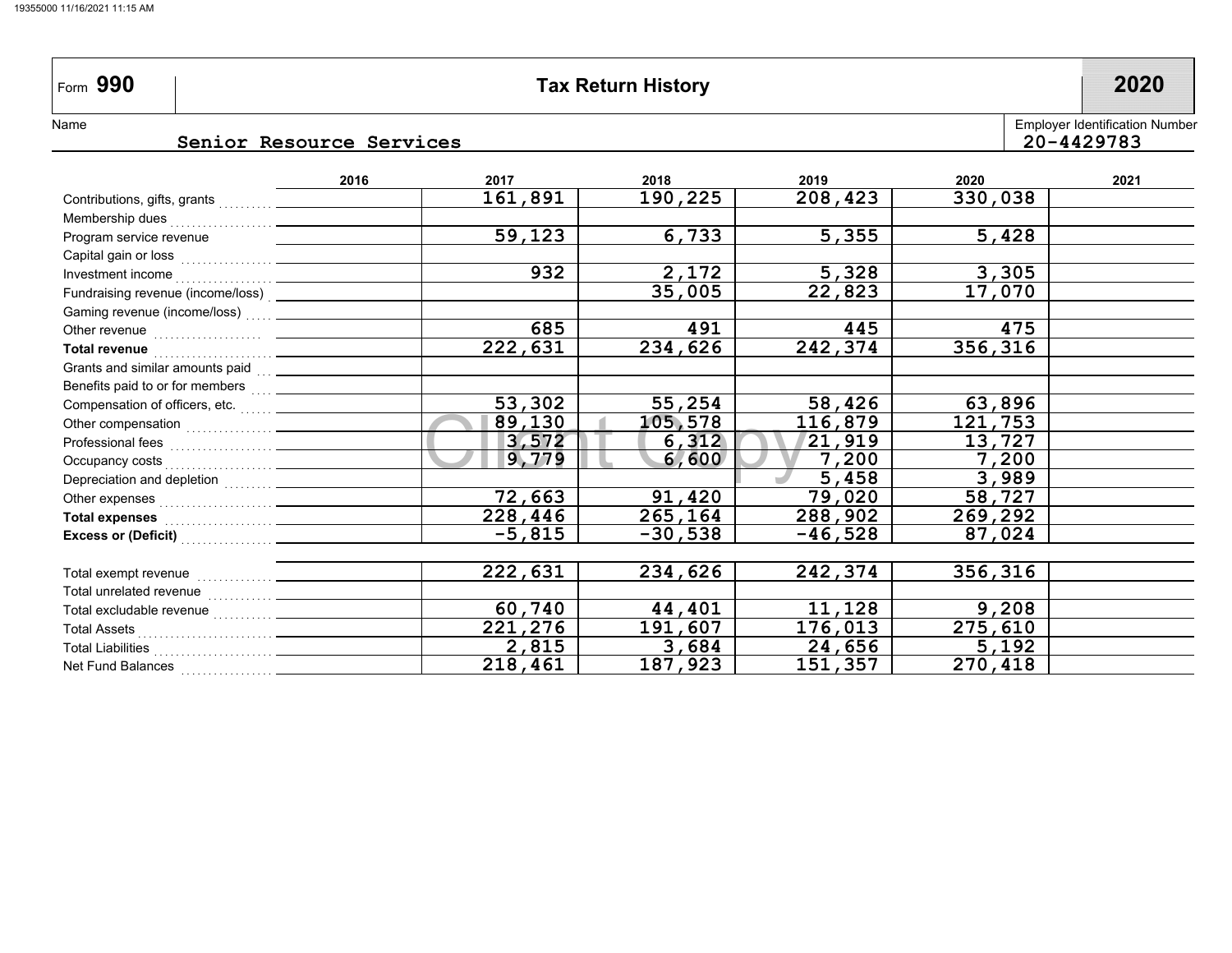Form **990** | **Tax Return History** | **2020**

Name: Senior Resource Services

Employer Identification Number: 20-4429783

| | 2016 | 2017 | 2018 | 2019 | 2020 | 2021 |
|---|---|---|---|---|---|---|
| Contributions, gifts, grants | | 161,891 | 190,225 | 208,423 | 330,038 | |
| Membership dues | | | | | | |
| Program service revenue | | 59,123 | 6,733 | 5,355 | 5,428 | |
| Capital gain or loss | | | | | | |
| Investment income | | 932 | 2,172 | 5,328 | 3,305 | |
| Fundraising revenue (income/loss) | | | 35,005 | 22,823 | 17,070 | |
| Gaming revenue (income/loss) | | | | | | |
| Other revenue | | 685 | 491 | 445 | 475 | |
| **Total revenue** | | 222,631 | 234,626 | 242,374 | 356,316 | |
| Grants and similar amounts paid | | | | | | |
| Benefits paid to or for members | | | | | | |
| Compensation of officers, etc. | | 53,302 | 55,254 | 58,426 | 63,896 | |
| Other compensation | | 89,130 | 105,578 | 116,879 | 121,753 | |
| Professional fees | | 3,572 | 6,312 | 21,919 | 13,727 | |
| Occupancy costs | | 9,779 | 6,600 | 7,200 | 7,200 | |
| Depreciation and depletion | | | | 5,458 | 3,989 | |
| Other expenses | | 72,663 | 91,420 | 79,020 | 58,727 | |
| **Total expenses** | | 228,446 | 265,164 | 288,902 | 269,292 | |
| **Excess or (Deficit)** | | -5,815 | -30,538 | -46,528 | 87,024 | |
| | | | | | | |
| Total exempt revenue | | 222,631 | 234,626 | 242,374 | 356,316 | |
| Total unrelated revenue | | | | | | |
| Total excludable revenue | | 60,740 | 44,401 | 11,128 | 9,208 | |
| Total Assets | | 221,276 | 191,607 | 176,013 | 275,610 | |
| Total Liabilities | | 2,815 | 3,684 | 24,656 | 5,192 | |
| Net Fund Balances | | 218,461 | 187,923 | 151,357 | 270,418 | |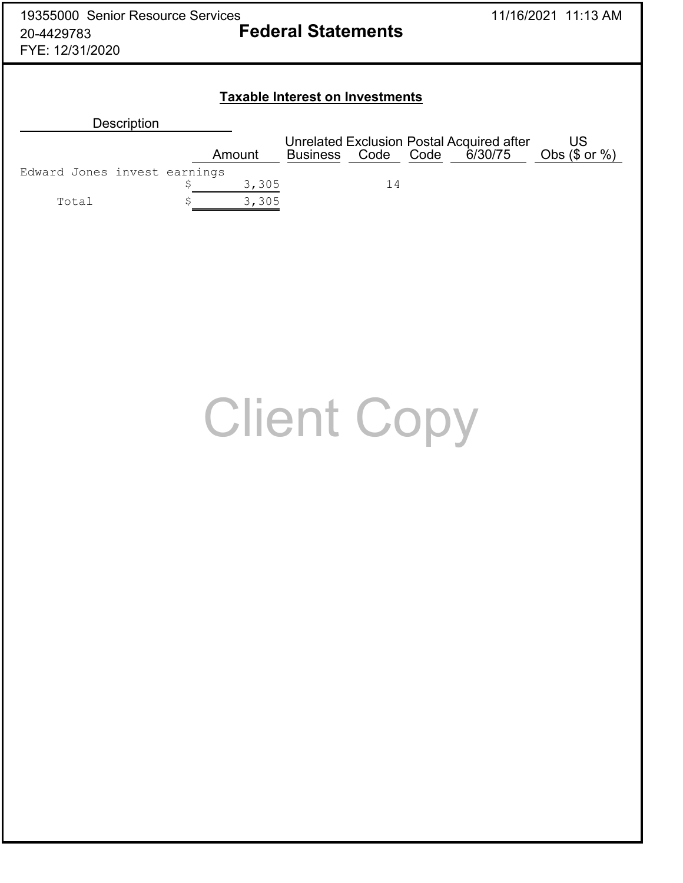19355000 Senior Resource Services
20-4429783
FYE: 12/31/2020

# Federal Statements

11/16/2021 11:13 AM

## Taxable Interest on Investments

| Description | Amount | Unrelated Business | Exclusion Code | Postal Code | Acquired after 6/30/75 | US Obs ($ or %) |
|---|---|---|---|---|---|---|
| Edward Jones invest earnings | $ 3,305 | | 14 | | | |
| Total | $ 3,305 | | | | | |

Client Copy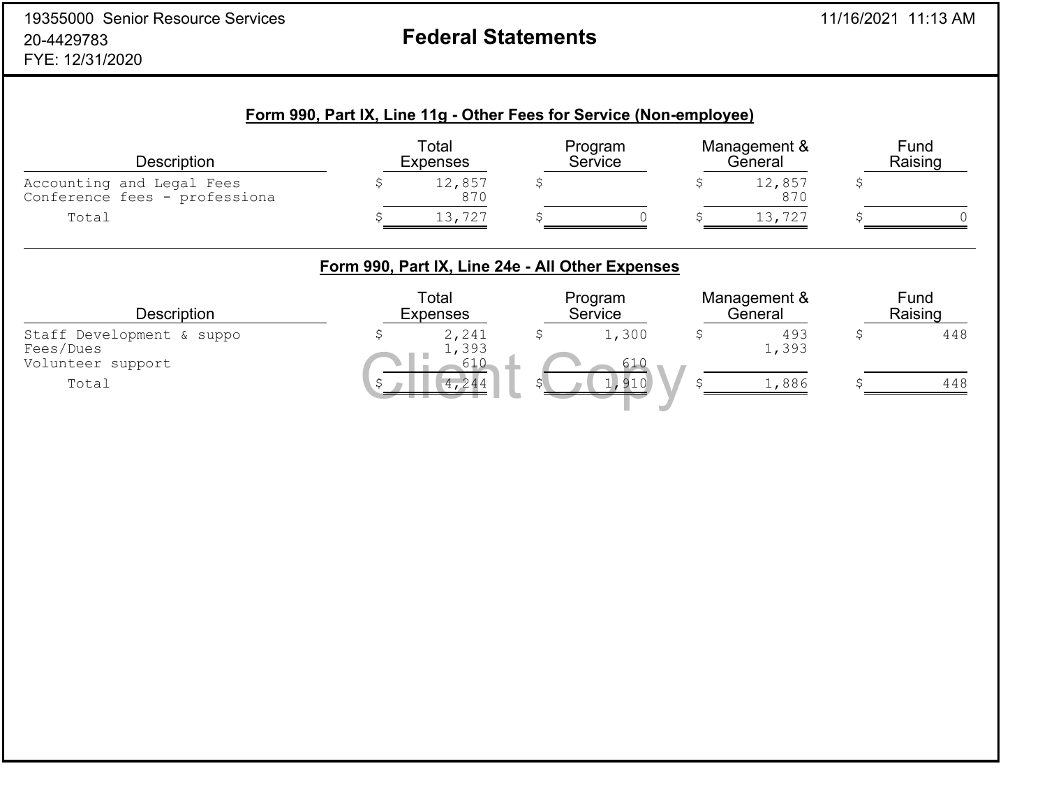19355000 Senior Resource Services
20-4429783
FYE: 12/31/2020

# Federal Statements

11/16/2021 11:13 AM

## Form 990, Part IX, Line 11g - Other Fees for Service (Non-employee)

| Description | Total Expenses | Program Service | Management & General | Fund Raising |
|---|---|---|---|---|
| Accounting and Legal Fees | $ 12,857 | $ | $ 12,857 | $ |
| Conference fees - professiona | 870 | | 870 | |
| Total | $ 13,727 | $ 0 | $ 13,727 | $ 0 |

## Form 990, Part IX, Line 24e - All Other Expenses

| Description | Total Expenses | Program Service | Management & General | Fund Raising |
|---|---|---|---|---|
| Staff Development & suppo | $ 2,241 | $ 1,300 | $ 493 | $ 448 |
| Fees/Dues | 1,393 | | 1,393 | |
| Volunteer support | 610 | 610 | | |
| Total | $ 4,244 | $ 1,910 | $ 1,886 | $ 448 |

Client Copy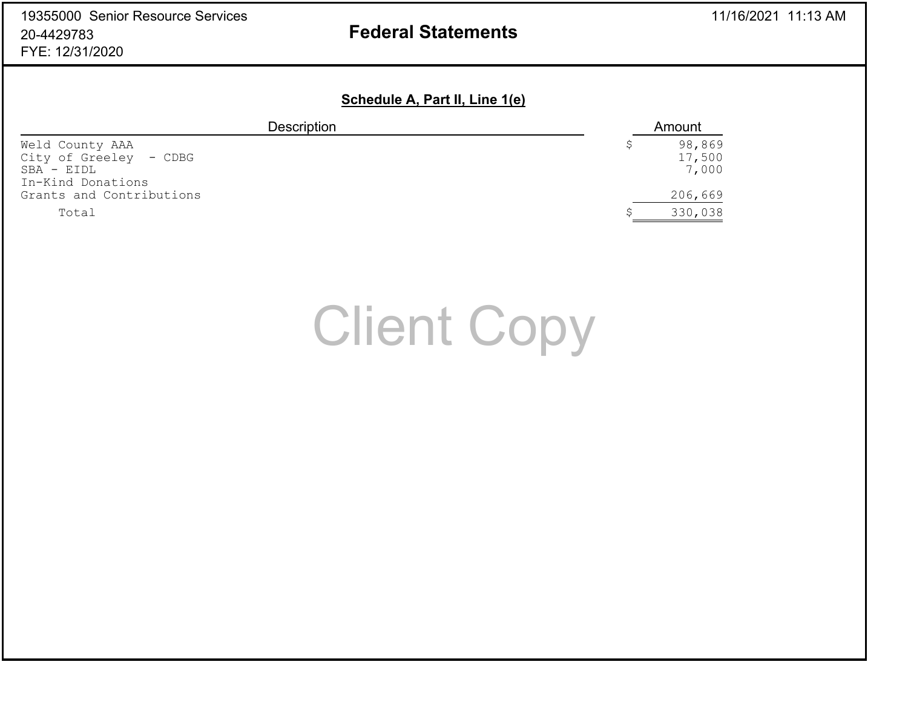19355000 Senior Resource Services
20-4429783
FYE: 12/31/2020

11/16/2021 11:13 AM

# Federal Statements

## Schedule A, Part II, Line 1(e)

| Description | Amount |
|---|---|
| Weld County AAA | $ 98,869 |
| City of Greeley - CDBG | 17,500 |
| SBA - EIDL | 7,000 |
| In-Kind Donations | |
| Grants and Contributions | 206,669 |
| Total | $ 330,038 |

Client Copy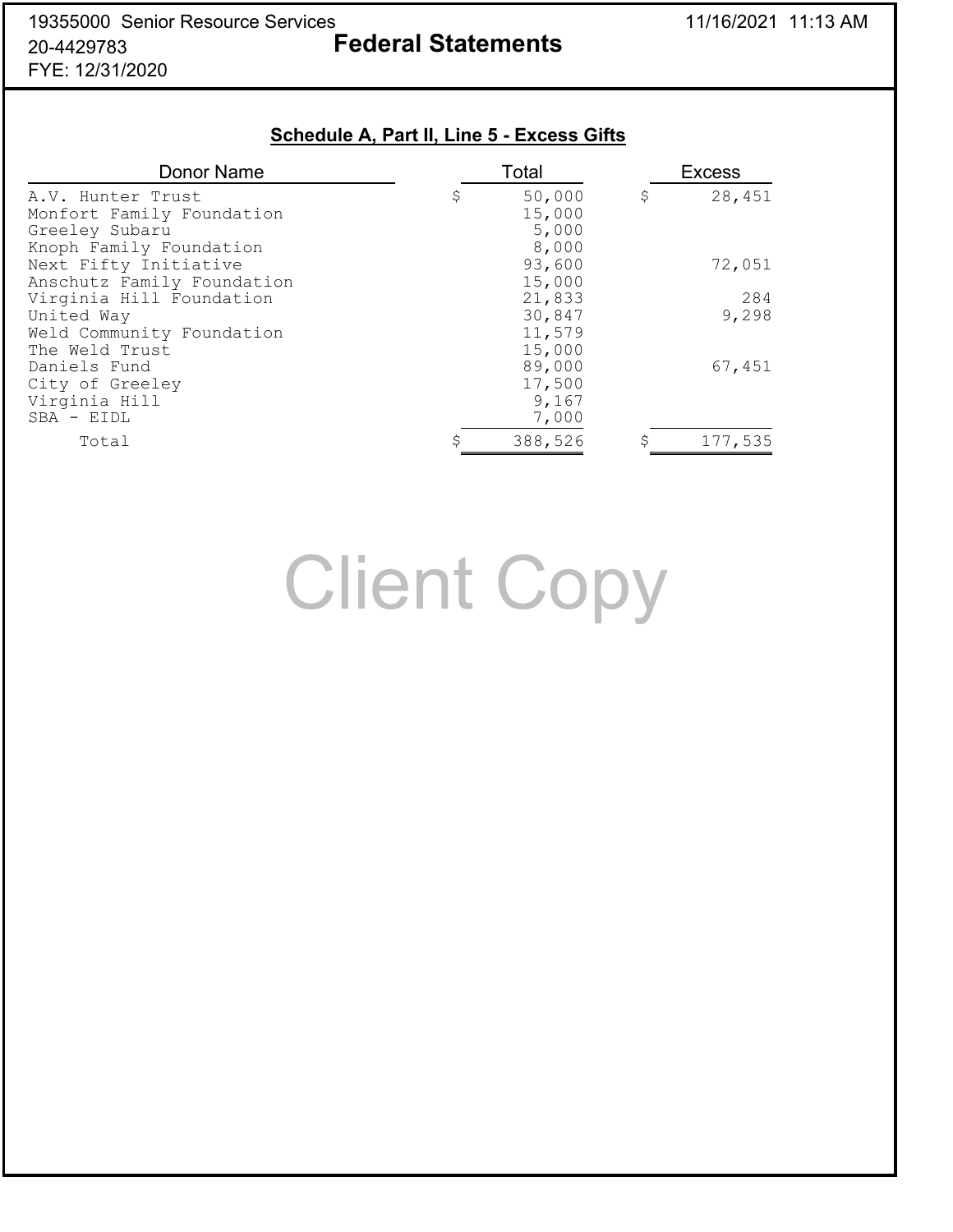19355000 Senior Resource Services
20-4429783
FYE: 12/31/2020

**Federal Statements**

11/16/2021 11:13 AM

## Schedule A, Part II, Line 5 - Excess Gifts

| Donor Name | Total | Excess |
|---|---|---|
| A.V. Hunter Trust | $ 50,000 | $ 28,451 |
| Monfort Family Foundation | 15,000 | |
| Greeley Subaru | 5,000 | |
| Knoph Family Foundation | 8,000 | |
| Next Fifty Initiative | 93,600 | 72,051 |
| Anschutz Family Foundation | 15,000 | |
| Virginia Hill Foundation | 21,833 | 284 |
| United Way | 30,847 | 9,298 |
| Weld Community Foundation | 11,579 | |
| The Weld Trust | 15,000 | |
| Daniels Fund | 89,000 | 67,451 |
| City of Greeley | 17,500 | |
| Virginia Hill | 9,167 | |
| SBA - EIDL | 7,000 | |
| Total | $ 388,526 | $ 177,535 |

Client Copy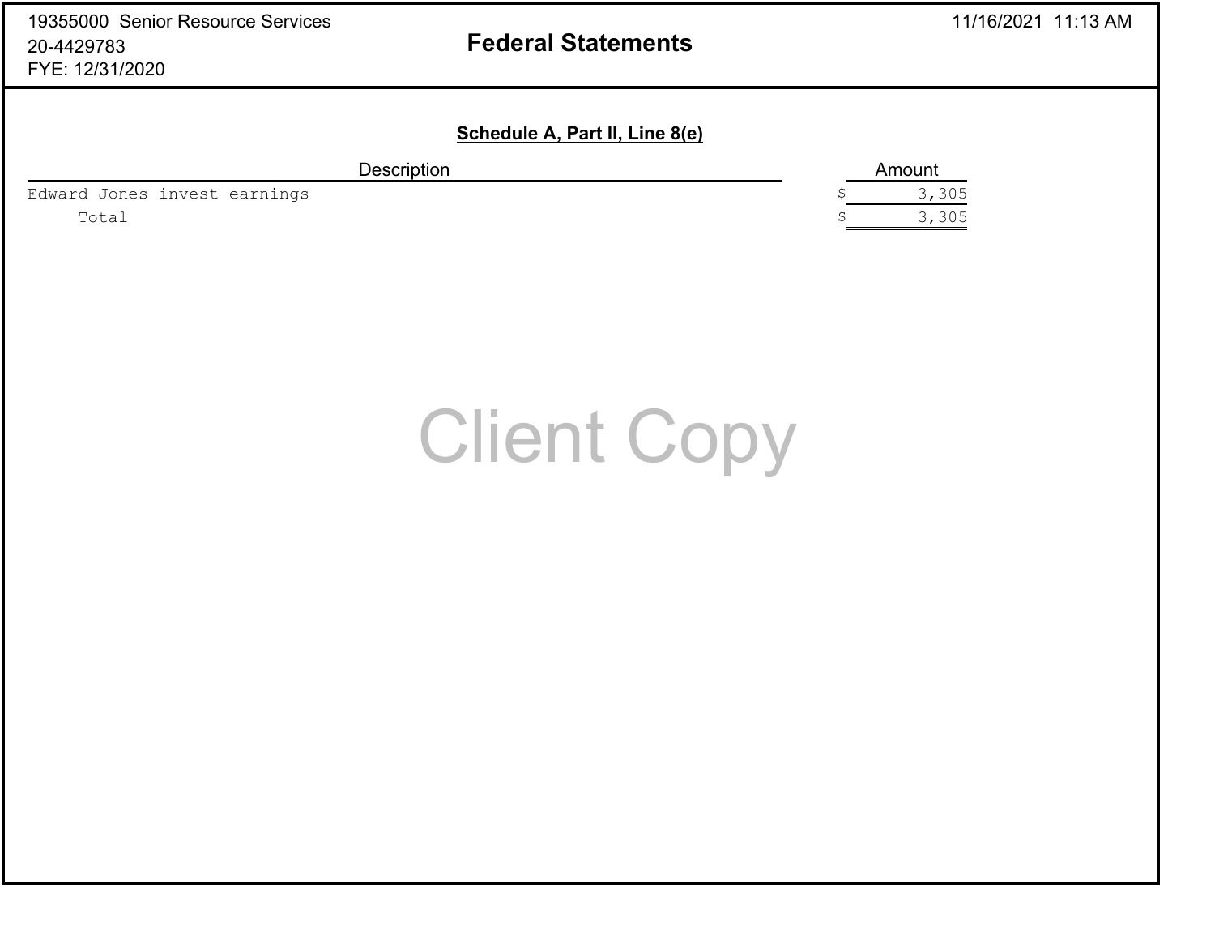19355000 Senior Resource Services
20-4429783
FYE: 12/31/2020

11/16/2021 11:13 AM

# Federal Statements

## Schedule A, Part II, Line 8(e)

| Description | Amount |
|---|---|
| Edward Jones invest earnings | $ 3,305 |
| Total | $ 3,305 |

Client Copy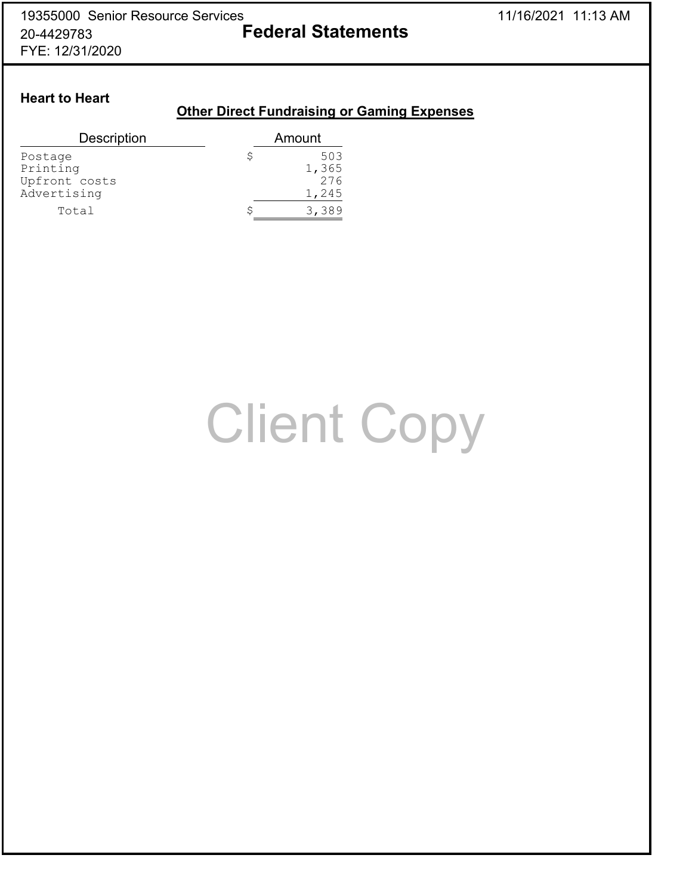# Federal Statements

## Heart to Heart

### Other Direct Fundraising or Gaming Expenses

| Description | Amount |
|---|---|
| Postage | $ 503 |
| Printing | 1,365 |
| Upfront costs | 276 |
| Advertising | 1,245 |
| Total | $ 3,389 |

Client Copy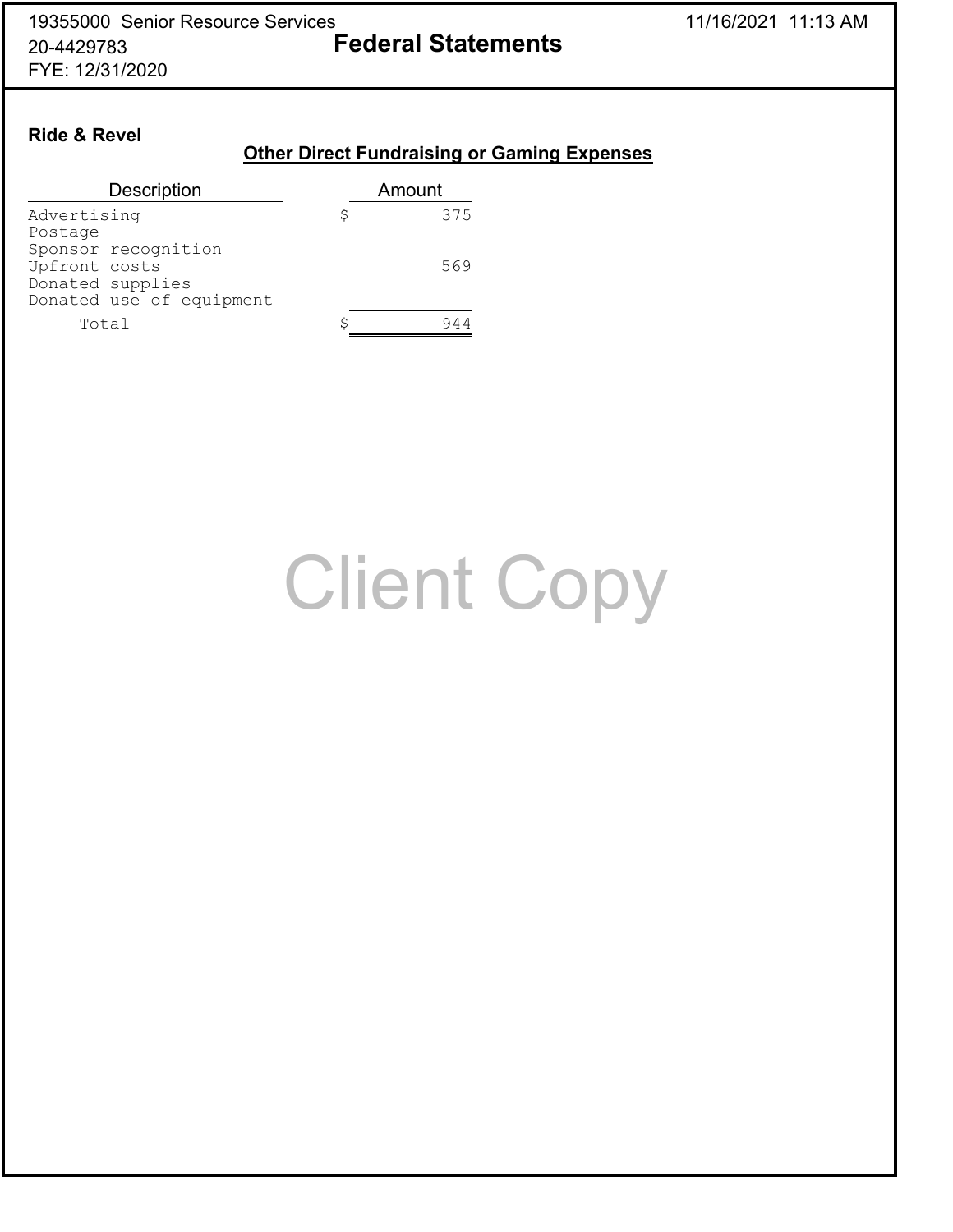19355000 Senior Resource Services
20-4429783
FYE: 12/31/2020

11/16/2021 11:13 AM

# Federal Statements

**Ride & Revel**

## Other Direct Fundraising or Gaming Expenses

| Description | Amount |
|---|---|
| Advertising | $ 375 |
| Postage | |
| Sponsor recognition | |
| Upfront costs | 569 |
| Donated supplies | |
| Donated use of equipment | |
| Total | $ 944 |

Client Copy